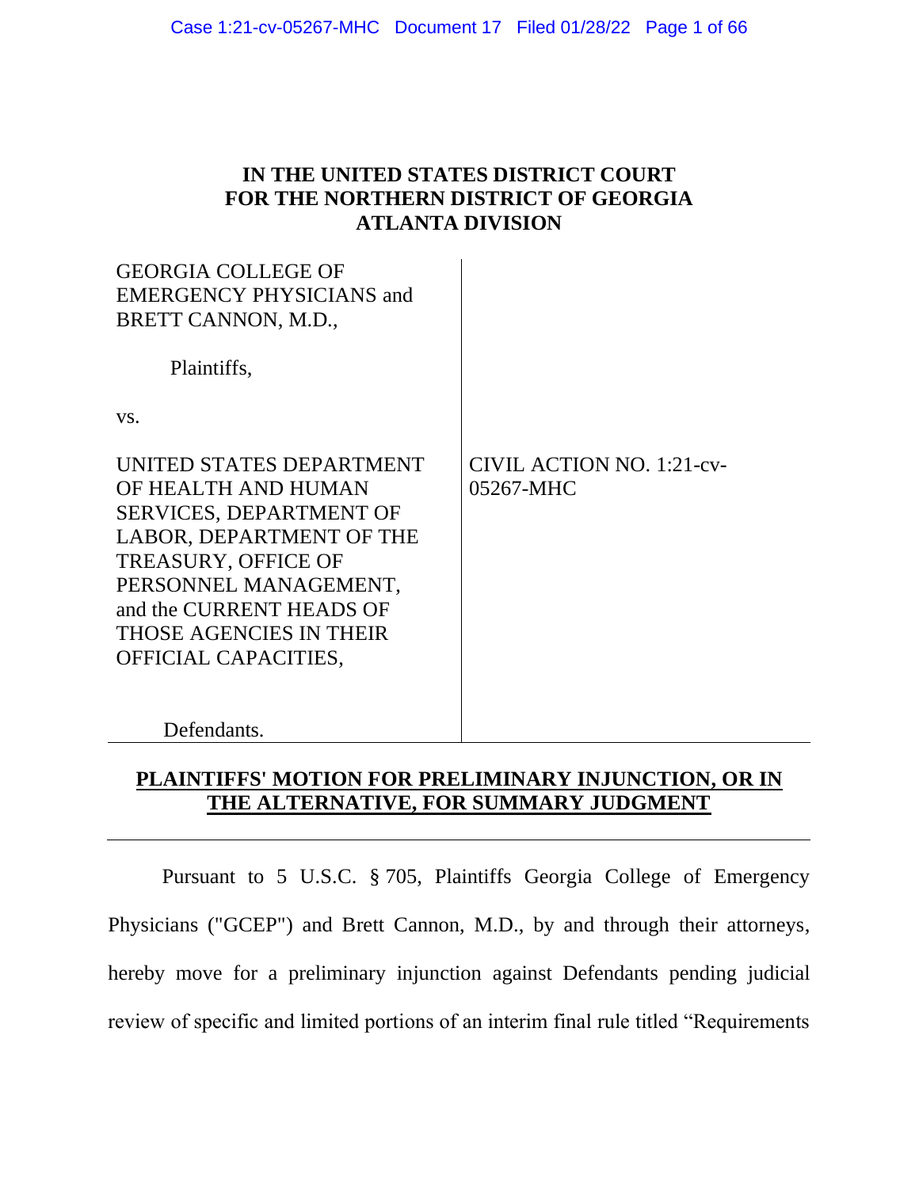**IN THE UNITED STATES DISTRICT COURT**
**FOR THE NORTHERN DISTRICT OF GEORGIA**
**ATLANTA DIVISION**

| | |
|---|---|
| GEORGIA COLLEGE OF EMERGENCY PHYSICIANS and BRETT CANNON, M.D.,<br><br>Plaintiffs,<br><br>vs.<br><br>UNITED STATES DEPARTMENT OF HEALTH AND HUMAN SERVICES, DEPARTMENT OF LABOR, DEPARTMENT OF THE TREASURY, OFFICE OF PERSONNEL MANAGEMENT, and the CURRENT HEADS OF THOSE AGENCIES IN THEIR OFFICIAL CAPACITIES,<br><br>Defendants. | CIVIL ACTION NO. 1:21-cv-05267-MHC |

**PLAINTIFFS' MOTION FOR PRELIMINARY INJUNCTION, OR IN THE ALTERNATIVE, FOR SUMMARY JUDGMENT**

Pursuant to 5 U.S.C. § 705, Plaintiffs Georgia College of Emergency Physicians ("GCEP") and Brett Cannon, M.D., by and through their attorneys, hereby move for a preliminary injunction against Defendants pending judicial review of specific and limited portions of an interim final rule titled "Requirements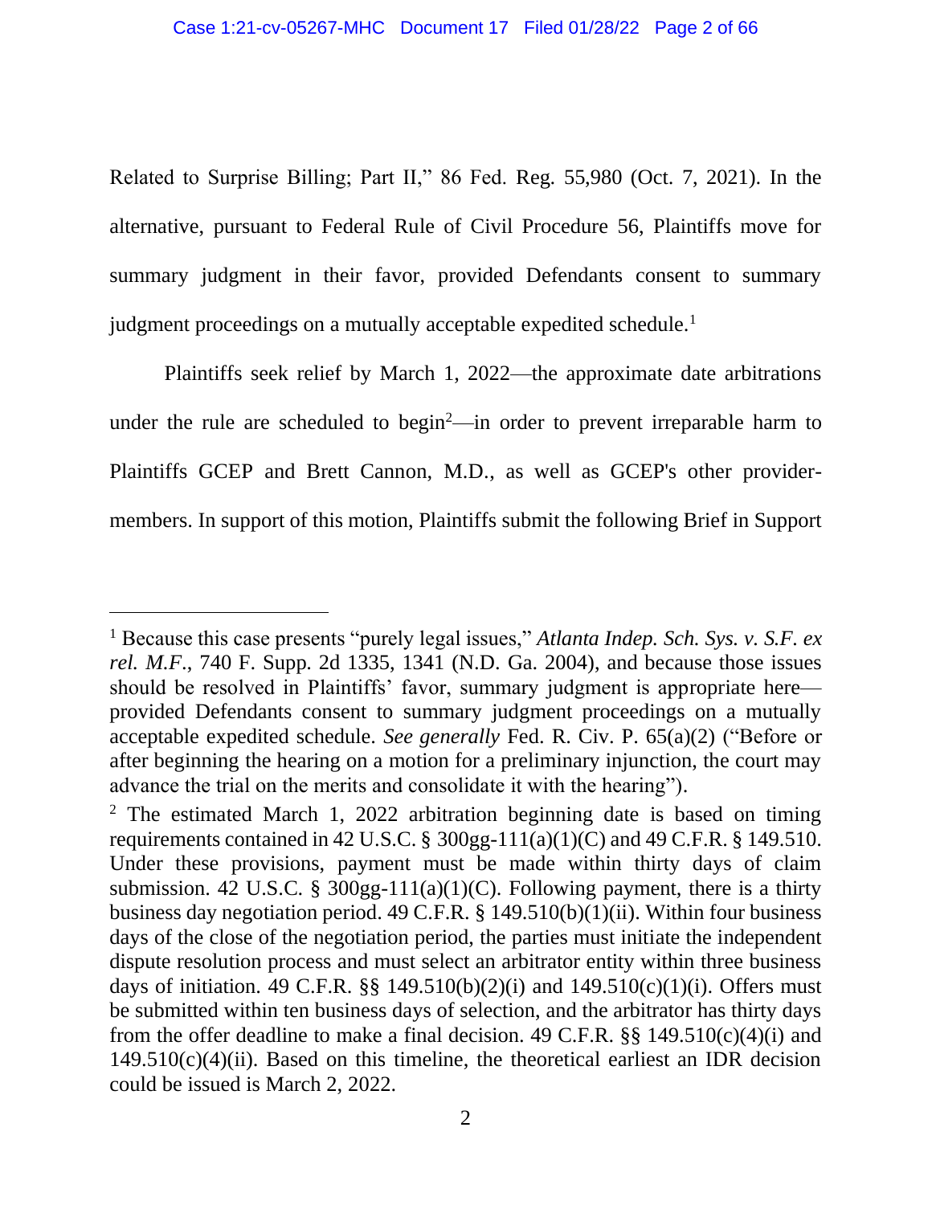Related to Surprise Billing; Part II," 86 Fed. Reg. 55,980 (Oct. 7, 2021). In the alternative, pursuant to Federal Rule of Civil Procedure 56, Plaintiffs move for summary judgment in their favor, provided Defendants consent to summary judgment proceedings on a mutually acceptable expedited schedule.[1]

Plaintiffs seek relief by March 1, 2022—the approximate date arbitrations under the rule are scheduled to begin[2]—in order to prevent irreparable harm to Plaintiffs GCEP and Brett Cannon, M.D., as well as GCEP's other provider-members. In support of this motion, Plaintiffs submit the following Brief in Support

---

[1] Because this case presents "purely legal issues," *Atlanta Indep. Sch. Sys. v. S.F. ex rel. M.F.*, 740 F. Supp. 2d 1335, 1341 (N.D. Ga. 2004), and because those issues should be resolved in Plaintiffs' favor, summary judgment is appropriate here—provided Defendants consent to summary judgment proceedings on a mutually acceptable expedited schedule. *See generally* Fed. R. Civ. P. 65(a)(2) ("Before or after beginning the hearing on a motion for a preliminary injunction, the court may advance the trial on the merits and consolidate it with the hearing").

[2] The estimated March 1, 2022 arbitration beginning date is based on timing requirements contained in 42 U.S.C. § 300gg-111(a)(1)(C) and 49 C.F.R. § 149.510. Under these provisions, payment must be made within thirty days of claim submission. 42 U.S.C. § 300gg-111(a)(1)(C). Following payment, there is a thirty business day negotiation period. 49 C.F.R. § 149.510(b)(1)(ii). Within four business days of the close of the negotiation period, the parties must initiate the independent dispute resolution process and must select an arbitrator entity within three business days of initiation. 49 C.F.R. §§ 149.510(b)(2)(i) and 149.510(c)(1)(i). Offers must be submitted within ten business days of selection, and the arbitrator has thirty days from the offer deadline to make a final decision. 49 C.F.R. §§ 149.510(c)(4)(i) and 149.510(c)(4)(ii). Based on this timeline, the theoretical earliest an IDR decision could be issued is March 2, 2022.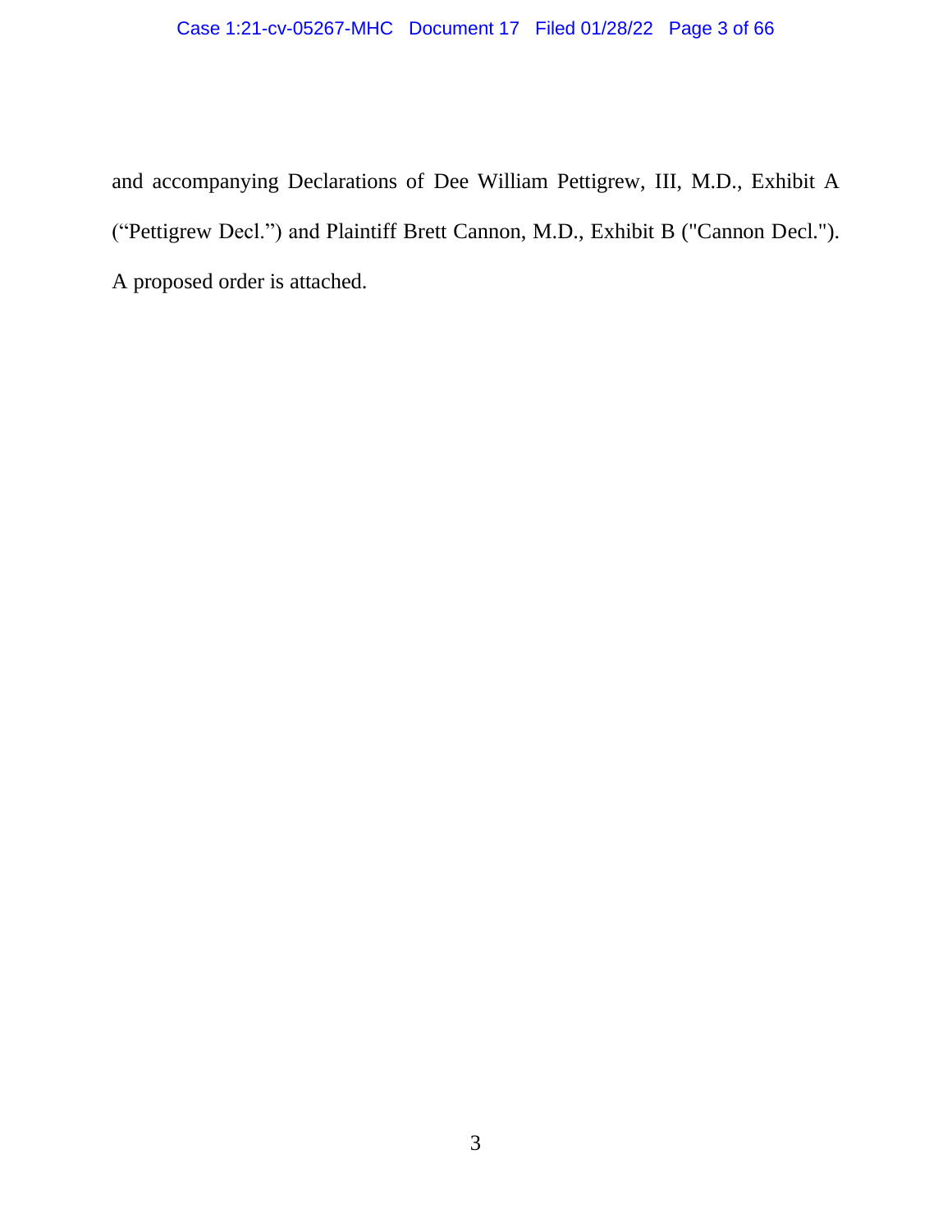and accompanying Declarations of Dee William Pettigrew, III, M.D., Exhibit A ("Pettigrew Decl.") and Plaintiff Brett Cannon, M.D., Exhibit B ("Cannon Decl."). A proposed order is attached.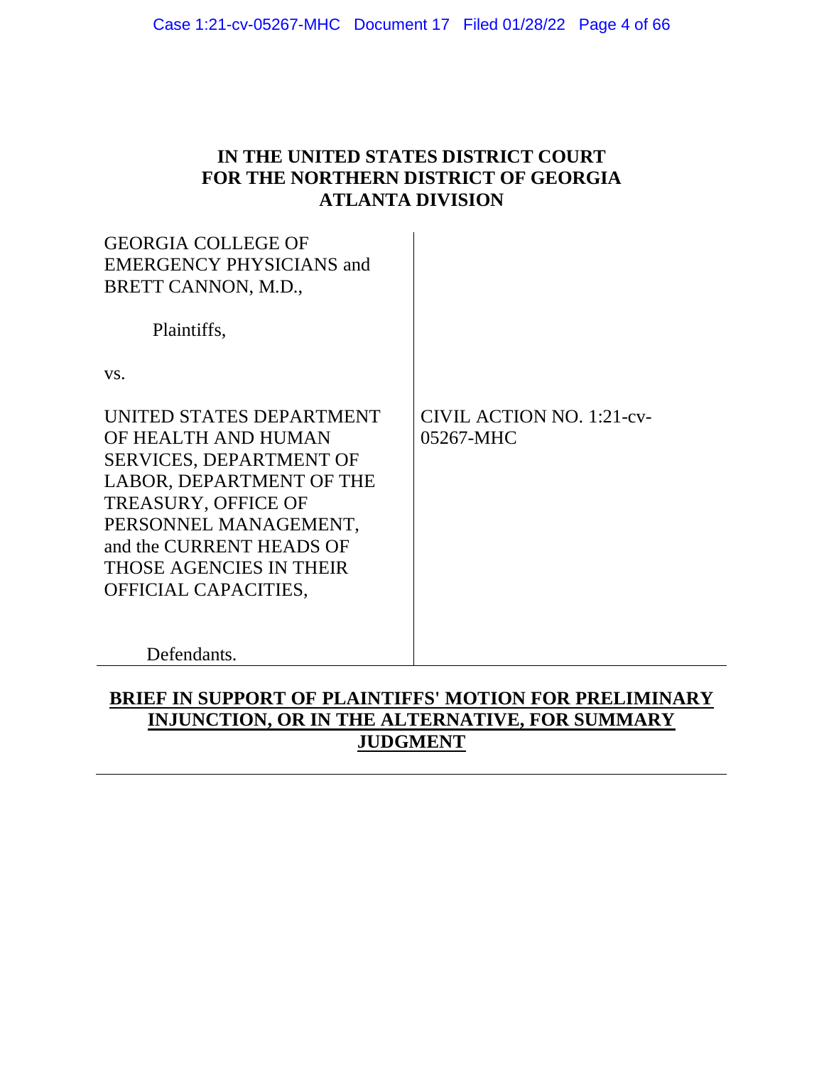**IN THE UNITED STATES DISTRICT COURT**
**FOR THE NORTHERN DISTRICT OF GEORGIA**
**ATLANTA DIVISION**

| | |
|---|---|
| GEORGIA COLLEGE OF EMERGENCY PHYSICIANS and BRETT CANNON, M.D.,<br><br>Plaintiffs,<br><br>vs.<br><br>UNITED STATES DEPARTMENT OF HEALTH AND HUMAN SERVICES, DEPARTMENT OF LABOR, DEPARTMENT OF THE TREASURY, OFFICE OF PERSONNEL MANAGEMENT, and the CURRENT HEADS OF THOSE AGENCIES IN THEIR OFFICIAL CAPACITIES,<br><br>Defendants. | CIVIL ACTION NO. 1:21-cv-05267-MHC |

**BRIEF IN SUPPORT OF PLAINTIFFS' MOTION FOR PRELIMINARY INJUNCTION, OR IN THE ALTERNATIVE, FOR SUMMARY JUDGMENT**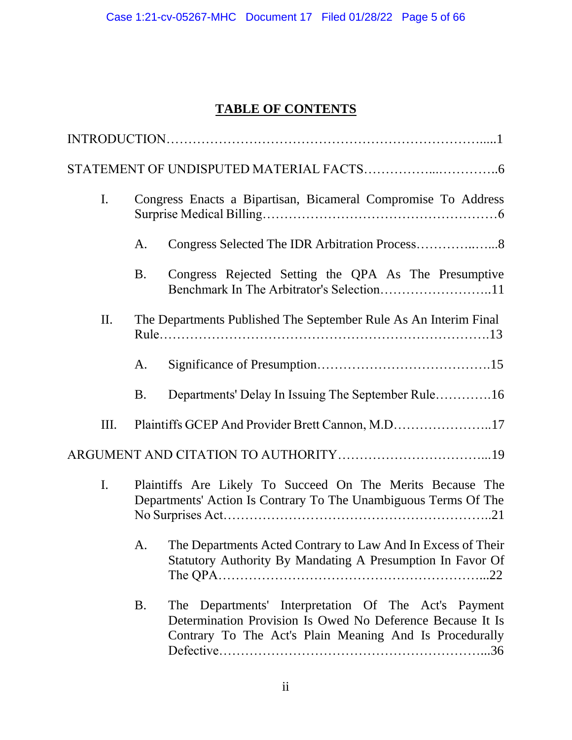# TABLE OF CONTENTS

INTRODUCTION……………………………………………………………………....1

STATEMENT OF UNDISPUTED MATERIAL FACTS……………...…………..6

- I. Congress Enacts a Bipartisan, Bicameral Compromise To Address Surprise Medical Billing……………………………………………6
  - A. Congress Selected The IDR Arbitration Process…………..…...8
  - B. Congress Rejected Setting the QPA As The Presumptive Benchmark In The Arbitrator's Selection……………………..11
- II. The Departments Published The September Rule As An Interim Final Rule…………………………………………………………………13
  - A. Significance of Presumption…………………………………15
  - B. Departments' Delay In Issuing The September Rule………….16
- III. Plaintiffs GCEP And Provider Brett Cannon, M.D…………………..17

ARGUMENT AND CITATION TO AUTHORITY……………………………...19

- I. Plaintiffs Are Likely To Succeed On The Merits Because The Departments' Action Is Contrary To The Unambiguous Terms Of The No Surprises Act………………………………………………..21
  - A. The Departments Acted Contrary to Law And In Excess of Their Statutory Authority By Mandating A Presumption In Favor Of The QPA……………………………………………………...22
  - B. The Departments' Interpretation Of The Act's Payment Determination Provision Is Owed No Deference Because It Is Contrary To The Act's Plain Meaning And Is Procedurally Defective………………………………………………...36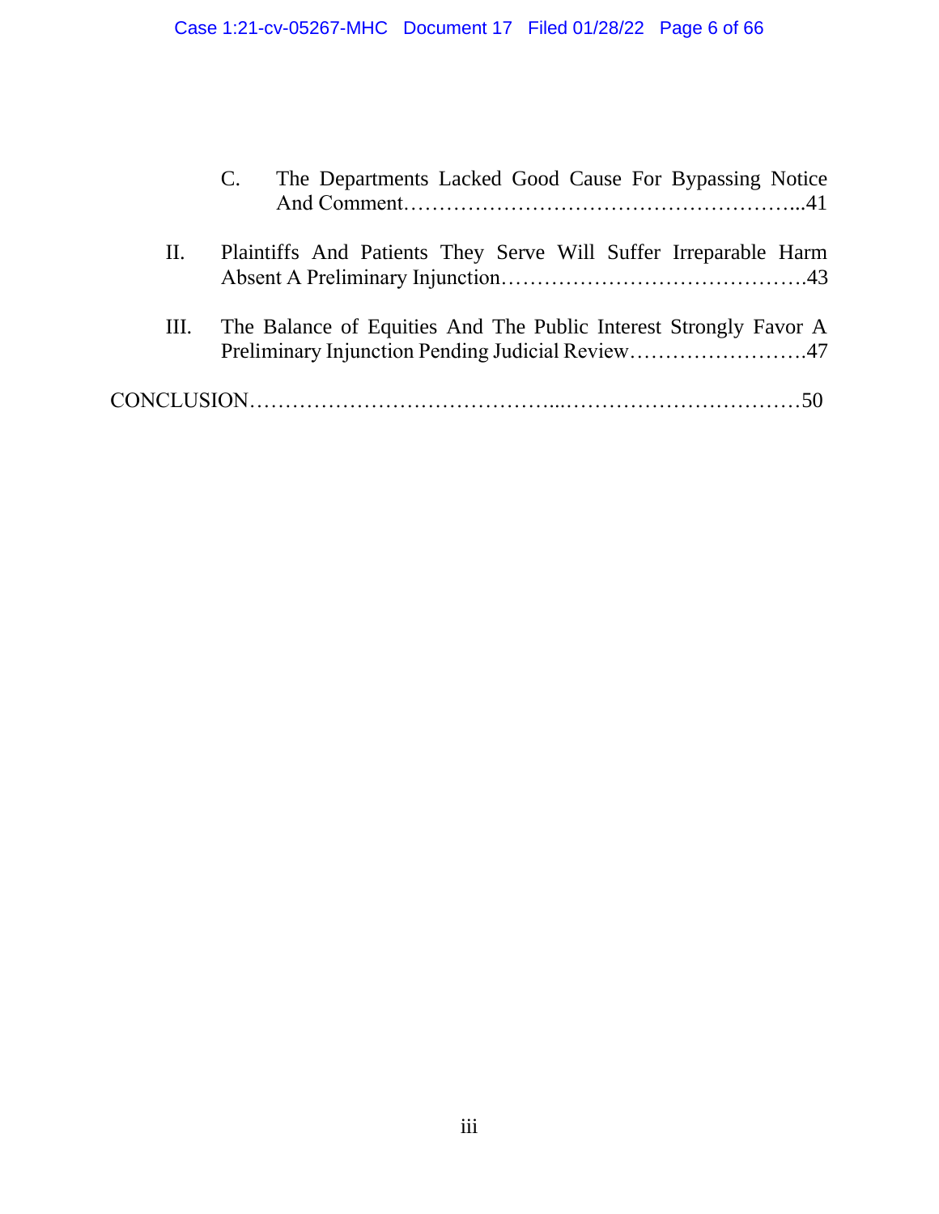C. The Departments Lacked Good Cause For Bypassing Notice And Comment………………………………………………...41

II. Plaintiffs And Patients They Serve Will Suffer Irreparable Harm Absent A Preliminary Injunction…………………………………….43

III. The Balance of Equities And The Public Interest Strongly Favor A Preliminary Injunction Pending Judicial Review…………………….47

CONCLUSION…………………………………...……………………………50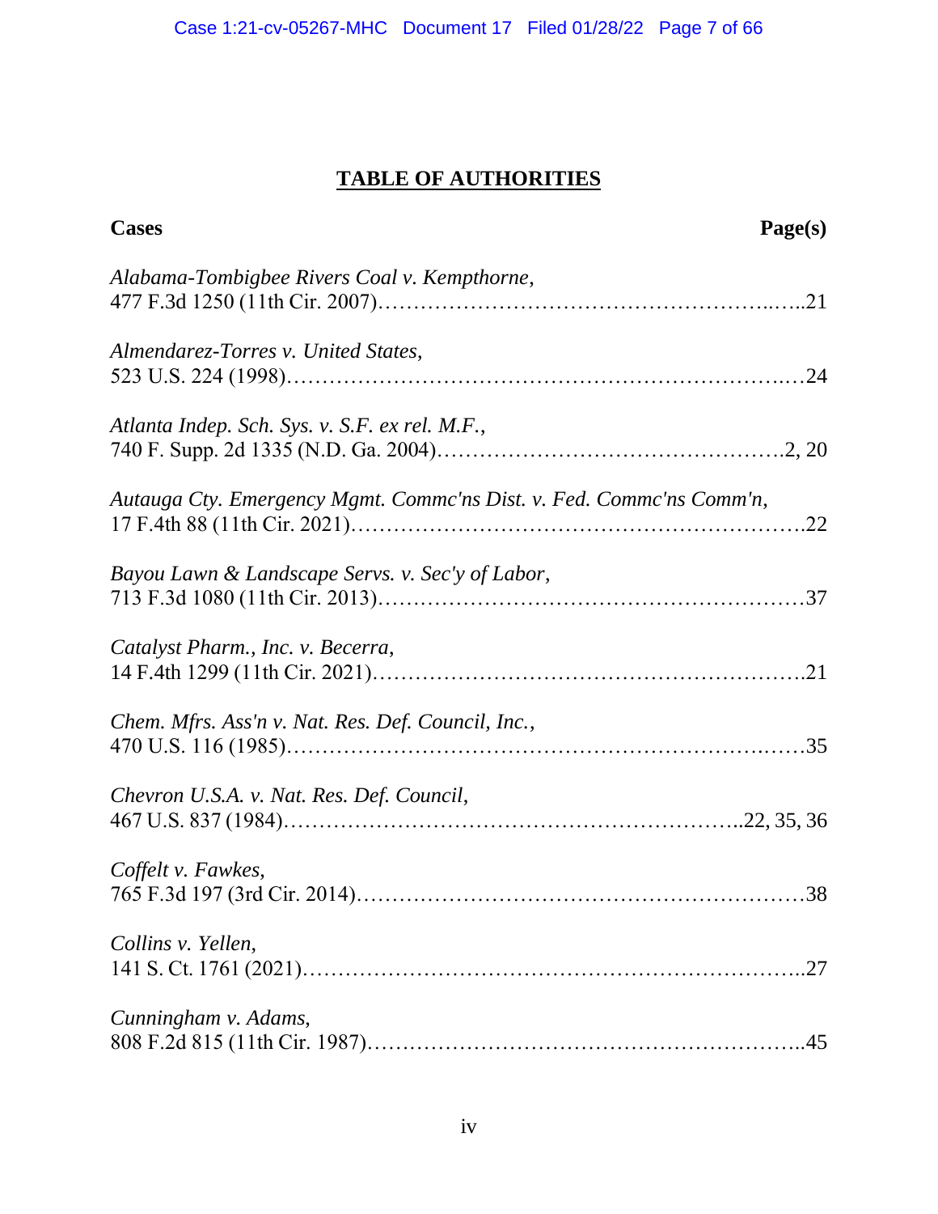# TABLE OF AUTHORITIES

**Cases** **Page(s)**

*Alabama-Tombigbee Rivers Coal v. Kempthorne*,
477 F.3d 1250 (11th Cir. 2007)……………………………………………..…..21

*Almendarez-Torres v. United States*,
523 U.S. 224 (1998)………………………………………………………..…24

*Atlanta Indep. Sch. Sys. v. S.F. ex rel. M.F.*,
740 F. Supp. 2d 1335 (N.D. Ga. 2004)……………………………………….2, 20

*Autauga Cty. Emergency Mgmt. Commc'ns Dist. v. Fed. Commc'ns Comm'n*,
17 F.4th 88 (11th Cir. 2021)………………………………………………….22

*Bayou Lawn & Landscape Servs. v. Sec'y of Labor*,
713 F.3d 1080 (11th Cir. 2013)………………………………………………37

*Catalyst Pharm., Inc. v. Becerra*,
14 F.4th 1299 (11th Cir. 2021)……………………………………………….21

*Chem. Mfrs. Ass'n v. Nat. Res. Def. Council, Inc.*,
470 U.S. 116 (1985)……………………………………………………….……35

*Chevron U.S.A. v. Nat. Res. Def. Council*,
467 U.S. 837 (1984)…………………………………………………..22, 35, 36

*Coffelt v. Fawkes*,
765 F.3d 197 (3rd Cir. 2014)…………………………………………………38

*Collins v. Yellen*,
141 S. Ct. 1761 (2021)………………………………………………………..27

*Cunningham v. Adams*,
808 F.2d 815 (11th Cir. 1987)………………………………………………..45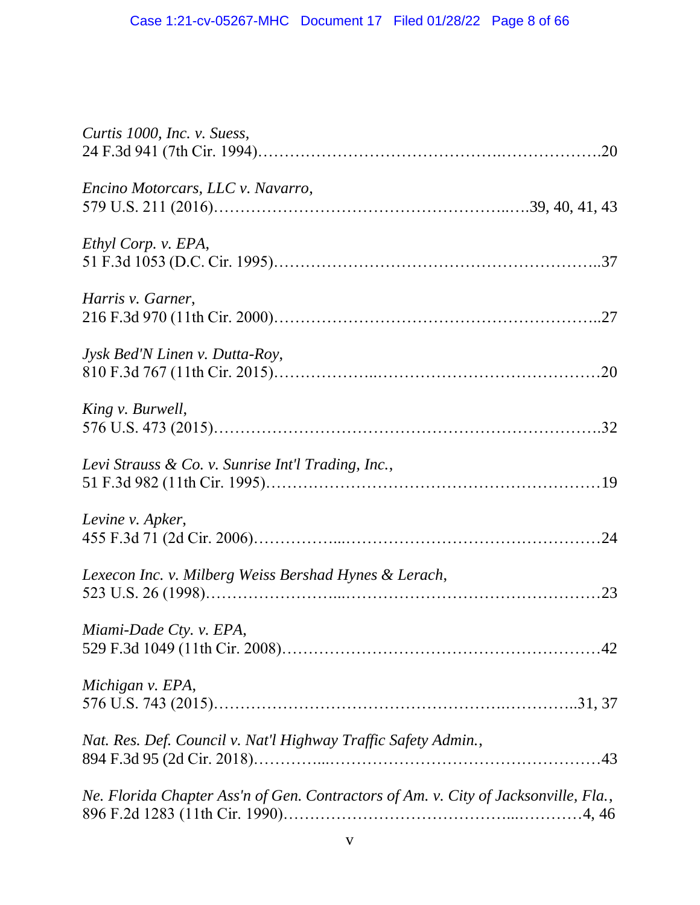*Curtis 1000, Inc. v. Suess*,
24 F.3d 941 (7th Cir. 1994)……………………………………..……………….20

*Encino Motorcars, LLC v. Navarro*,
579 U.S. 211 (2016)…………………………………………...….39, 40, 41, 43

*Ethyl Corp. v. EPA*,
51 F.3d 1053 (D.C. Cir. 1995)……………………………………………..37

*Harris v. Garner*,
216 F.3d 970 (11th Cir. 2000)……………………………………………...27

*Jysk Bed'N Linen v. Dutta-Roy*,
810 F.3d 767 (11th Cir. 2015)………………..……………………………………20

*King v. Burwell*,
576 U.S. 473 (2015)……………………………………………………….32

*Levi Strauss & Co. v. Sunrise Int'l Trading, Inc.*,
51 F.3d 982 (11th Cir. 1995)………………………………………………19

*Levine v. Apker*,
455 F.3d 71 (2d Cir. 2006)……………...…………………………………………24

*Lexecon Inc. v. Milberg Weiss Bershad Hynes & Lerach*,
523 U.S. 26 (1998)…………………...……………………………………………23

*Miami-Dade Cty. v. EPA*,
529 F.3d 1049 (11th Cir. 2008)……………………………………………42

*Michigan v. EPA*,
576 U.S. 743 (2015)……………………………………….…………..31, 37

*Nat. Res. Def. Council v. Nat'l Highway Traffic Safety Admin.*,
894 F.3d 95 (2d Cir. 2018)…………...…………………………………………43

*Ne. Florida Chapter Ass'n of Gen. Contractors of Am. v. City of Jacksonville, Fla.*,
896 F.2d 1283 (11th Cir. 1990)……………………………...…………4, 46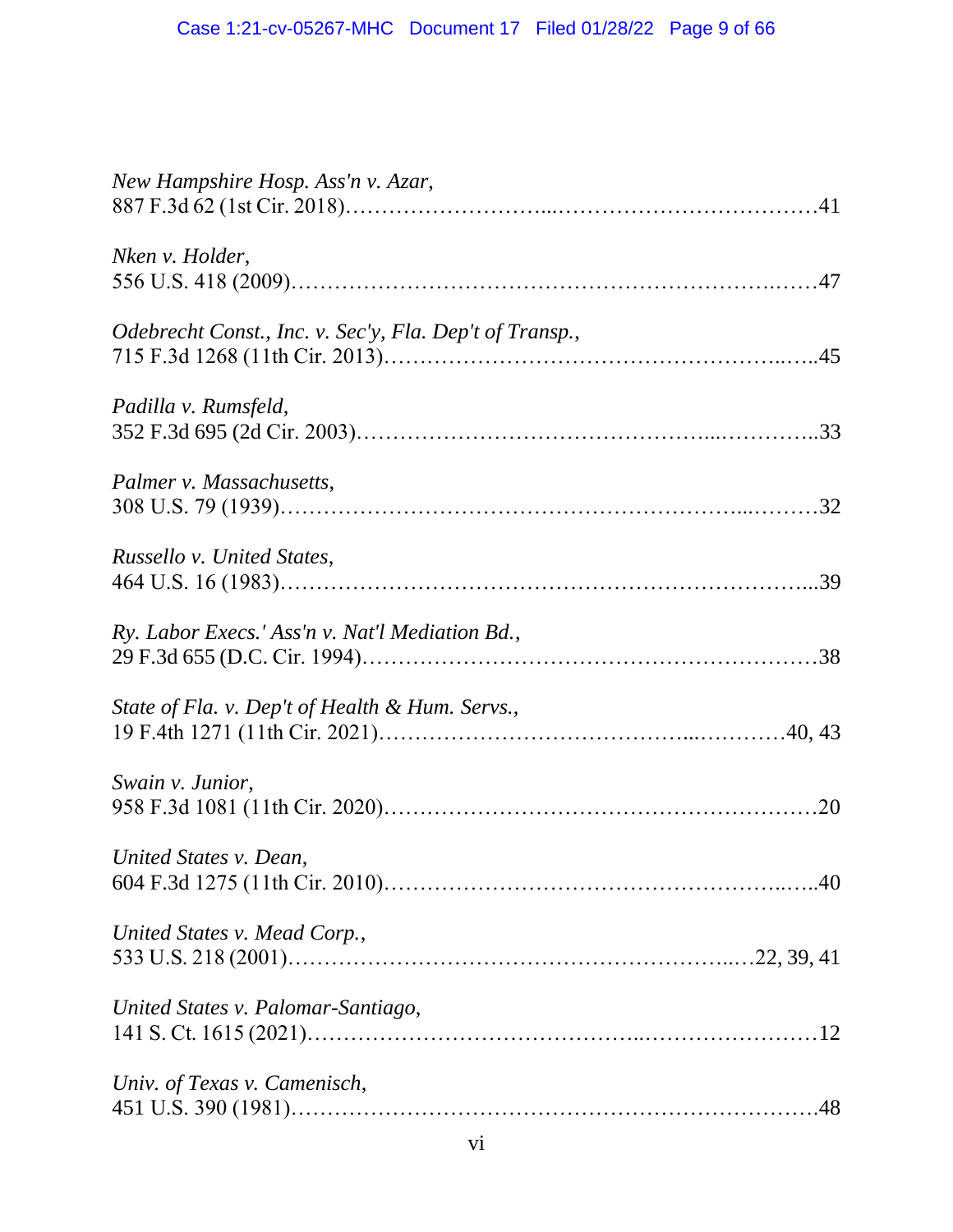*New Hampshire Hosp. Ass'n v. Azar*,
887 F.3d 62 (1st Cir. 2018)……………………...………………………………41

*Nken v. Holder*,
556 U.S. 418 (2009)……………………………………………………….……47

*Odebrecht Const., Inc. v. Sec'y, Fla. Dep't of Transp.*,
715 F.3d 1268 (11th Cir. 2013)…………………………………………..…..45

*Padilla v. Rumsfeld*,
352 F.3d 695 (2d Cir. 2003)……………………………………....…………..33

*Palmer v. Massachusetts*,
308 U.S. 79 (1939)…………………………………………………...………32

*Russello v. United States*,
464 U.S. 16 (1983)…………………………………………………………...39

*Ry. Labor Execs.' Ass'n v. Nat'l Mediation Bd.*,
29 F.3d 655 (D.C. Cir. 1994)……………………………………………………38

*State of Fla. v. Dep't of Health & Hum. Servs.*,
19 F.4th 1271 (11th Cir. 2021)…………………………………...…………40, 43

*Swain v. Junior*,
958 F.3d 1081 (11th Cir. 2020)…………………………………………………20

*United States v. Dean*,
604 F.3d 1275 (11th Cir. 2010)…………………………………………..…..40

*United States v. Mead Corp.*,
533 U.S. 218 (2001)………………………………………………..…22, 39, 41

*United States v. Palomar-Santiago*,
141 S. Ct. 1615 (2021)…………………………………..……………………12

*Univ. of Texas v. Camenisch*,
451 U.S. 390 (1981)……………………………………………………………48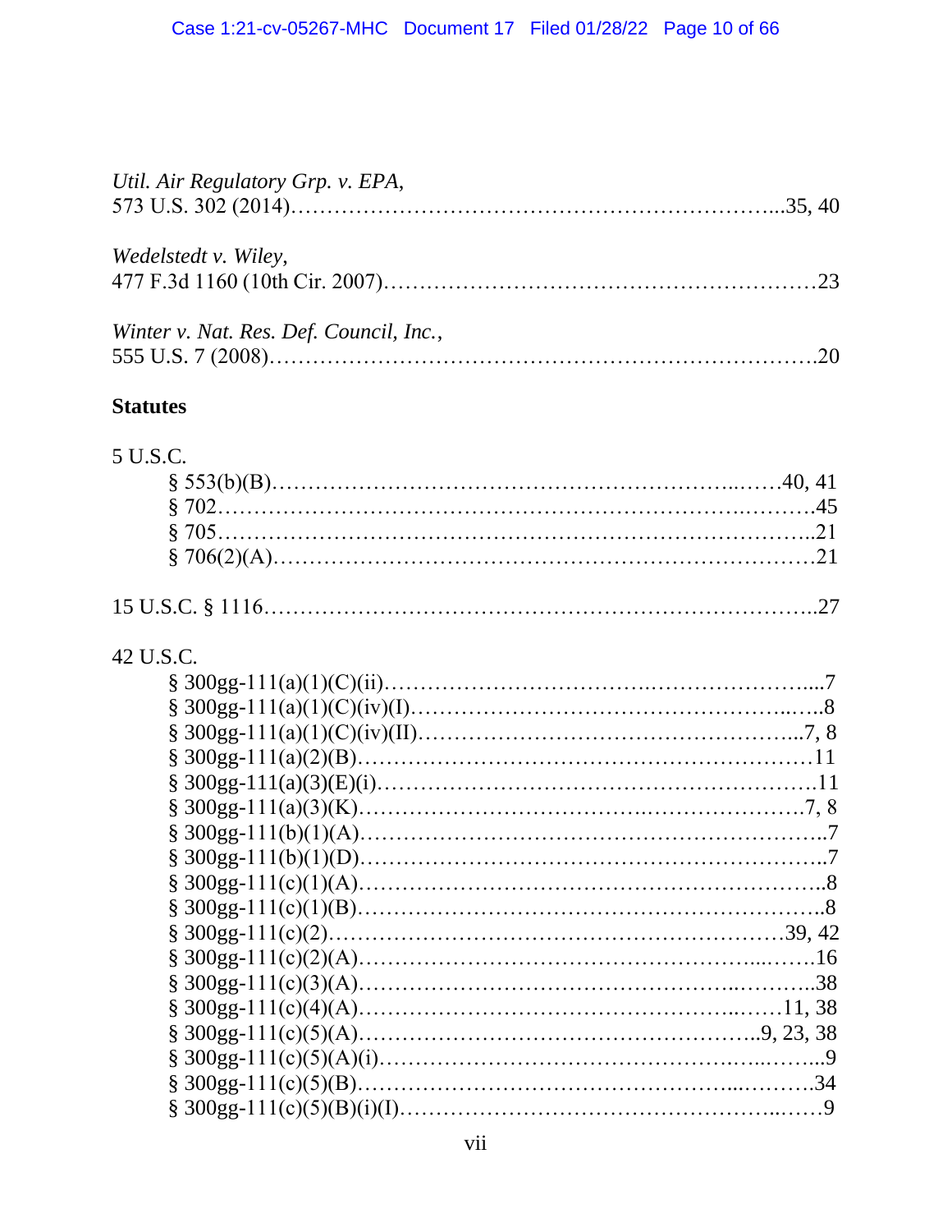*Util. Air Regulatory Grp. v. EPA*,
573 U.S. 302 (2014)……………………………………………………...35, 40

*Wedelstedt v. Wiley*,
477 F.3d 1160 (10th Cir. 2007)…………………………………………………23

*Winter v. Nat. Res. Def. Council, Inc.*,
555 U.S. 7 (2008)……………………………………………………………….20

**Statutes**

5 U.S.C.
- § 553(b)(B)……………………………………………………..……40, 41
- § 702…………………………………………………………….……….45
- § 705…………………………………………………………………..21
- § 706(2)(A)……………………………………………………………21

15 U.S.C. § 1116………………………………………………………………..27

42 U.S.C.
- § 300gg-111(a)(1)(C)(ii)……………………………….…………………....7
- § 300gg-111(a)(1)(C)(iv)(I)…………………………………………..…..8
- § 300gg-111(a)(1)(C)(iv)(II)……………………………………………...7, 8
- § 300gg-111(a)(2)(B)………………………………………………………11
- § 300gg-111(a)(3)(E)(i)…………………………………………………….11
- § 300gg-111(a)(3)(K)……………………………..…………………….7, 8
- § 300gg-111(b)(1)(A)……………………………………………………..7
- § 300gg-111(b)(1)(D)……………………………………………………..7
- § 300gg-111(c)(1)(A)……………………………………………………..8
- § 300gg-111(c)(1)(B)……………………………………………………..8
- § 300gg-111(c)(2)……………………………………………………39, 42
- § 300gg-111(c)(2)(A)…………………………………………...…….16
- § 300gg-111(c)(3)(A)……………………………………..………..38
- § 300gg-111(c)(4)(A)……………………………………..……11, 38
- § 300gg-111(c)(5)(A)…………………………………………..9, 23, 38
- § 300gg-111(c)(5)(A)(i)……………………………………….…..……..9
- § 300gg-111(c)(5)(B)……………………………………...………34
- § 300gg-111(c)(5)(B)(i)(I)………………………………………..……9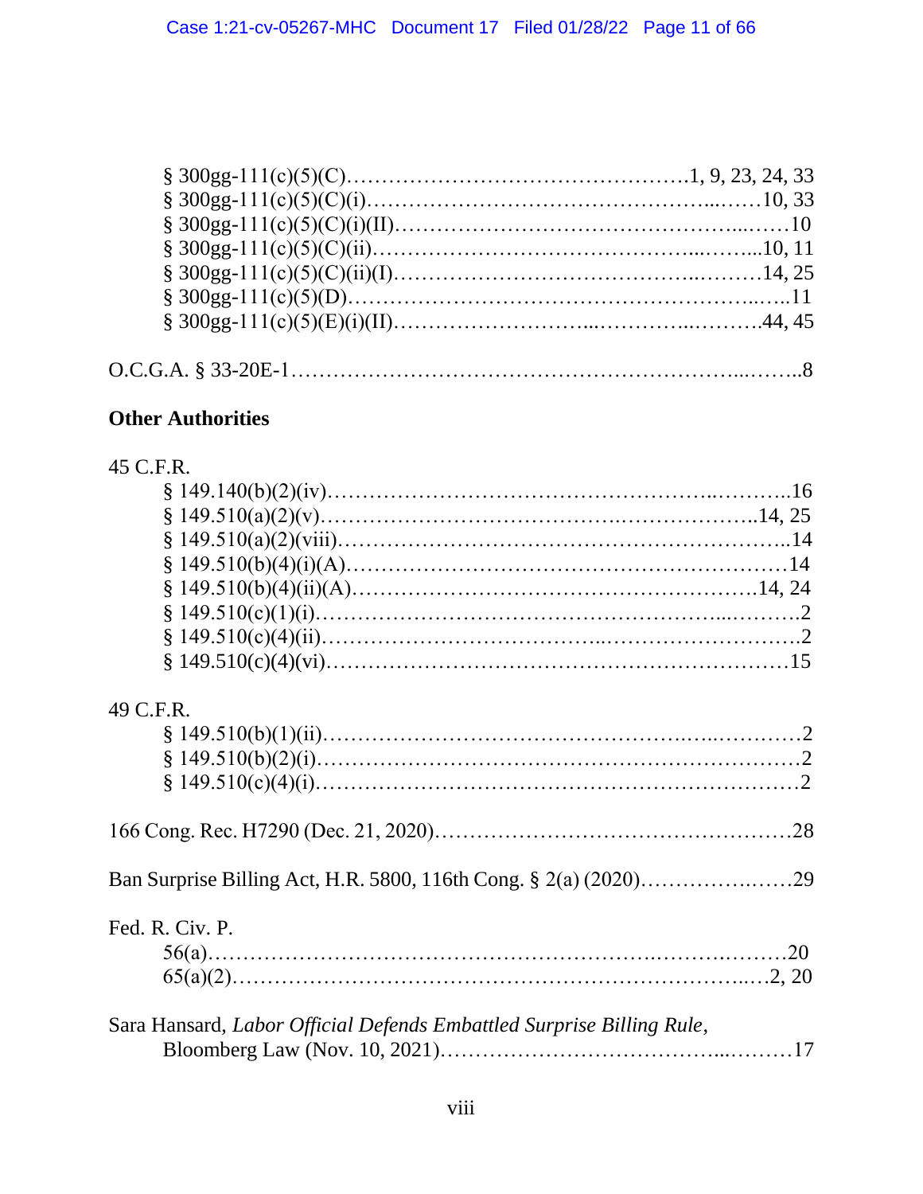§ 300gg-111(c)(5)(C)……………………………………………1, 9, 23, 24, 33
§ 300gg-111(c)(5)(C)(i)……………………………………………10, 33
§ 300gg-111(c)(5)(C)(i)(II)……………………………………………10
§ 300gg-111(c)(5)(C)(ii)……………………………………………10, 11
§ 300gg-111(c)(5)(C)(ii)(I)……………………………………………14, 25
§ 300gg-111(c)(5)(D)……………………………………………11
§ 300gg-111(c)(5)(E)(i)(II)……………………………………………44, 45

O.C.G.A. § 33-20E-1……………………………………………8

**Other Authorities**

45 C.F.R.

§ 149.140(b)(2)(iv)……………………………………………16
§ 149.510(a)(2)(v)……………………………………………14, 25
§ 149.510(a)(2)(viii)……………………………………………14
§ 149.510(b)(4)(i)(A)……………………………………………14
§ 149.510(b)(4)(ii)(A)……………………………………………14, 24
§ 149.510(c)(1)(i)……………………………………………2
§ 149.510(c)(4)(ii)……………………………………………2
§ 149.510(c)(4)(vi)……………………………………………15

49 C.F.R.

§ 149.510(b)(1)(ii)……………………………………………2
§ 149.510(b)(2)(i)……………………………………………2
§ 149.510(c)(4)(i)……………………………………………2

166 Cong. Rec. H7290 (Dec. 21, 2020)……………………………………………28

Ban Surprise Billing Act, H.R. 5800, 116th Cong. § 2(a) (2020)……………………29

Fed. R. Civ. P.

56(a)……………………………………………20
65(a)(2)……………………………………………2, 20

Sara Hansard, *Labor Official Defends Embattled Surprise Billing Rule*, Bloomberg Law (Nov. 10, 2021)……………………………………………17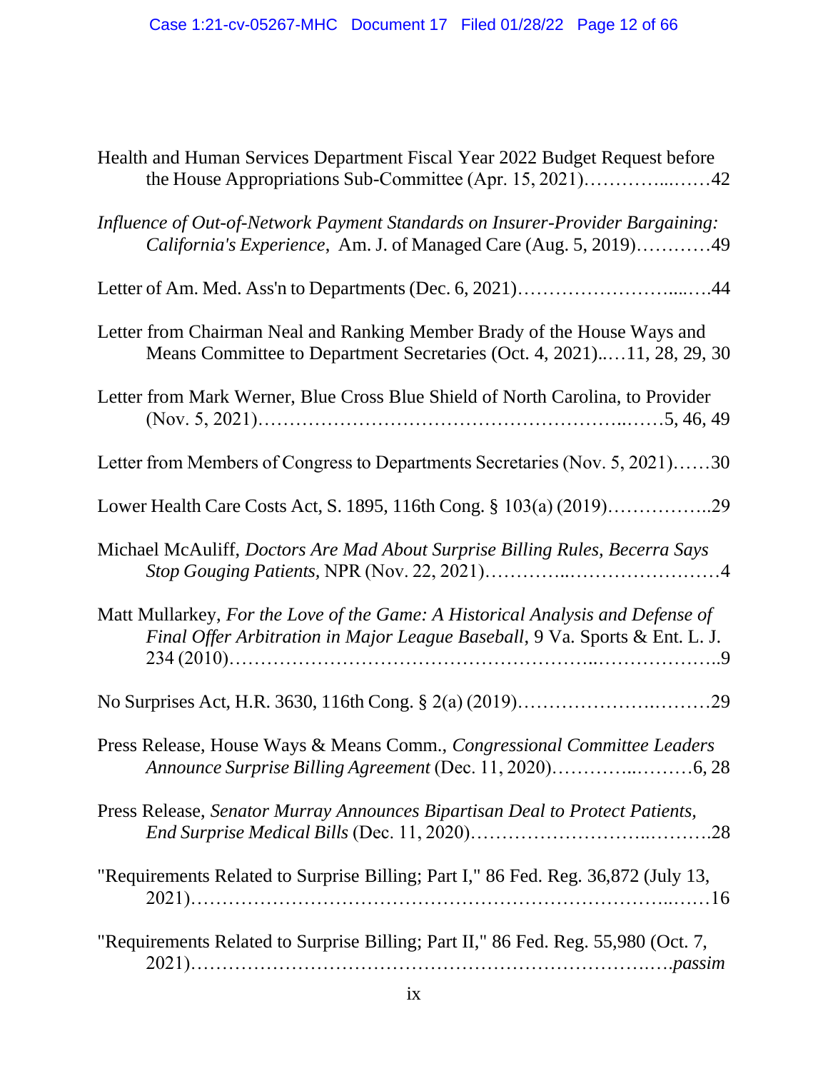Health and Human Services Department Fiscal Year 2022 Budget Request before the House Appropriations Sub-Committee (Apr. 15, 2021)…………..……42

*Influence of Out-of-Network Payment Standards on Insurer-Provider Bargaining: California's Experience*, Am. J. of Managed Care (Aug. 5, 2019)…………49

Letter of Am. Med. Ass'n to Departments (Dec. 6, 2021)……………………....….44

Letter from Chairman Neal and Ranking Member Brady of the House Ways and Means Committee to Department Secretaries (Oct. 4, 2021)..…11, 28, 29, 30

Letter from Mark Werner, Blue Cross Blue Shield of North Carolina, to Provider (Nov. 5, 2021)………………………………………………..……5, 46, 49

Letter from Members of Congress to Departments Secretaries (Nov. 5, 2021)……30

Lower Health Care Costs Act, S. 1895, 116th Cong. § 103(a) (2019)……………..29

Michael McAuliff, *Doctors Are Mad About Surprise Billing Rules, Becerra Says Stop Gouging Patients*, NPR (Nov. 22, 2021)…………..……………………4

Matt Mullarkey, *For the Love of the Game: A Historical Analysis and Defense of Final Offer Arbitration in Major League Baseball*, 9 Va. Sports & Ent. L. J. 234 (2010)……………………………………………..………………..9

No Surprises Act, H.R. 3630, 116th Cong. § 2(a) (2019)……………….………29

Press Release, House Ways & Means Comm., *Congressional Committee Leaders Announce Surprise Billing Agreement* (Dec. 11, 2020)…………..………6, 28

Press Release, *Senator Murray Announces Bipartisan Deal to Protect Patients, End Surprise Medical Bills* (Dec. 11, 2020)……………………..……….28

"Requirements Related to Surprise Billing; Part I," 86 Fed. Reg. 36,872 (July 13, 2021)……………………………………………………………..……16

"Requirements Related to Surprise Billing; Part II," 86 Fed. Reg. 55,980 (Oct. 7, 2021)………………………………………………………….….*passim*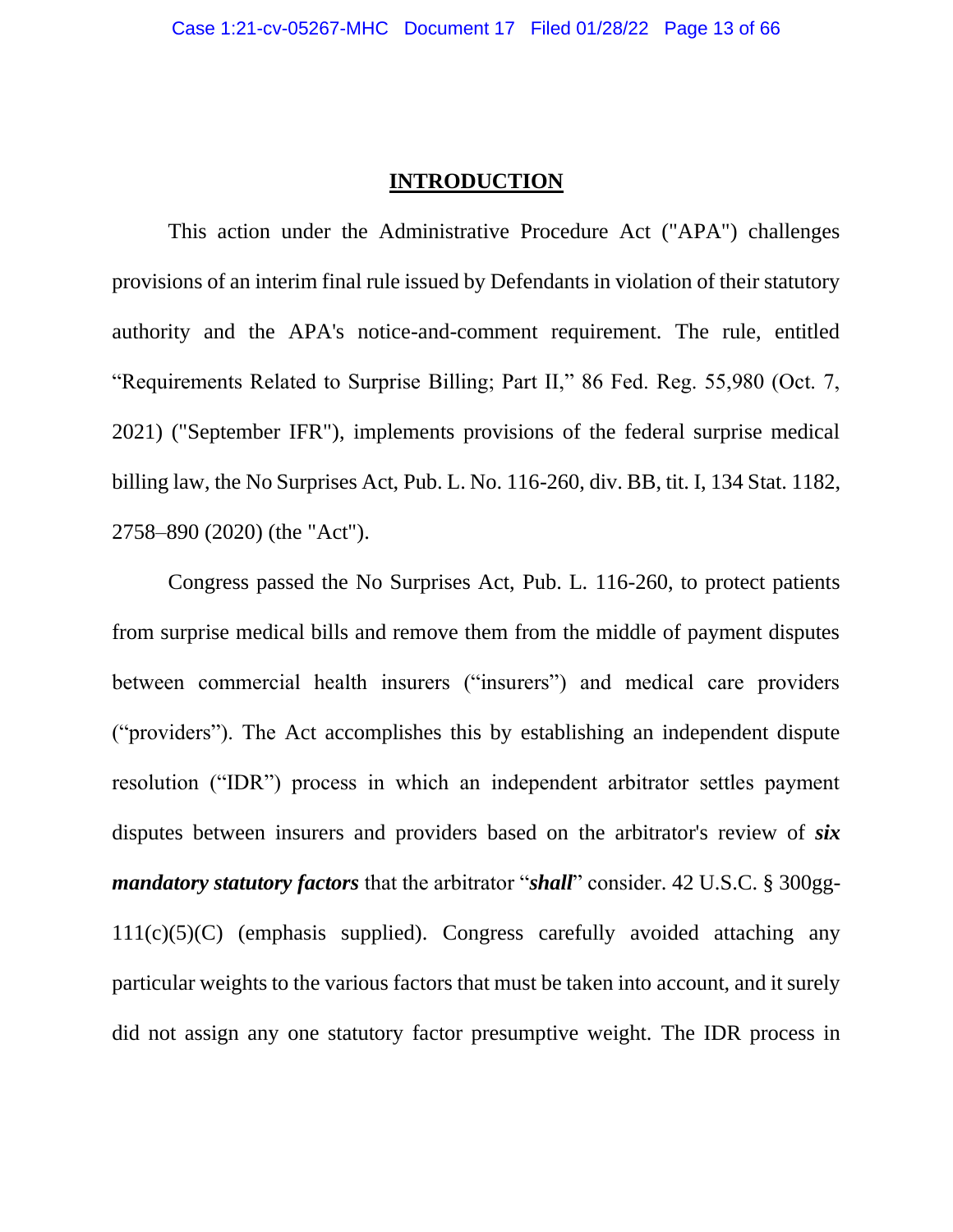## INTRODUCTION

This action under the Administrative Procedure Act ("APA") challenges provisions of an interim final rule issued by Defendants in violation of their statutory authority and the APA's notice-and-comment requirement. The rule, entitled "Requirements Related to Surprise Billing; Part II," 86 Fed. Reg. 55,980 (Oct. 7, 2021) ("September IFR"), implements provisions of the federal surprise medical billing law, the No Surprises Act, Pub. L. No. 116-260, div. BB, tit. I, 134 Stat. 1182, 2758–890 (2020) (the "Act").

Congress passed the No Surprises Act, Pub. L. 116-260, to protect patients from surprise medical bills and remove them from the middle of payment disputes between commercial health insurers ("insurers") and medical care providers ("providers"). The Act accomplishes this by establishing an independent dispute resolution ("IDR") process in which an independent arbitrator settles payment disputes between insurers and providers based on the arbitrator's review of ***six mandatory statutory factors*** that the arbitrator "***shall***" consider. 42 U.S.C. § 300gg-111(c)(5)(C) (emphasis supplied). Congress carefully avoided attaching any particular weights to the various factors that must be taken into account, and it surely did not assign any one statutory factor presumptive weight. The IDR process in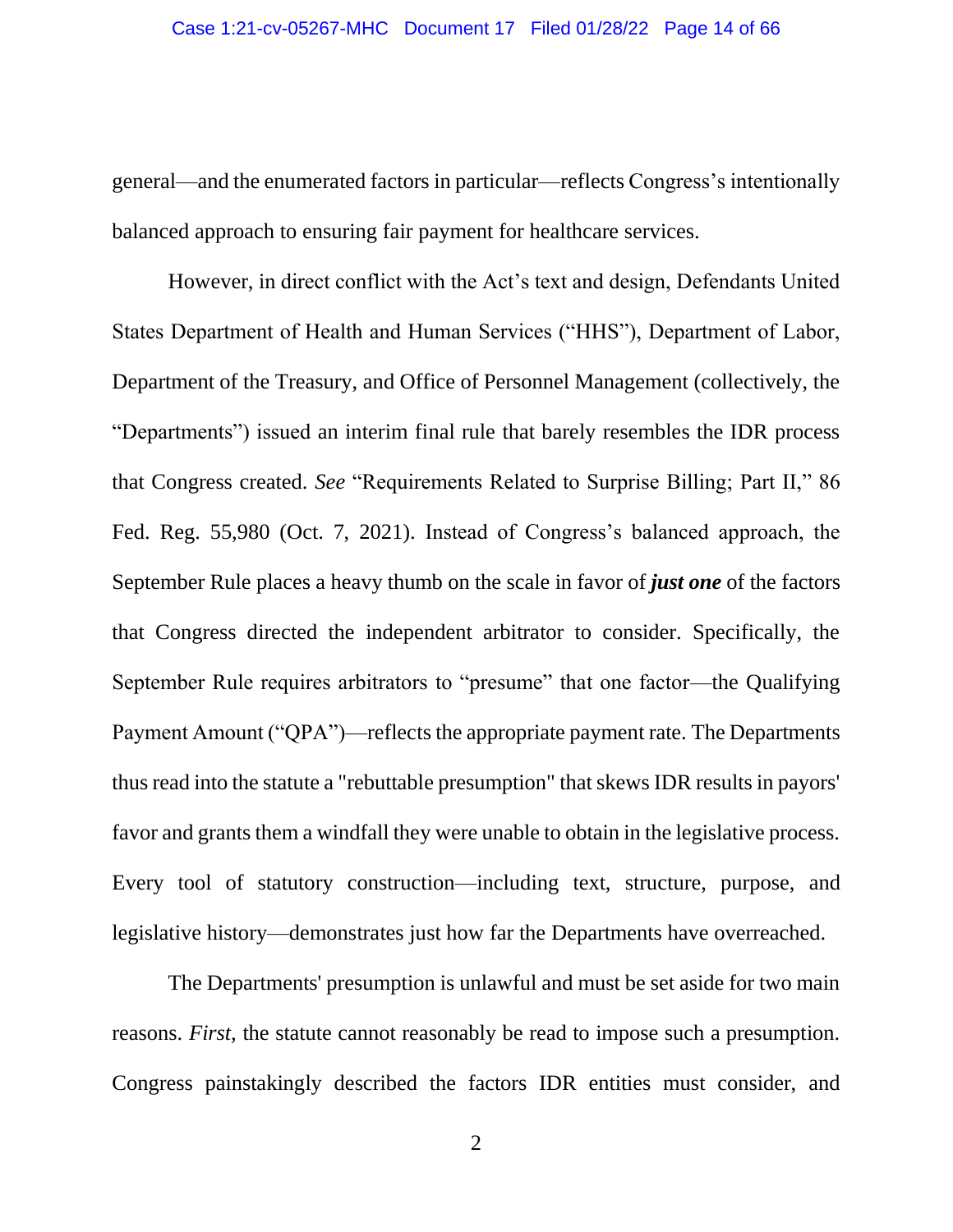general—and the enumerated factors in particular—reflects Congress's intentionally balanced approach to ensuring fair payment for healthcare services.

However, in direct conflict with the Act's text and design, Defendants United States Department of Health and Human Services ("HHS"), Department of Labor, Department of the Treasury, and Office of Personnel Management (collectively, the "Departments") issued an interim final rule that barely resembles the IDR process that Congress created. *See* "Requirements Related to Surprise Billing; Part II," 86 Fed. Reg. 55,980 (Oct. 7, 2021). Instead of Congress's balanced approach, the September Rule places a heavy thumb on the scale in favor of ***just one*** of the factors that Congress directed the independent arbitrator to consider. Specifically, the September Rule requires arbitrators to "presume" that one factor—the Qualifying Payment Amount ("QPA")—reflects the appropriate payment rate. The Departments thus read into the statute a "rebuttable presumption" that skews IDR results in payors' favor and grants them a windfall they were unable to obtain in the legislative process. Every tool of statutory construction—including text, structure, purpose, and legislative history—demonstrates just how far the Departments have overreached.

The Departments' presumption is unlawful and must be set aside for two main reasons. *First*, the statute cannot reasonably be read to impose such a presumption. Congress painstakingly described the factors IDR entities must consider, and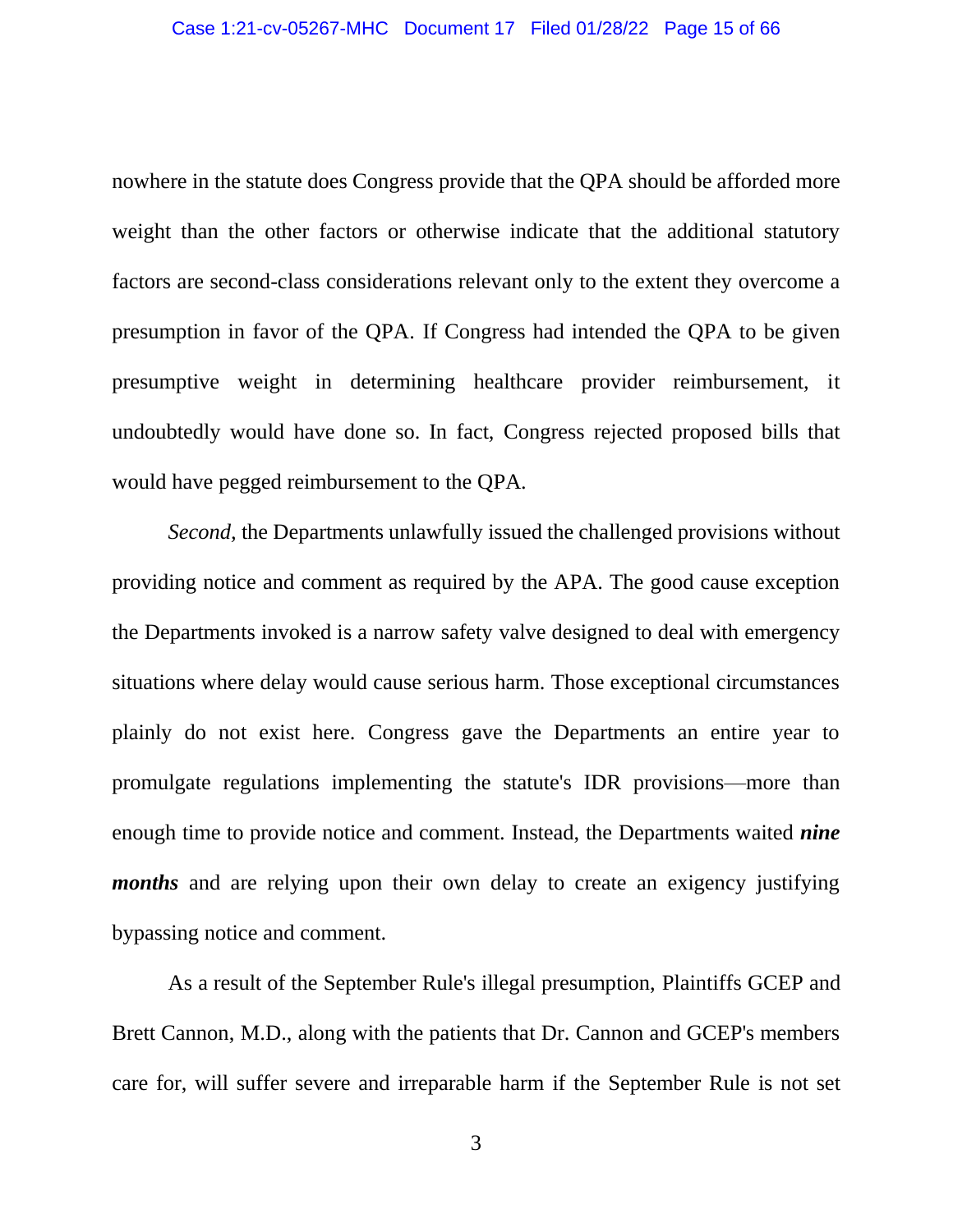nowhere in the statute does Congress provide that the QPA should be afforded more weight than the other factors or otherwise indicate that the additional statutory factors are second-class considerations relevant only to the extent they overcome a presumption in favor of the QPA. If Congress had intended the QPA to be given presumptive weight in determining healthcare provider reimbursement, it undoubtedly would have done so. In fact, Congress rejected proposed bills that would have pegged reimbursement to the QPA.

*Second*, the Departments unlawfully issued the challenged provisions without providing notice and comment as required by the APA. The good cause exception the Departments invoked is a narrow safety valve designed to deal with emergency situations where delay would cause serious harm. Those exceptional circumstances plainly do not exist here. Congress gave the Departments an entire year to promulgate regulations implementing the statute's IDR provisions—more than enough time to provide notice and comment. Instead, the Departments waited ***nine months*** and are relying upon their own delay to create an exigency justifying bypassing notice and comment.

As a result of the September Rule's illegal presumption, Plaintiffs GCEP and Brett Cannon, M.D., along with the patients that Dr. Cannon and GCEP's members care for, will suffer severe and irreparable harm if the September Rule is not set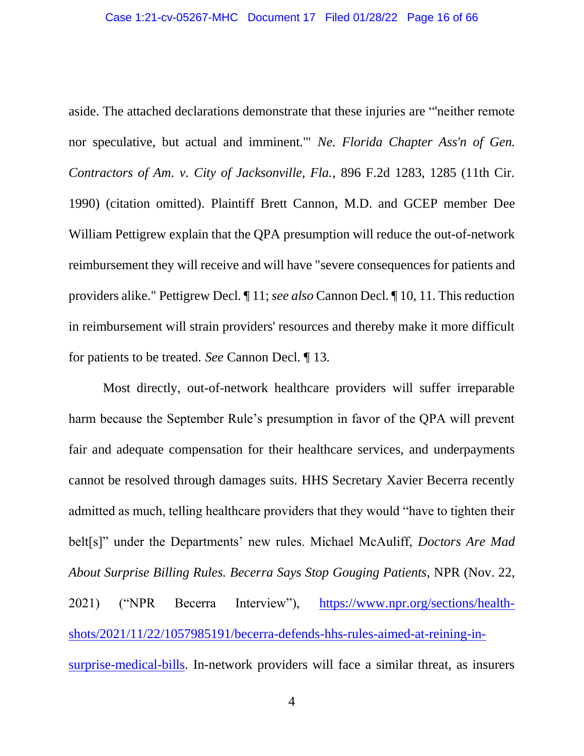aside. The attached declarations demonstrate that these injuries are "'neither remote nor speculative, but actual and imminent.'" *Ne. Florida Chapter Ass'n of Gen. Contractors of Am. v. City of Jacksonville, Fla.*, 896 F.2d 1283, 1285 (11th Cir. 1990) (citation omitted). Plaintiff Brett Cannon, M.D. and GCEP member Dee William Pettigrew explain that the QPA presumption will reduce the out-of-network reimbursement they will receive and will have "severe consequences for patients and providers alike." Pettigrew Decl. ¶ 11; *see also* Cannon Decl. ¶ 10, 11. This reduction in reimbursement will strain providers' resources and thereby make it more difficult for patients to be treated. *See* Cannon Decl. ¶ 13.

Most directly, out-of-network healthcare providers will suffer irreparable harm because the September Rule's presumption in favor of the QPA will prevent fair and adequate compensation for their healthcare services, and underpayments cannot be resolved through damages suits. HHS Secretary Xavier Becerra recently admitted as much, telling healthcare providers that they would "have to tighten their belt[s]" under the Departments' new rules. Michael McAuliff, *Doctors Are Mad About Surprise Billing Rules. Becerra Says Stop Gouging Patients*, NPR (Nov. 22, 2021) ("NPR Becerra Interview"), [https://www.npr.org/sections/health-shots/2021/11/22/1057985191/becerra-defends-hhs-rules-aimed-at-reining-in-surprise-medical-bills](https://www.npr.org/sections/health-shots/2021/11/22/1057985191/becerra-defends-hhs-rules-aimed-at-reining-in-surprise-medical-bills). In-network providers will face a similar threat, as insurers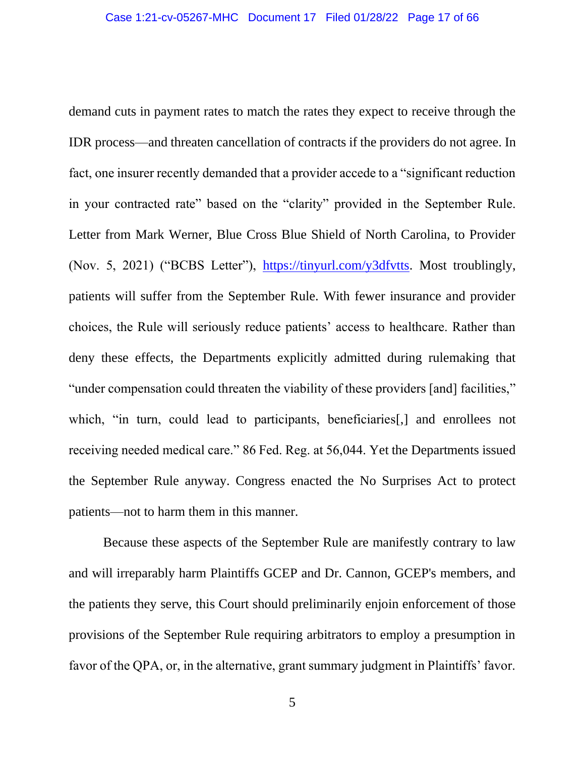demand cuts in payment rates to match the rates they expect to receive through the IDR process—and threaten cancellation of contracts if the providers do not agree. In fact, one insurer recently demanded that a provider accede to a "significant reduction in your contracted rate" based on the "clarity" provided in the September Rule. Letter from Mark Werner, Blue Cross Blue Shield of North Carolina, to Provider (Nov. 5, 2021) ("BCBS Letter"), https://tinyurl.com/y3dfvtts. Most troublingly, patients will suffer from the September Rule. With fewer insurance and provider choices, the Rule will seriously reduce patients' access to healthcare. Rather than deny these effects, the Departments explicitly admitted during rulemaking that "under compensation could threaten the viability of these providers [and] facilities," which, "in turn, could lead to participants, beneficiaries[,] and enrollees not receiving needed medical care." 86 Fed. Reg. at 56,044. Yet the Departments issued the September Rule anyway. Congress enacted the No Surprises Act to protect patients—not to harm them in this manner.

Because these aspects of the September Rule are manifestly contrary to law and will irreparably harm Plaintiffs GCEP and Dr. Cannon, GCEP's members, and the patients they serve, this Court should preliminarily enjoin enforcement of those provisions of the September Rule requiring arbitrators to employ a presumption in favor of the QPA, or, in the alternative, grant summary judgment in Plaintiffs' favor.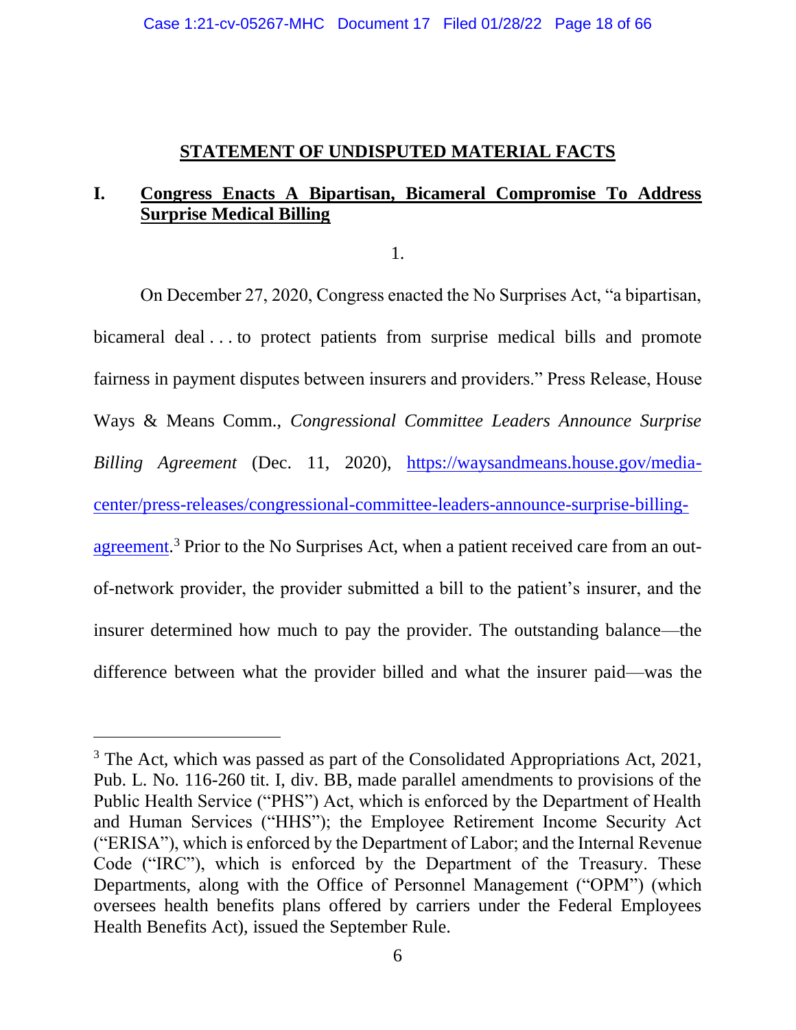## STATEMENT OF UNDISPUTED MATERIAL FACTS

### I. Congress Enacts A Bipartisan, Bicameral Compromise To Address Surprise Medical Billing

1.

On December 27, 2020, Congress enacted the No Surprises Act, "a bipartisan, bicameral deal . . . to protect patients from surprise medical bills and promote fairness in payment disputes between insurers and providers." Press Release, House Ways & Means Comm., *Congressional Committee Leaders Announce Surprise Billing Agreement* (Dec. 11, 2020), [https://waysandmeans.house.gov/media-center/press-releases/congressional-committee-leaders-announce-surprise-billing-agreement](https://waysandmeans.house.gov/media-center/press-releases/congressional-committee-leaders-announce-surprise-billing-agreement).[3] Prior to the No Surprises Act, when a patient received care from an out-of-network provider, the provider submitted a bill to the patient's insurer, and the insurer determined how much to pay the provider. The outstanding balance—the difference between what the provider billed and what the insurer paid—was the

---

[3] The Act, which was passed as part of the Consolidated Appropriations Act, 2021, Pub. L. No. 116-260 tit. I, div. BB, made parallel amendments to provisions of the Public Health Service ("PHS") Act, which is enforced by the Department of Health and Human Services ("HHS"); the Employee Retirement Income Security Act ("ERISA"), which is enforced by the Department of Labor; and the Internal Revenue Code ("IRC"), which is enforced by the Department of the Treasury. These Departments, along with the Office of Personnel Management ("OPM") (which oversees health benefits plans offered by carriers under the Federal Employees Health Benefits Act), issued the September Rule.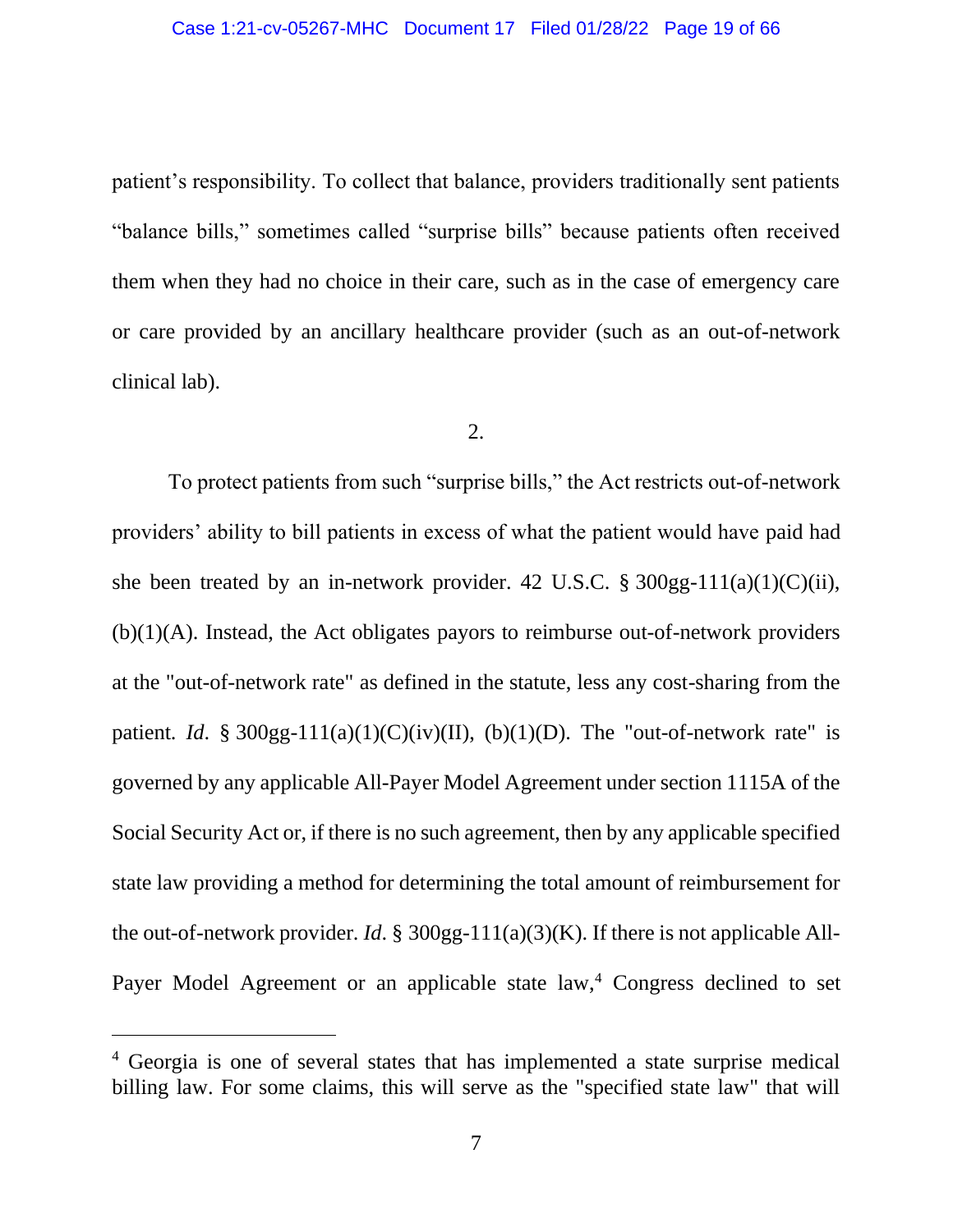patient's responsibility. To collect that balance, providers traditionally sent patients "balance bills," sometimes called "surprise bills" because patients often received them when they had no choice in their care, such as in the case of emergency care or care provided by an ancillary healthcare provider (such as an out-of-network clinical lab).

2.

To protect patients from such "surprise bills," the Act restricts out-of-network providers' ability to bill patients in excess of what the patient would have paid had she been treated by an in-network provider. 42 U.S.C. § 300gg-111(a)(1)(C)(ii), (b)(1)(A). Instead, the Act obligates payors to reimburse out-of-network providers at the "out-of-network rate" as defined in the statute, less any cost-sharing from the patient. *Id*. § 300gg-111(a)(1)(C)(iv)(II), (b)(1)(D). The "out-of-network rate" is governed by any applicable All-Payer Model Agreement under section 1115A of the Social Security Act or, if there is no such agreement, then by any applicable specified state law providing a method for determining the total amount of reimbursement for the out-of-network provider. *Id*. § 300gg-111(a)(3)(K). If there is not applicable All-Payer Model Agreement or an applicable state law,[4] Congress declined to set

[4] Georgia is one of several states that has implemented a state surprise medical billing law. For some claims, this will serve as the "specified state law" that will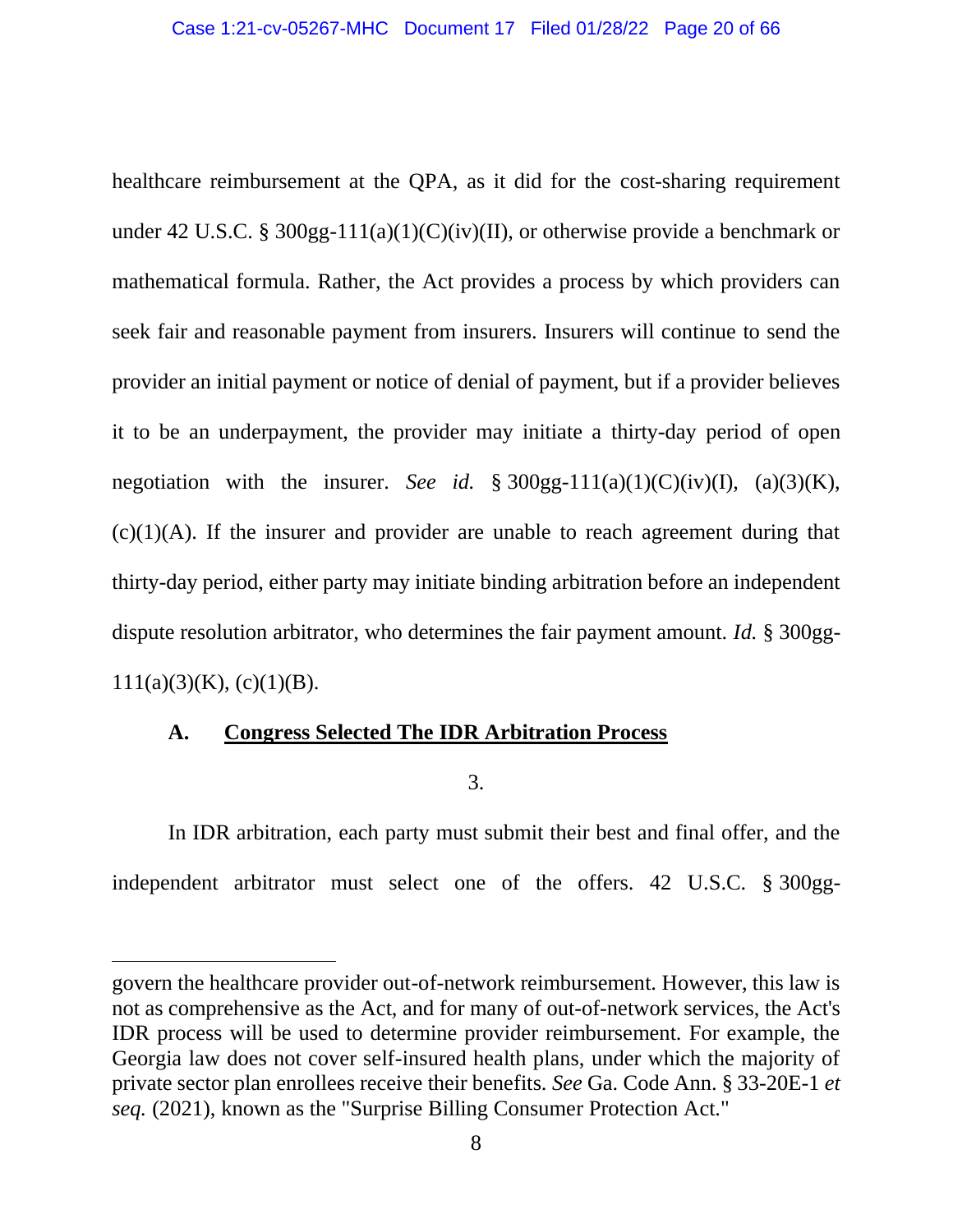healthcare reimbursement at the QPA, as it did for the cost-sharing requirement under 42 U.S.C. § 300gg-111(a)(1)(C)(iv)(II), or otherwise provide a benchmark or mathematical formula. Rather, the Act provides a process by which providers can seek fair and reasonable payment from insurers. Insurers will continue to send the provider an initial payment or notice of denial of payment, but if a provider believes it to be an underpayment, the provider may initiate a thirty-day period of open negotiation with the insurer. *See id.* § 300gg-111(a)(1)(C)(iv)(I), (a)(3)(K), (c)(1)(A). If the insurer and provider are unable to reach agreement during that thirty-day period, either party may initiate binding arbitration before an independent dispute resolution arbitrator, who determines the fair payment amount. *Id.* § 300gg-111(a)(3)(K), (c)(1)(B).

### A. <u>Congress Selected The IDR Arbitration Process</u>

3.

In IDR arbitration, each party must submit their best and final offer, and the independent arbitrator must select one of the offers. 42 U.S.C. § 300gg-

---

govern the healthcare provider out-of-network reimbursement. However, this law is not as comprehensive as the Act, and for many of out-of-network services, the Act's IDR process will be used to determine provider reimbursement. For example, the Georgia law does not cover self-insured health plans, under which the majority of private sector plan enrollees receive their benefits. *See* Ga. Code Ann. § 33-20E-1 *et seq.* (2021), known as the "Surprise Billing Consumer Protection Act."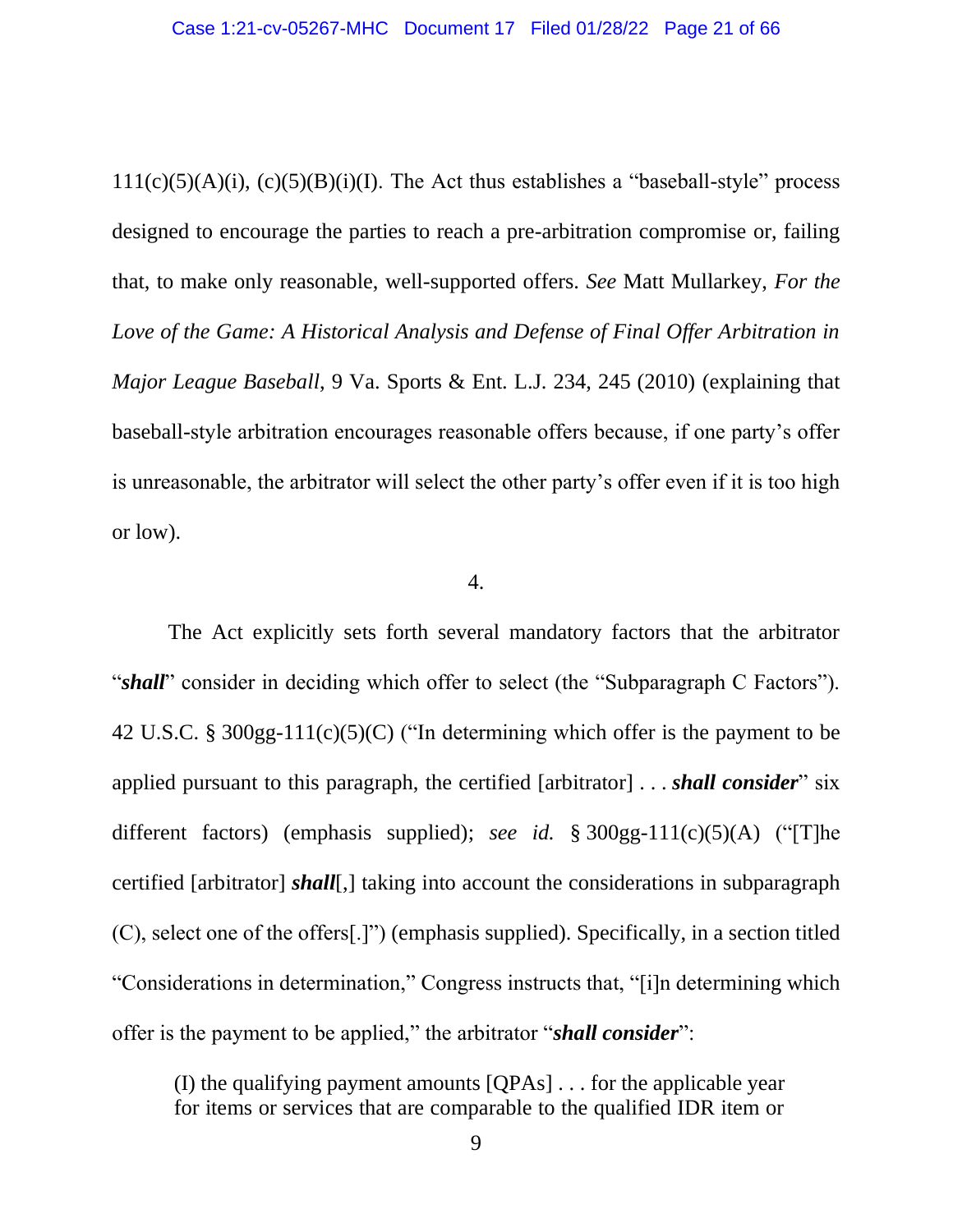111(c)(5)(A)(i), (c)(5)(B)(i)(I). The Act thus establishes a "baseball-style" process designed to encourage the parties to reach a pre-arbitration compromise or, failing that, to make only reasonable, well-supported offers. *See* Matt Mullarkey, *For the Love of the Game: A Historical Analysis and Defense of Final Offer Arbitration in Major League Baseball*, 9 Va. Sports & Ent. L.J. 234, 245 (2010) (explaining that baseball-style arbitration encourages reasonable offers because, if one party's offer is unreasonable, the arbitrator will select the other party's offer even if it is too high or low).

4.

The Act explicitly sets forth several mandatory factors that the arbitrator "***shall***" consider in deciding which offer to select (the "Subparagraph C Factors"). 42 U.S.C. § 300gg-111(c)(5)(C) ("In determining which offer is the payment to be applied pursuant to this paragraph, the certified [arbitrator] . . . ***shall consider***" six different factors) (emphasis supplied); *see id.* § 300gg-111(c)(5)(A) ("[T]he certified [arbitrator] ***shall***[,] taking into account the considerations in subparagraph (C), select one of the offers[.]") (emphasis supplied). Specifically, in a section titled "Considerations in determination," Congress instructs that, "[i]n determining which offer is the payment to be applied," the arbitrator "***shall consider***":

> (I) the qualifying payment amounts [QPAs] . . . for the applicable year for items or services that are comparable to the qualified IDR item or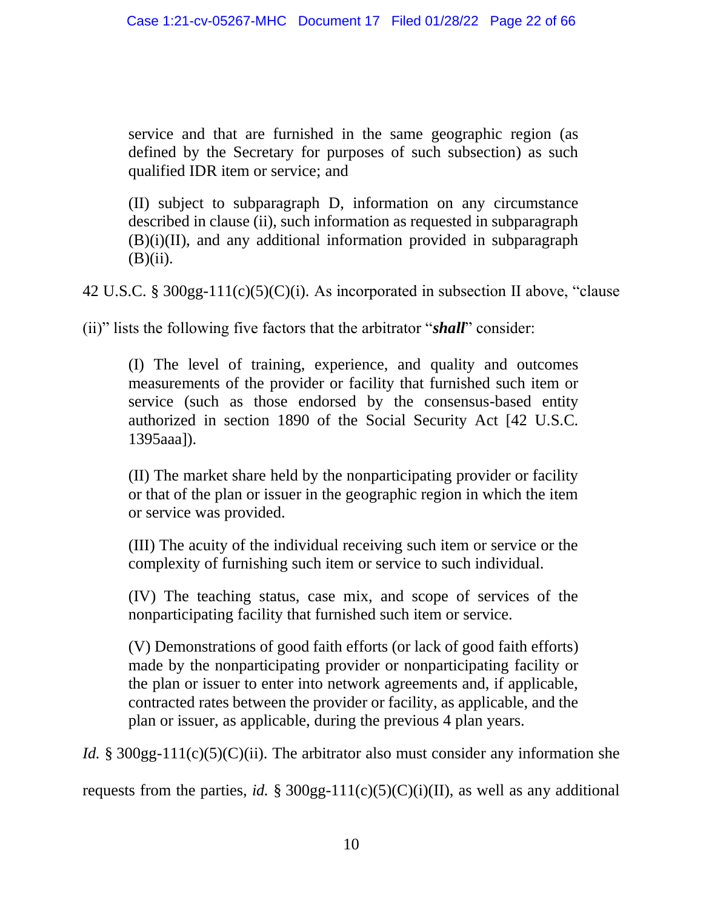> service and that are furnished in the same geographic region (as defined by the Secretary for purposes of such subsection) as such qualified IDR item or service; and
>
> (II) subject to subparagraph D, information on any circumstance described in clause (ii), such information as requested in subparagraph (B)(i)(II), and any additional information provided in subparagraph (B)(ii).

42 U.S.C. § 300gg-111(c)(5)(C)(i). As incorporated in subsection II above, "clause (ii)" lists the following five factors that the arbitrator "***shall***" consider:

> (I) The level of training, experience, and quality and outcomes measurements of the provider or facility that furnished such item or service (such as those endorsed by the consensus-based entity authorized in section 1890 of the Social Security Act [42 U.S.C. 1395aaa]).
>
> (II) The market share held by the nonparticipating provider or facility or that of the plan or issuer in the geographic region in which the item or service was provided.
>
> (III) The acuity of the individual receiving such item or service or the complexity of furnishing such item or service to such individual.
>
> (IV) The teaching status, case mix, and scope of services of the nonparticipating facility that furnished such item or service.
>
> (V) Demonstrations of good faith efforts (or lack of good faith efforts) made by the nonparticipating provider or nonparticipating facility or the plan or issuer to enter into network agreements and, if applicable, contracted rates between the provider or facility, as applicable, and the plan or issuer, as applicable, during the previous 4 plan years.

*Id.* § 300gg-111(c)(5)(C)(ii). The arbitrator also must consider any information she requests from the parties, *id.* § 300gg-111(c)(5)(C)(i)(II), as well as any additional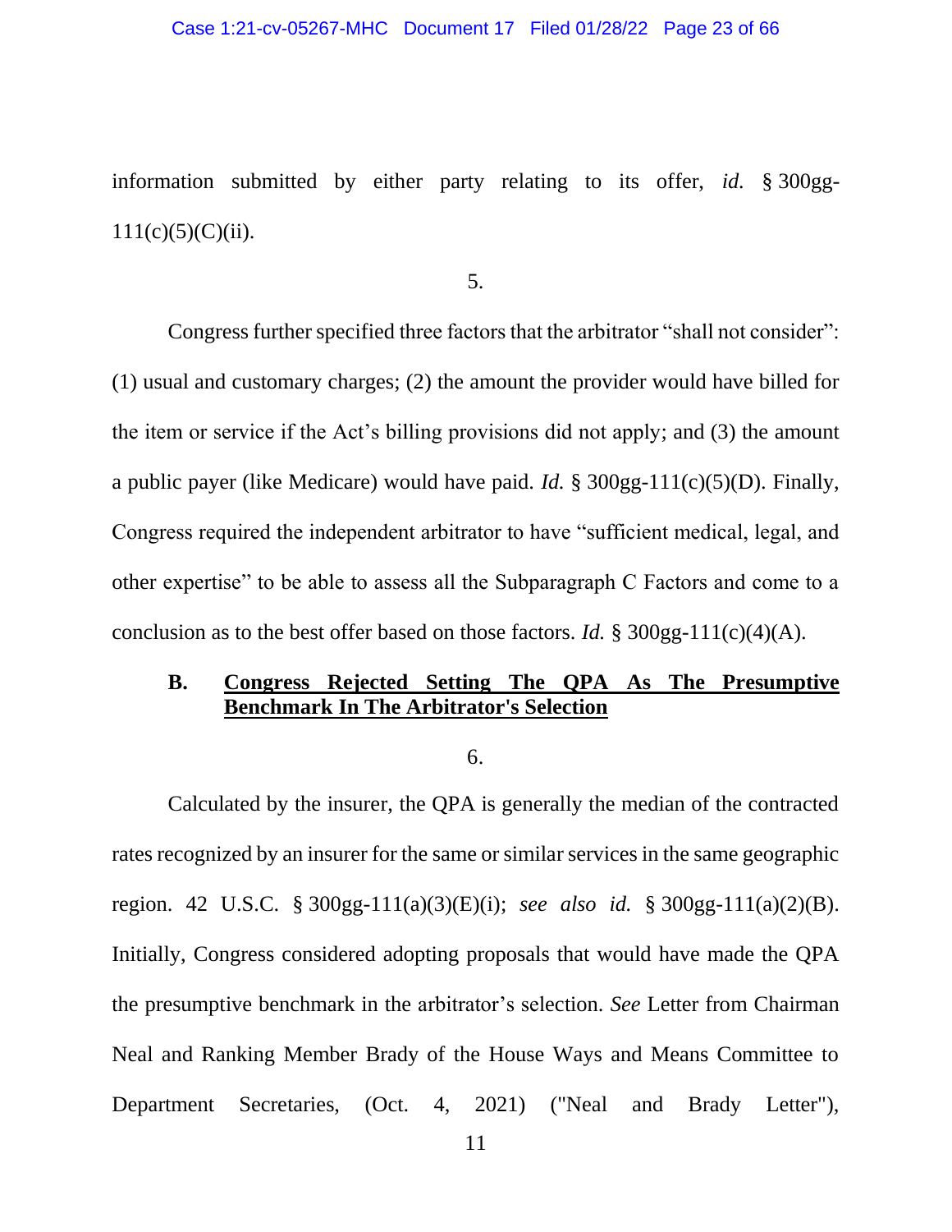information submitted by either party relating to its offer, *id.* § 300gg-111(c)(5)(C)(ii).

5.

Congress further specified three factors that the arbitrator "shall not consider": (1) usual and customary charges; (2) the amount the provider would have billed for the item or service if the Act's billing provisions did not apply; and (3) the amount a public payer (like Medicare) would have paid. *Id.* § 300gg-111(c)(5)(D). Finally, Congress required the independent arbitrator to have "sufficient medical, legal, and other expertise" to be able to assess all the Subparagraph C Factors and come to a conclusion as to the best offer based on those factors. *Id.* § 300gg-111(c)(4)(A).

## B. Congress Rejected Setting The QPA As The Presumptive Benchmark In The Arbitrator's Selection

6.

Calculated by the insurer, the QPA is generally the median of the contracted rates recognized by an insurer for the same or similar services in the same geographic region. 42 U.S.C. § 300gg-111(a)(3)(E)(i); *see also id.* § 300gg-111(a)(2)(B). Initially, Congress considered adopting proposals that would have made the QPA the presumptive benchmark in the arbitrator's selection. *See* Letter from Chairman Neal and Ranking Member Brady of the House Ways and Means Committee to Department Secretaries, (Oct. 4, 2021) ("Neal and Brady Letter"),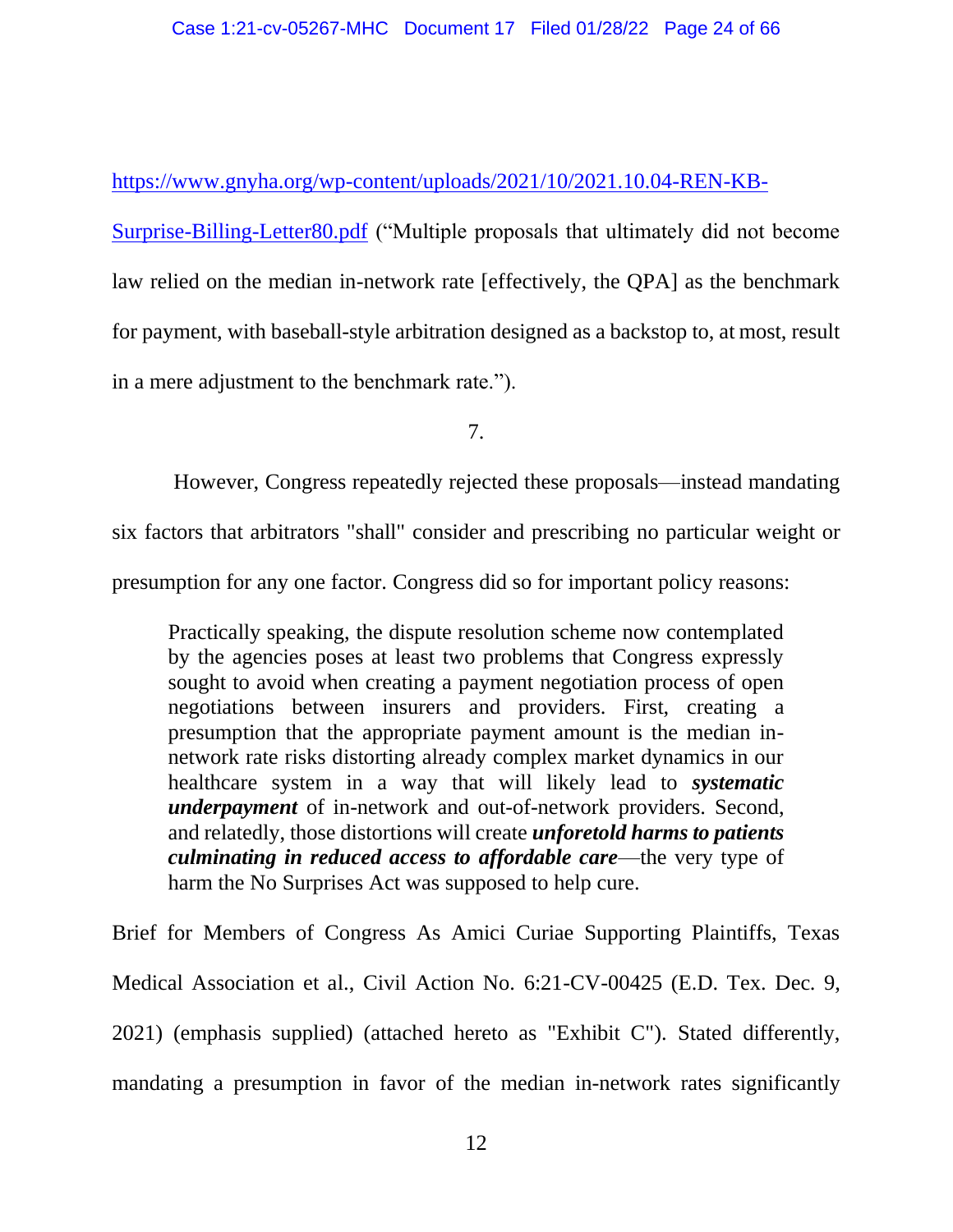https://www.gnyha.org/wp-content/uploads/2021/10/2021.10.04-REN-KB-Surprise-Billing-Letter80.pdf ("Multiple proposals that ultimately did not become law relied on the median in-network rate [effectively, the QPA] as the benchmark for payment, with baseball-style arbitration designed as a backstop to, at most, result in a mere adjustment to the benchmark rate.").

7.

However, Congress repeatedly rejected these proposals—instead mandating six factors that arbitrators "shall" consider and prescribing no particular weight or presumption for any one factor. Congress did so for important policy reasons:

> Practically speaking, the dispute resolution scheme now contemplated by the agencies poses at least two problems that Congress expressly sought to avoid when creating a payment negotiation process of open negotiations between insurers and providers. First, creating a presumption that the appropriate payment amount is the median in-network rate risks distorting already complex market dynamics in our healthcare system in a way that will likely lead to ***systematic underpayment*** of in-network and out-of-network providers. Second, and relatedly, those distortions will create ***unforetold harms to patients culminating in reduced access to affordable care***—the very type of harm the No Surprises Act was supposed to help cure.

Brief for Members of Congress As Amici Curiae Supporting Plaintiffs, Texas Medical Association et al., Civil Action No. 6:21-CV-00425 (E.D. Tex. Dec. 9, 2021) (emphasis supplied) (attached hereto as "Exhibit C"). Stated differently, mandating a presumption in favor of the median in-network rates significantly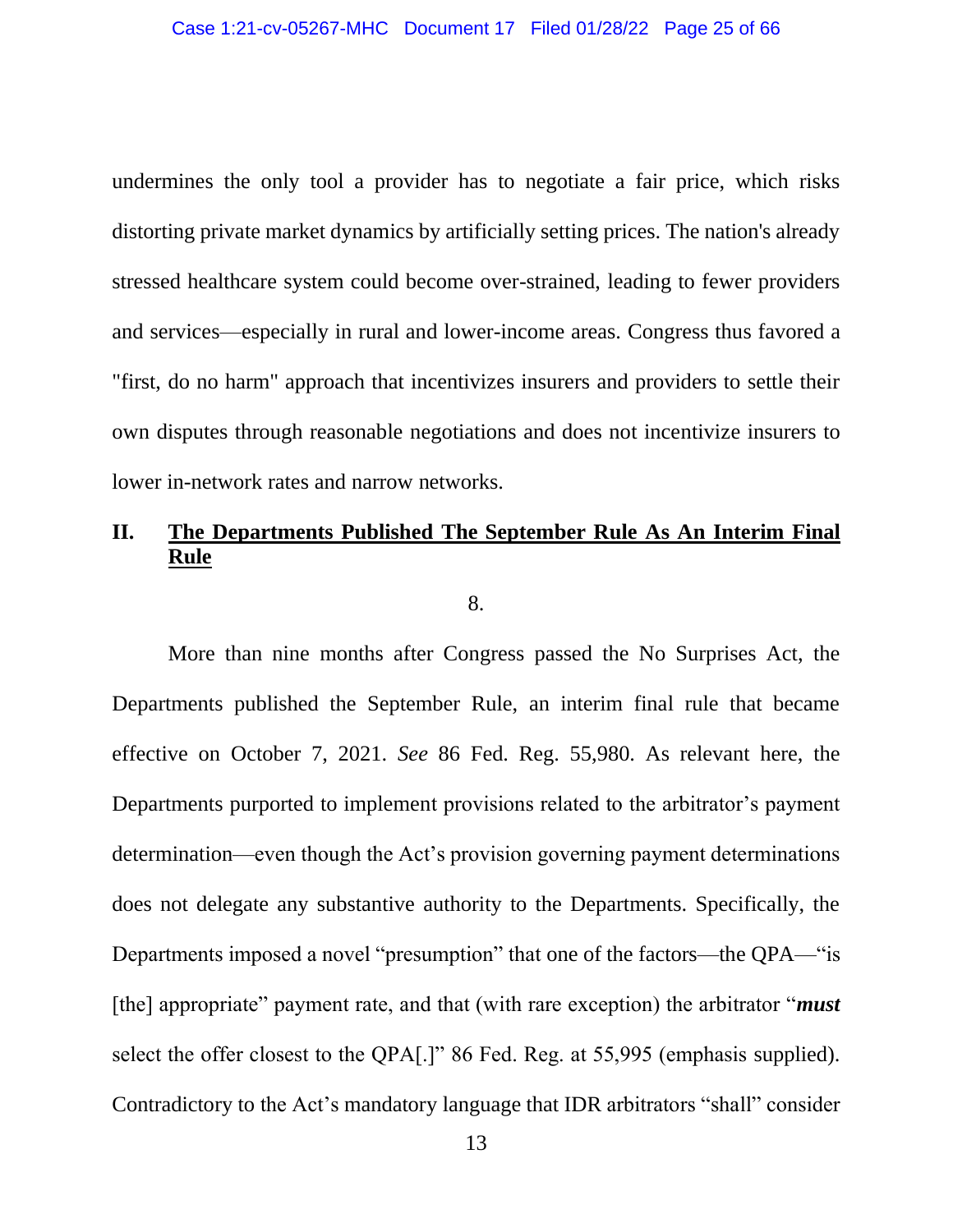undermines the only tool a provider has to negotiate a fair price, which risks distorting private market dynamics by artificially setting prices. The nation's already stressed healthcare system could become over-strained, leading to fewer providers and services—especially in rural and lower-income areas. Congress thus favored a "first, do no harm" approach that incentivizes insurers and providers to settle their own disputes through reasonable negotiations and does not incentivize insurers to lower in-network rates and narrow networks.

## II. <u>The Departments Published The September Rule As An Interim Final Rule</u>

8.

More than nine months after Congress passed the No Surprises Act, the Departments published the September Rule, an interim final rule that became effective on October 7, 2021. *See* 86 Fed. Reg. 55,980. As relevant here, the Departments purported to implement provisions related to the arbitrator's payment determination—even though the Act's provision governing payment determinations does not delegate any substantive authority to the Departments. Specifically, the Departments imposed a novel "presumption" that one of the factors—the QPA—"is [the] appropriate" payment rate, and that (with rare exception) the arbitrator "***must*** select the offer closest to the QPA[.]" 86 Fed. Reg. at 55,995 (emphasis supplied). Contradictory to the Act's mandatory language that IDR arbitrators "shall" consider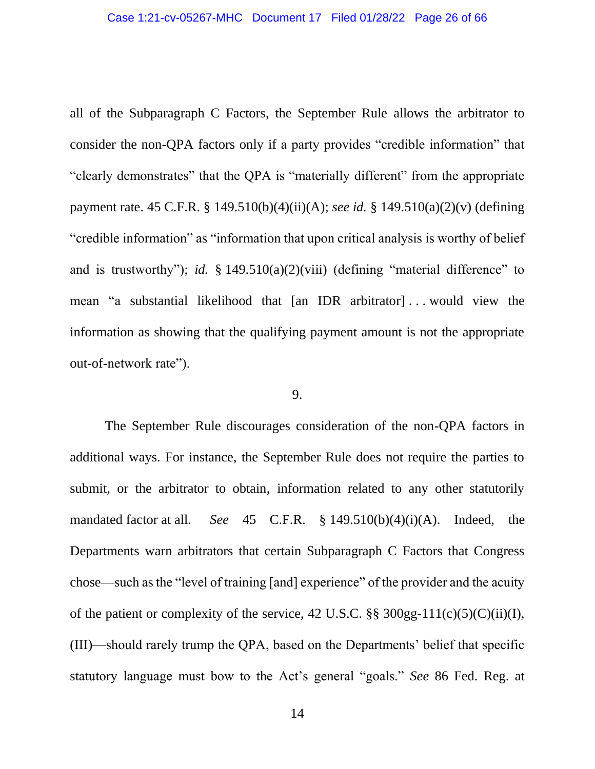all of the Subparagraph C Factors, the September Rule allows the arbitrator to consider the non-QPA factors only if a party provides "credible information" that "clearly demonstrates" that the QPA is "materially different" from the appropriate payment rate. 45 C.F.R. § 149.510(b)(4)(ii)(A); *see id.* § 149.510(a)(2)(v) (defining "credible information" as "information that upon critical analysis is worthy of belief and is trustworthy"); *id.* § 149.510(a)(2)(viii) (defining "material difference" to mean "a substantial likelihood that [an IDR arbitrator] . . . would view the information as showing that the qualifying payment amount is not the appropriate out-of-network rate").

9.

The September Rule discourages consideration of the non-QPA factors in additional ways. For instance, the September Rule does not require the parties to submit, or the arbitrator to obtain, information related to any other statutorily mandated factor at all. *See* 45 C.F.R. § 149.510(b)(4)(i)(A). Indeed, the Departments warn arbitrators that certain Subparagraph C Factors that Congress chose—such as the "level of training [and] experience" of the provider and the acuity of the patient or complexity of the service, 42 U.S.C. §§ 300gg-111(c)(5)(C)(ii)(I), (III)—should rarely trump the QPA, based on the Departments' belief that specific statutory language must bow to the Act's general "goals." *See* 86 Fed. Reg. at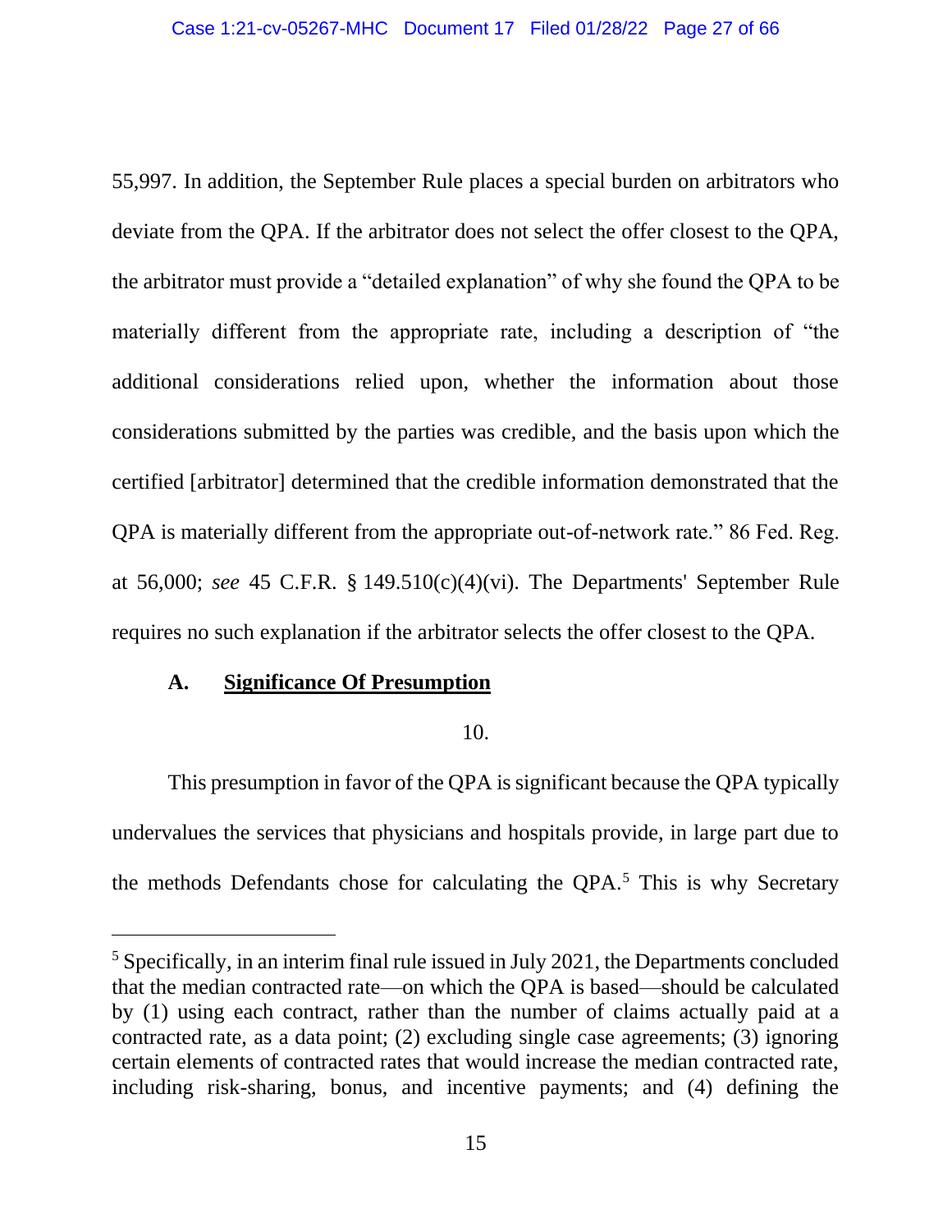55,997. In addition, the September Rule places a special burden on arbitrators who deviate from the QPA. If the arbitrator does not select the offer closest to the QPA, the arbitrator must provide a "detailed explanation" of why she found the QPA to be materially different from the appropriate rate, including a description of "the additional considerations relied upon, whether the information about those considerations submitted by the parties was credible, and the basis upon which the certified [arbitrator] determined that the credible information demonstrated that the QPA is materially different from the appropriate out-of-network rate." 86 Fed. Reg. at 56,000; *see* 45 C.F.R. § 149.510(c)(4)(vi). The Departments' September Rule requires no such explanation if the arbitrator selects the offer closest to the QPA.

### A. <u>Significance Of Presumption</u>

10.

This presumption in favor of the QPA is significant because the QPA typically undervalues the services that physicians and hospitals provide, in large part due to the methods Defendants chose for calculating the QPA.[5] This is why Secretary

---

[5] Specifically, in an interim final rule issued in July 2021, the Departments concluded that the median contracted rate—on which the QPA is based—should be calculated by (1) using each contract, rather than the number of claims actually paid at a contracted rate, as a data point; (2) excluding single case agreements; (3) ignoring certain elements of contracted rates that would increase the median contracted rate, including risk-sharing, bonus, and incentive payments; and (4) defining the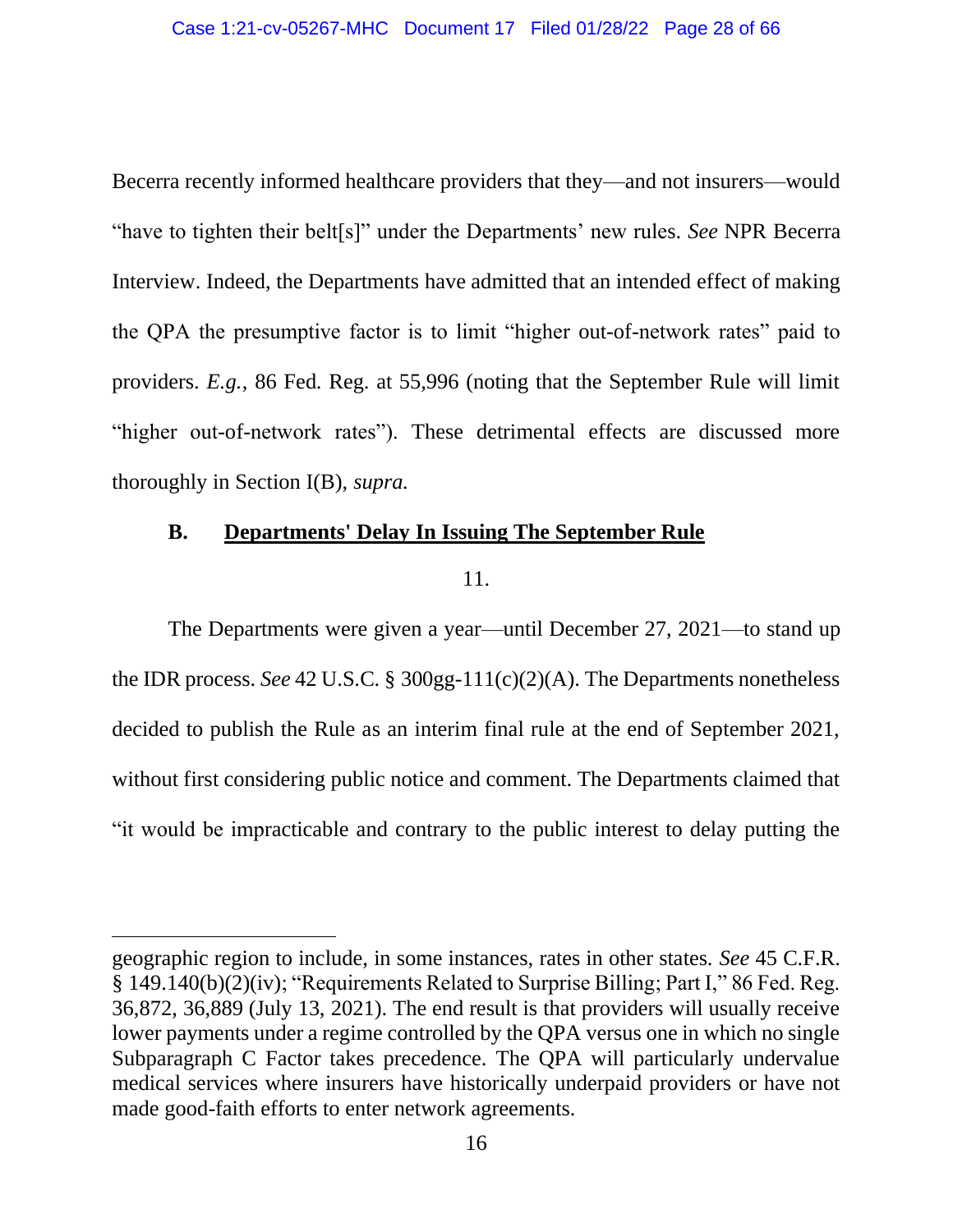Becerra recently informed healthcare providers that they—and not insurers—would "have to tighten their belt[s]" under the Departments' new rules. *See* NPR Becerra Interview. Indeed, the Departments have admitted that an intended effect of making the QPA the presumptive factor is to limit "higher out-of-network rates" paid to providers. *E.g.*, 86 Fed. Reg. at 55,996 (noting that the September Rule will limit "higher out-of-network rates"). These detrimental effects are discussed more thoroughly in Section I(B), *supra.*

### B. <u>Departments' Delay In Issuing The September Rule</u>

11.

The Departments were given a year—until December 27, 2021—to stand up the IDR process. *See* 42 U.S.C. § 300gg-111(c)(2)(A). The Departments nonetheless decided to publish the Rule as an interim final rule at the end of September 2021, without first considering public notice and comment. The Departments claimed that "it would be impracticable and contrary to the public interest to delay putting the

---

geographic region to include, in some instances, rates in other states. *See* 45 C.F.R. § 149.140(b)(2)(iv); "Requirements Related to Surprise Billing; Part I," 86 Fed. Reg. 36,872, 36,889 (July 13, 2021). The end result is that providers will usually receive lower payments under a regime controlled by the QPA versus one in which no single Subparagraph C Factor takes precedence. The QPA will particularly undervalue medical services where insurers have historically underpaid providers or have not made good-faith efforts to enter network agreements.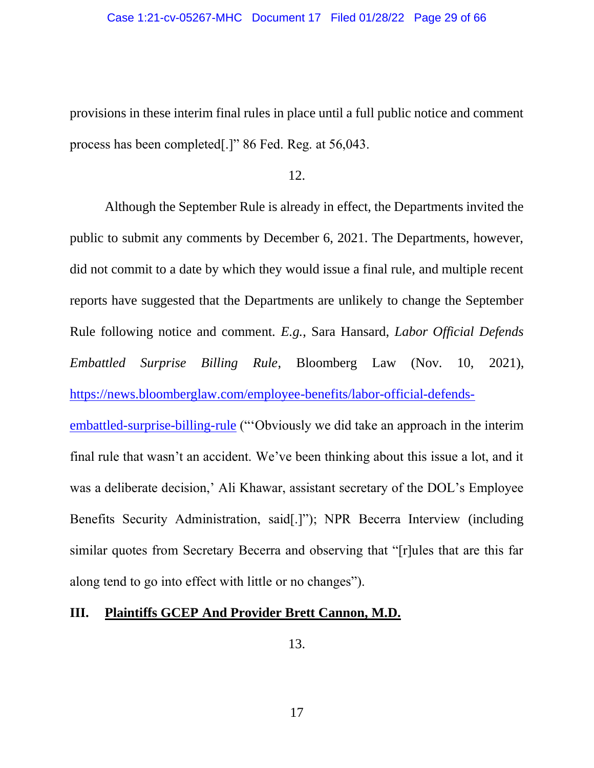provisions in these interim final rules in place until a full public notice and comment process has been completed[.]" 86 Fed. Reg. at 56,043.

12.

Although the September Rule is already in effect, the Departments invited the public to submit any comments by December 6, 2021. The Departments, however, did not commit to a date by which they would issue a final rule, and multiple recent reports have suggested that the Departments are unlikely to change the September Rule following notice and comment. *E.g.*, Sara Hansard, *Labor Official Defends Embattled Surprise Billing Rule*, Bloomberg Law (Nov. 10, 2021), https://news.bloomberglaw.com/employee-benefits/labor-official-defends-embattled-surprise-billing-rule ("'Obviously we did take an approach in the interim final rule that wasn't an accident. We've been thinking about this issue a lot, and it was a deliberate decision,' Ali Khawar, assistant secretary of the DOL's Employee Benefits Security Administration, said[.]"); NPR Becerra Interview (including similar quotes from Secretary Becerra and observing that "[r]ules that are this far along tend to go into effect with little or no changes").

## III. Plaintiffs GCEP And Provider Brett Cannon, M.D.

13.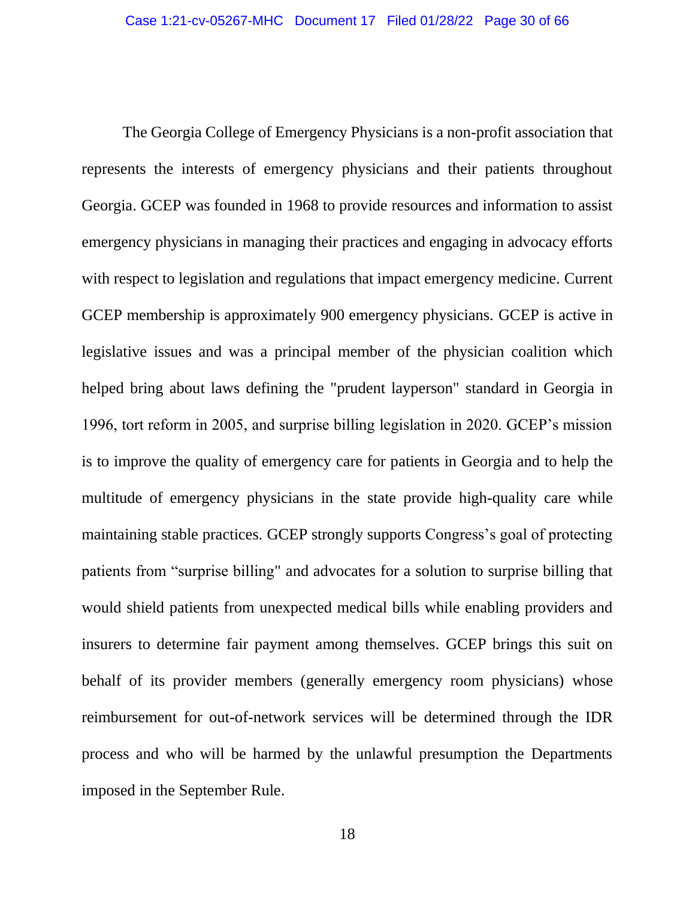The Georgia College of Emergency Physicians is a non-profit association that represents the interests of emergency physicians and their patients throughout Georgia. GCEP was founded in 1968 to provide resources and information to assist emergency physicians in managing their practices and engaging in advocacy efforts with respect to legislation and regulations that impact emergency medicine. Current GCEP membership is approximately 900 emergency physicians. GCEP is active in legislative issues and was a principal member of the physician coalition which helped bring about laws defining the "prudent layperson" standard in Georgia in 1996, tort reform in 2005, and surprise billing legislation in 2020. GCEP's mission is to improve the quality of emergency care for patients in Georgia and to help the multitude of emergency physicians in the state provide high-quality care while maintaining stable practices. GCEP strongly supports Congress's goal of protecting patients from "surprise billing" and advocates for a solution to surprise billing that would shield patients from unexpected medical bills while enabling providers and insurers to determine fair payment among themselves. GCEP brings this suit on behalf of its provider members (generally emergency room physicians) whose reimbursement for out-of-network services will be determined through the IDR process and who will be harmed by the unlawful presumption the Departments imposed in the September Rule.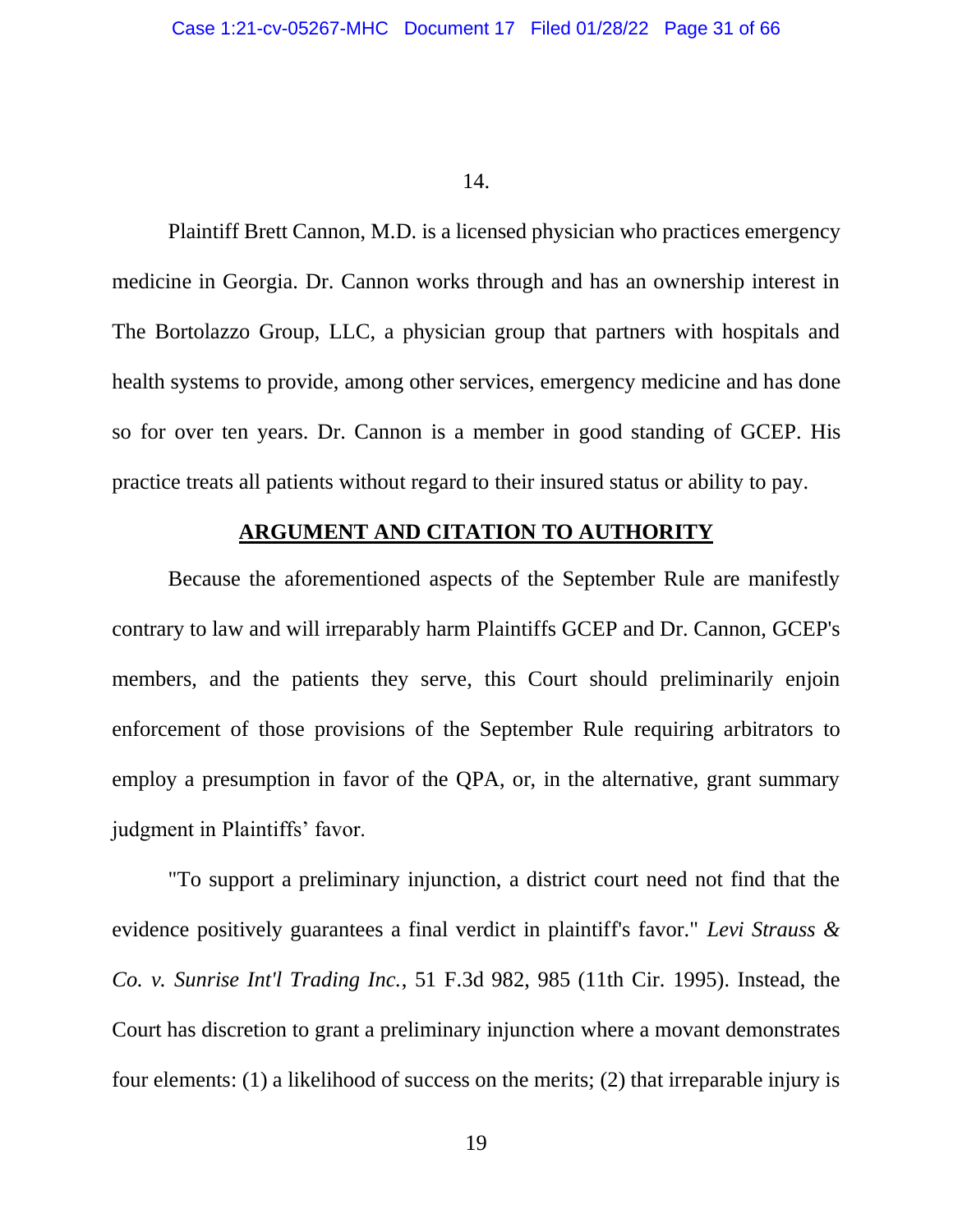14.

Plaintiff Brett Cannon, M.D. is a licensed physician who practices emergency medicine in Georgia. Dr. Cannon works through and has an ownership interest in The Bortolazzo Group, LLC, a physician group that partners with hospitals and health systems to provide, among other services, emergency medicine and has done so for over ten years. Dr. Cannon is a member in good standing of GCEP. His practice treats all patients without regard to their insured status or ability to pay.

## ARGUMENT AND CITATION TO AUTHORITY

Because the aforementioned aspects of the September Rule are manifestly contrary to law and will irreparably harm Plaintiffs GCEP and Dr. Cannon, GCEP's members, and the patients they serve, this Court should preliminarily enjoin enforcement of those provisions of the September Rule requiring arbitrators to employ a presumption in favor of the QPA, or, in the alternative, grant summary judgment in Plaintiffs' favor.

"To support a preliminary injunction, a district court need not find that the evidence positively guarantees a final verdict in plaintiff's favor." *Levi Strauss & Co. v. Sunrise Int'l Trading Inc.*, 51 F.3d 982, 985 (11th Cir. 1995). Instead, the Court has discretion to grant a preliminary injunction where a movant demonstrates four elements: (1) a likelihood of success on the merits; (2) that irreparable injury is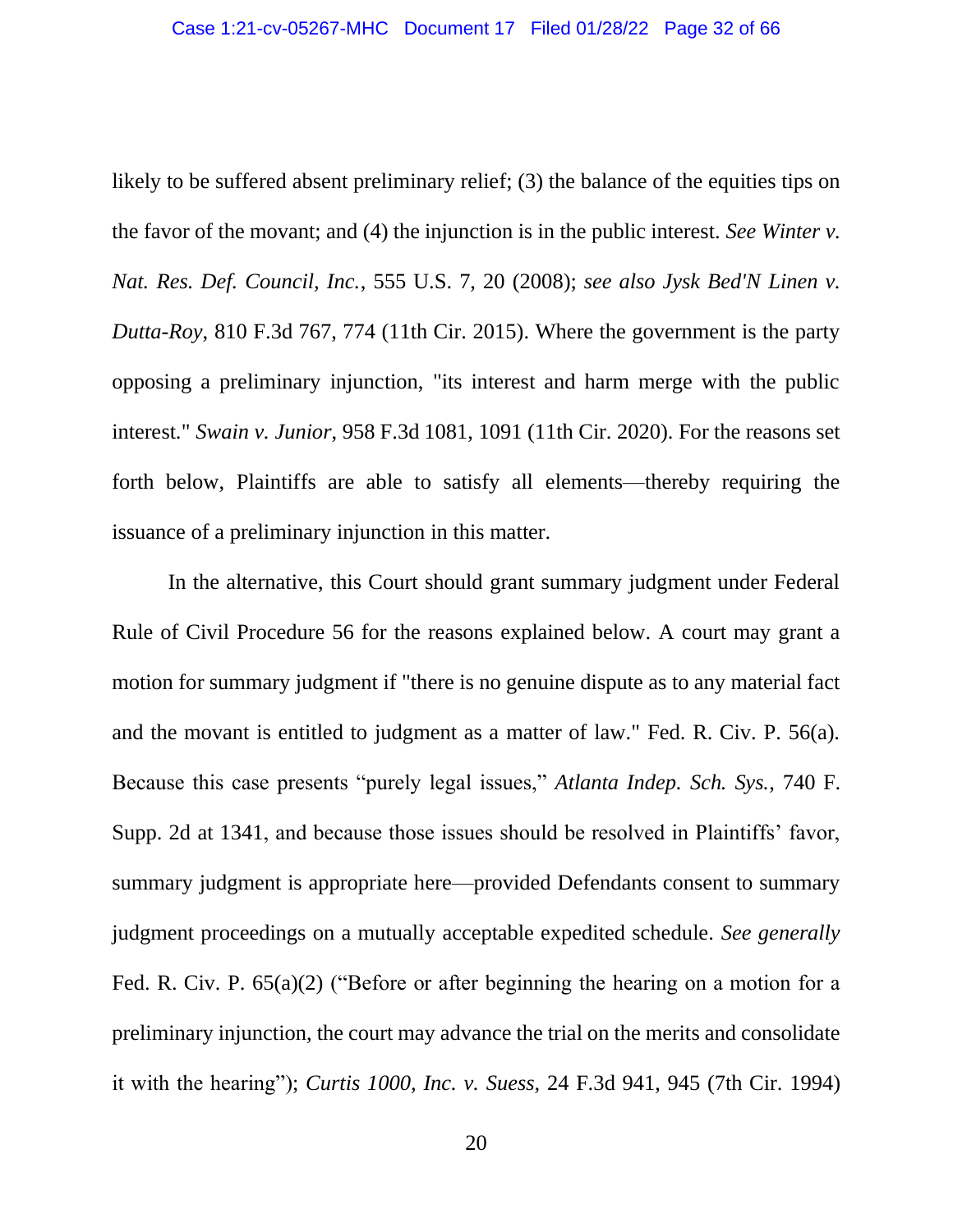likely to be suffered absent preliminary relief; (3) the balance of the equities tips on the favor of the movant; and (4) the injunction is in the public interest. *See Winter v. Nat. Res. Def. Council, Inc.*, 555 U.S. 7, 20 (2008); *see also Jysk Bed'N Linen v. Dutta-Roy*, 810 F.3d 767, 774 (11th Cir. 2015). Where the government is the party opposing a preliminary injunction, "its interest and harm merge with the public interest." *Swain v. Junior,* 958 F.3d 1081, 1091 (11th Cir. 2020). For the reasons set forth below, Plaintiffs are able to satisfy all elements—thereby requiring the issuance of a preliminary injunction in this matter.

In the alternative, this Court should grant summary judgment under Federal Rule of Civil Procedure 56 for the reasons explained below. A court may grant a motion for summary judgment if "there is no genuine dispute as to any material fact and the movant is entitled to judgment as a matter of law." Fed. R. Civ. P. 56(a). Because this case presents "purely legal issues," *Atlanta Indep. Sch. Sys.*, 740 F. Supp. 2d at 1341, and because those issues should be resolved in Plaintiffs' favor, summary judgment is appropriate here—provided Defendants consent to summary judgment proceedings on a mutually acceptable expedited schedule. *See generally* Fed. R. Civ. P. 65(a)(2) ("Before or after beginning the hearing on a motion for a preliminary injunction, the court may advance the trial on the merits and consolidate it with the hearing"); *Curtis 1000, Inc. v. Suess,* 24 F.3d 941, 945 (7th Cir. 1994)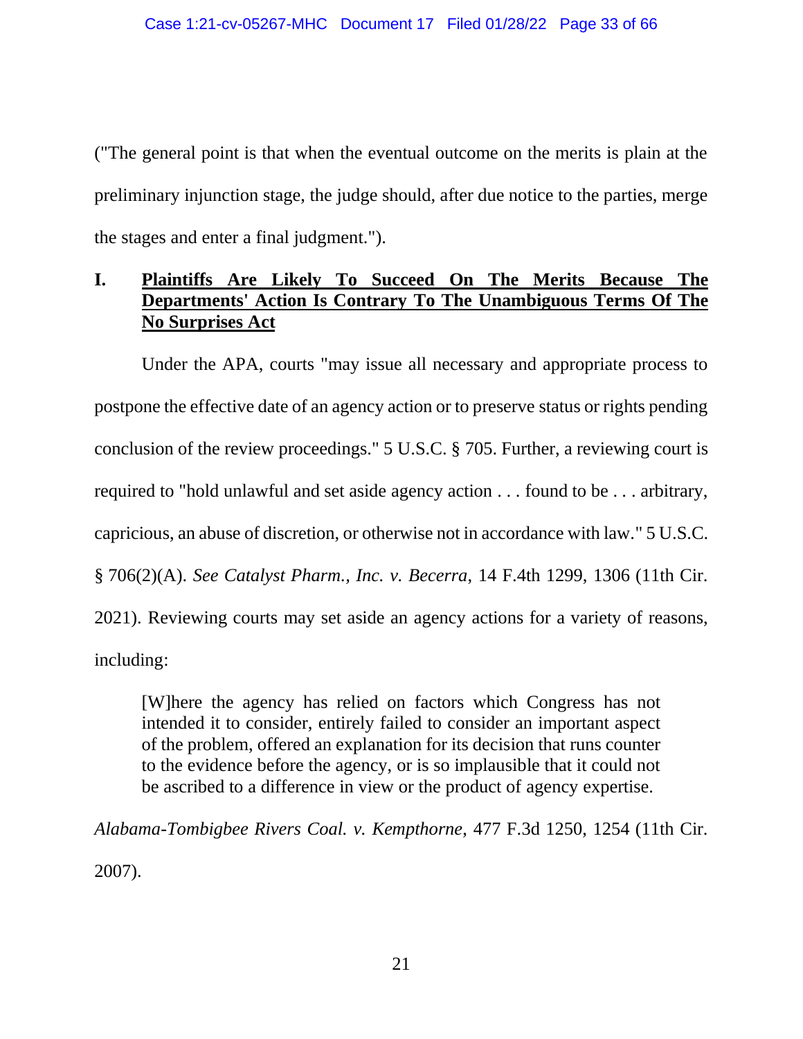("The general point is that when the eventual outcome on the merits is plain at the preliminary injunction stage, the judge should, after due notice to the parties, merge the stages and enter a final judgment.").

## I. Plaintiffs Are Likely To Succeed On The Merits Because The Departments' Action Is Contrary To The Unambiguous Terms Of The No Surprises Act

Under the APA, courts "may issue all necessary and appropriate process to postpone the effective date of an agency action or to preserve status or rights pending conclusion of the review proceedings." 5 U.S.C. § 705. Further, a reviewing court is required to "hold unlawful and set aside agency action . . . found to be . . . arbitrary, capricious, an abuse of discretion, or otherwise not in accordance with law." 5 U.S.C. § 706(2)(A). *See Catalyst Pharm., Inc. v. Becerra*, 14 F.4th 1299, 1306 (11th Cir. 2021). Reviewing courts may set aside an agency actions for a variety of reasons, including:

> [W]here the agency has relied on factors which Congress has not intended it to consider, entirely failed to consider an important aspect of the problem, offered an explanation for its decision that runs counter to the evidence before the agency, or is so implausible that it could not be ascribed to a difference in view or the product of agency expertise.

*Alabama-Tombigbee Rivers Coal. v. Kempthorne*, 477 F.3d 1250, 1254 (11th Cir. 2007).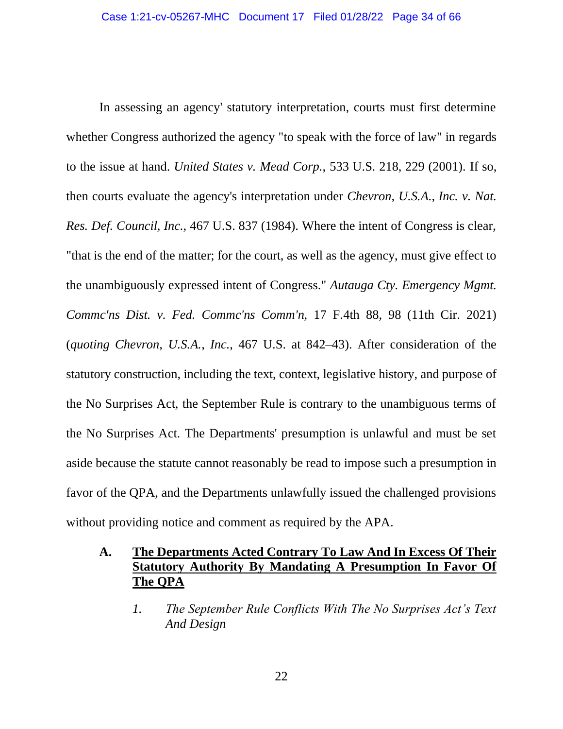In assessing an agency' statutory interpretation, courts must first determine whether Congress authorized the agency "to speak with the force of law" in regards to the issue at hand. *United States v. Mead Corp.*, 533 U.S. 218, 229 (2001). If so, then courts evaluate the agency's interpretation under *Chevron, U.S.A., Inc. v. Nat. Res. Def. Council, Inc.*, 467 U.S. 837 (1984). Where the intent of Congress is clear, "that is the end of the matter; for the court, as well as the agency, must give effect to the unambiguously expressed intent of Congress." *Autauga Cty. Emergency Mgmt. Commc'ns Dist. v. Fed. Commc'ns Comm'n*, 17 F.4th 88, 98 (11th Cir. 2021) (*quoting Chevron, U.S.A., Inc.*, 467 U.S. at 842–43). After consideration of the statutory construction, including the text, context, legislative history, and purpose of the No Surprises Act, the September Rule is contrary to the unambiguous terms of the No Surprises Act. The Departments' presumption is unlawful and must be set aside because the statute cannot reasonably be read to impose such a presumption in favor of the QPA, and the Departments unlawfully issued the challenged provisions without providing notice and comment as required by the APA.

## A. The Departments Acted Contrary To Law And In Excess Of Their Statutory Authority By Mandating A Presumption In Favor Of The QPA

### 1. *The September Rule Conflicts With The No Surprises Act's Text And Design*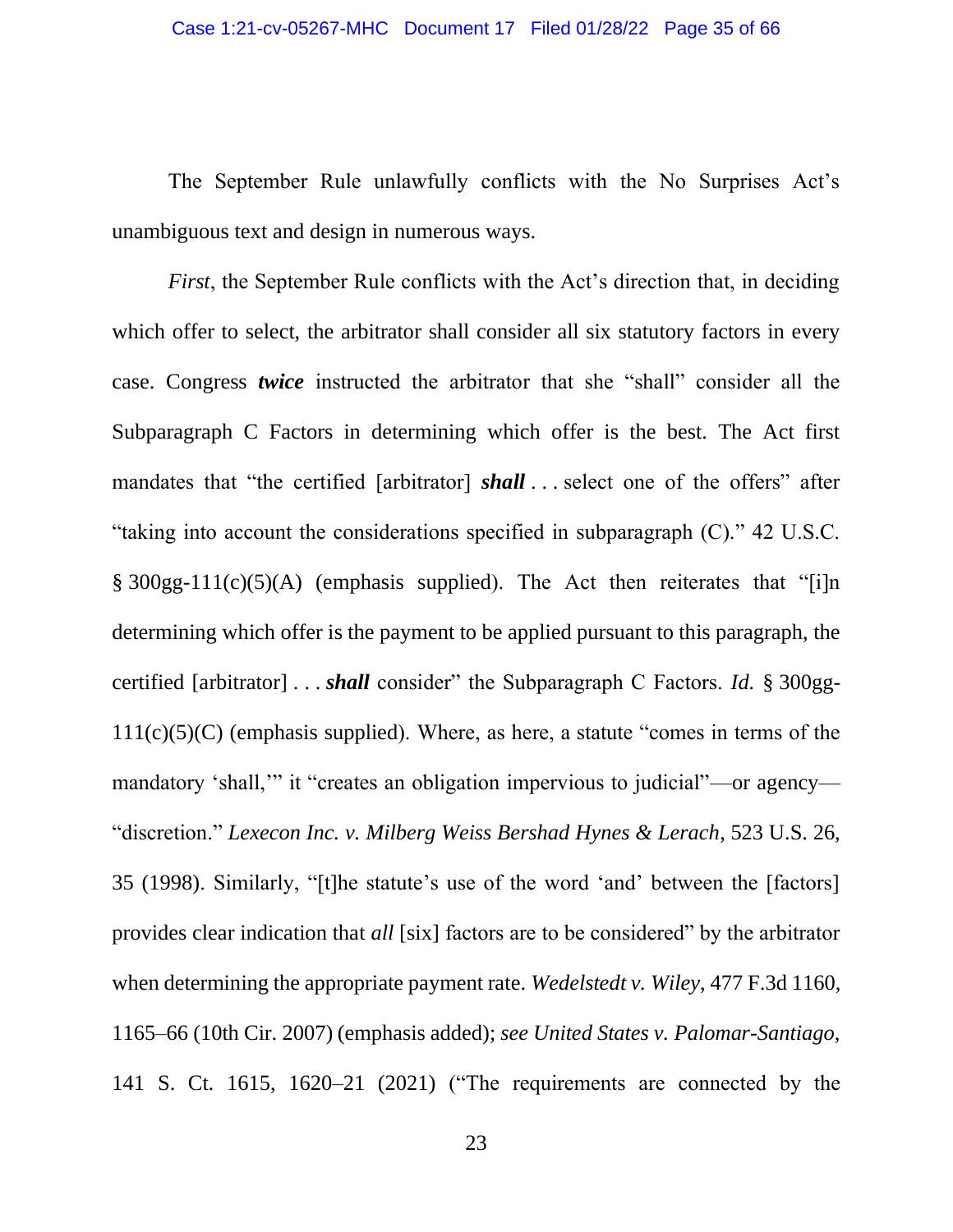The September Rule unlawfully conflicts with the No Surprises Act's unambiguous text and design in numerous ways.

*First*, the September Rule conflicts with the Act's direction that, in deciding which offer to select, the arbitrator shall consider all six statutory factors in every case. Congress ***twice*** instructed the arbitrator that she "shall" consider all the Subparagraph C Factors in determining which offer is the best. The Act first mandates that "the certified [arbitrator] ***shall*** . . . select one of the offers" after "taking into account the considerations specified in subparagraph (C)." 42 U.S.C. § 300gg-111(c)(5)(A) (emphasis supplied). The Act then reiterates that "[i]n determining which offer is the payment to be applied pursuant to this paragraph, the certified [arbitrator] . . . ***shall*** consider" the Subparagraph C Factors. *Id.* § 300gg-111(c)(5)(C) (emphasis supplied). Where, as here, a statute "comes in terms of the mandatory 'shall,'" it "creates an obligation impervious to judicial"—or agency—"discretion." *Lexecon Inc. v. Milberg Weiss Bershad Hynes & Lerach*, 523 U.S. 26, 35 (1998). Similarly, "[t]he statute's use of the word 'and' between the [factors] provides clear indication that *all* [six] factors are to be considered" by the arbitrator when determining the appropriate payment rate. *Wedelstedt v. Wiley*, 477 F.3d 1160, 1165–66 (10th Cir. 2007) (emphasis added); *see United States v. Palomar-Santiago*, 141 S. Ct. 1615, 1620–21 (2021) ("The requirements are connected by the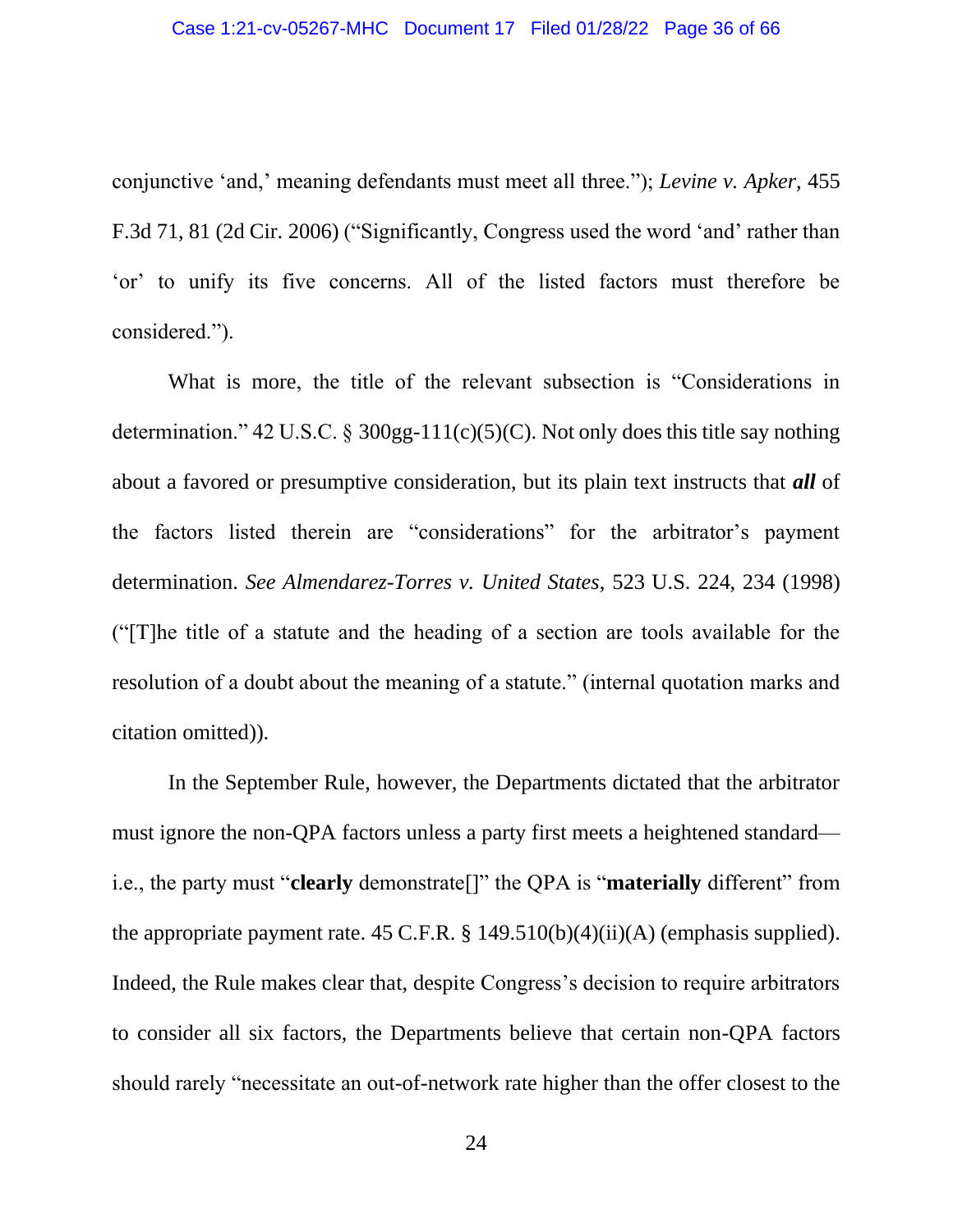conjunctive 'and,' meaning defendants must meet all three."); *Levine v. Apker*, 455 F.3d 71, 81 (2d Cir. 2006) ("Significantly, Congress used the word 'and' rather than 'or' to unify its five concerns. All of the listed factors must therefore be considered.").

What is more, the title of the relevant subsection is "Considerations in determination." 42 U.S.C. § 300gg-111(c)(5)(C). Not only does this title say nothing about a favored or presumptive consideration, but its plain text instructs that ***all*** of the factors listed therein are "considerations" for the arbitrator's payment determination. *See Almendarez-Torres v. United States*, 523 U.S. 224, 234 (1998) ("[T]he title of a statute and the heading of a section are tools available for the resolution of a doubt about the meaning of a statute." (internal quotation marks and citation omitted)).

In the September Rule, however, the Departments dictated that the arbitrator must ignore the non-QPA factors unless a party first meets a heightened standard—i.e., the party must "**clearly** demonstrate[]" the QPA is "**materially** different" from the appropriate payment rate. 45 C.F.R. § 149.510(b)(4)(ii)(A) (emphasis supplied). Indeed, the Rule makes clear that, despite Congress's decision to require arbitrators to consider all six factors, the Departments believe that certain non-QPA factors should rarely "necessitate an out-of-network rate higher than the offer closest to the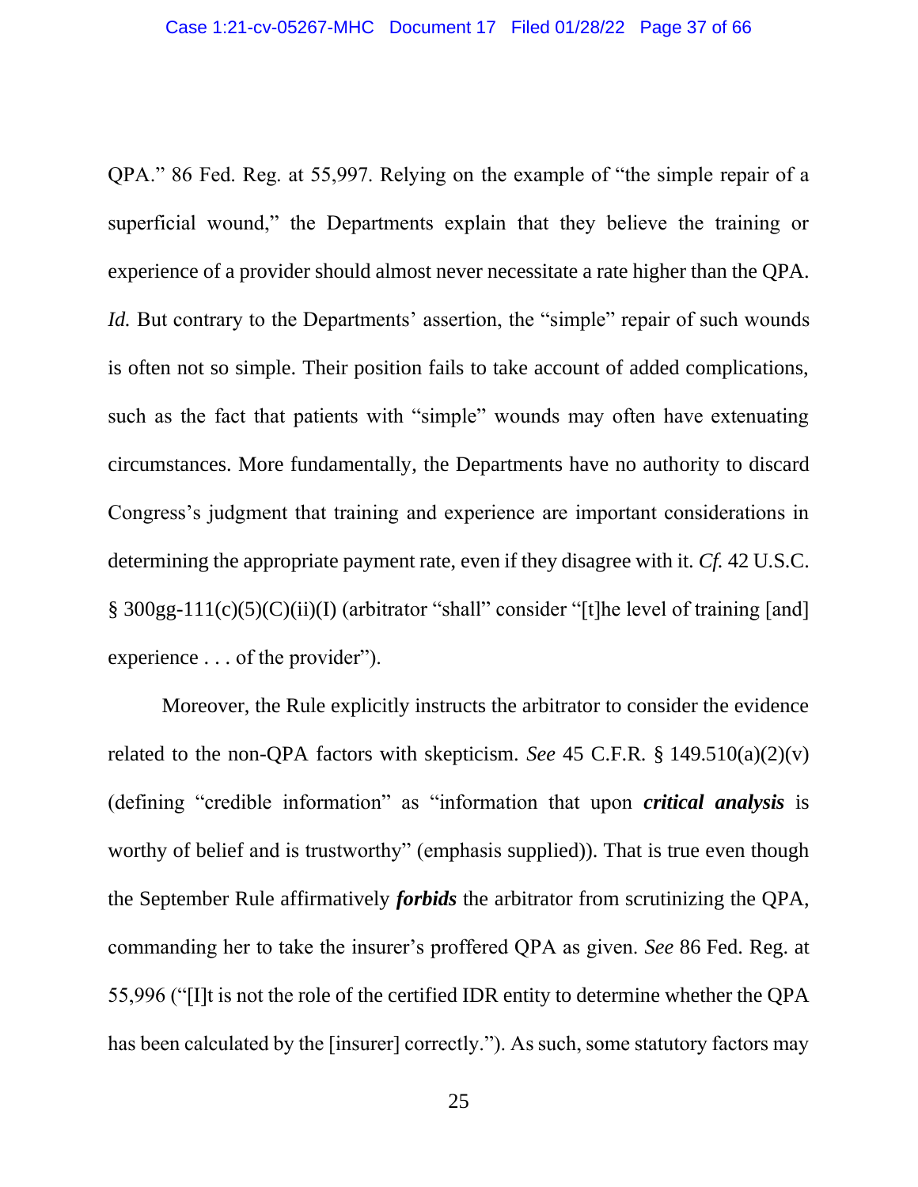QPA." 86 Fed. Reg. at 55,997. Relying on the example of "the simple repair of a superficial wound," the Departments explain that they believe the training or experience of a provider should almost never necessitate a rate higher than the QPA. *Id.* But contrary to the Departments' assertion, the "simple" repair of such wounds is often not so simple. Their position fails to take account of added complications, such as the fact that patients with "simple" wounds may often have extenuating circumstances. More fundamentally, the Departments have no authority to discard Congress's judgment that training and experience are important considerations in determining the appropriate payment rate, even if they disagree with it. *Cf.* 42 U.S.C. § 300gg-111(c)(5)(C)(ii)(I) (arbitrator "shall" consider "[t]he level of training [and] experience . . . of the provider").

Moreover, the Rule explicitly instructs the arbitrator to consider the evidence related to the non-QPA factors with skepticism. *See* 45 C.F.R. § 149.510(a)(2)(v) (defining "credible information" as "information that upon ***critical analysis*** is worthy of belief and is trustworthy" (emphasis supplied)). That is true even though the September Rule affirmatively ***forbids*** the arbitrator from scrutinizing the QPA, commanding her to take the insurer's proffered QPA as given. *See* 86 Fed. Reg. at 55,996 ("[I]t is not the role of the certified IDR entity to determine whether the QPA has been calculated by the [insurer] correctly."). As such, some statutory factors may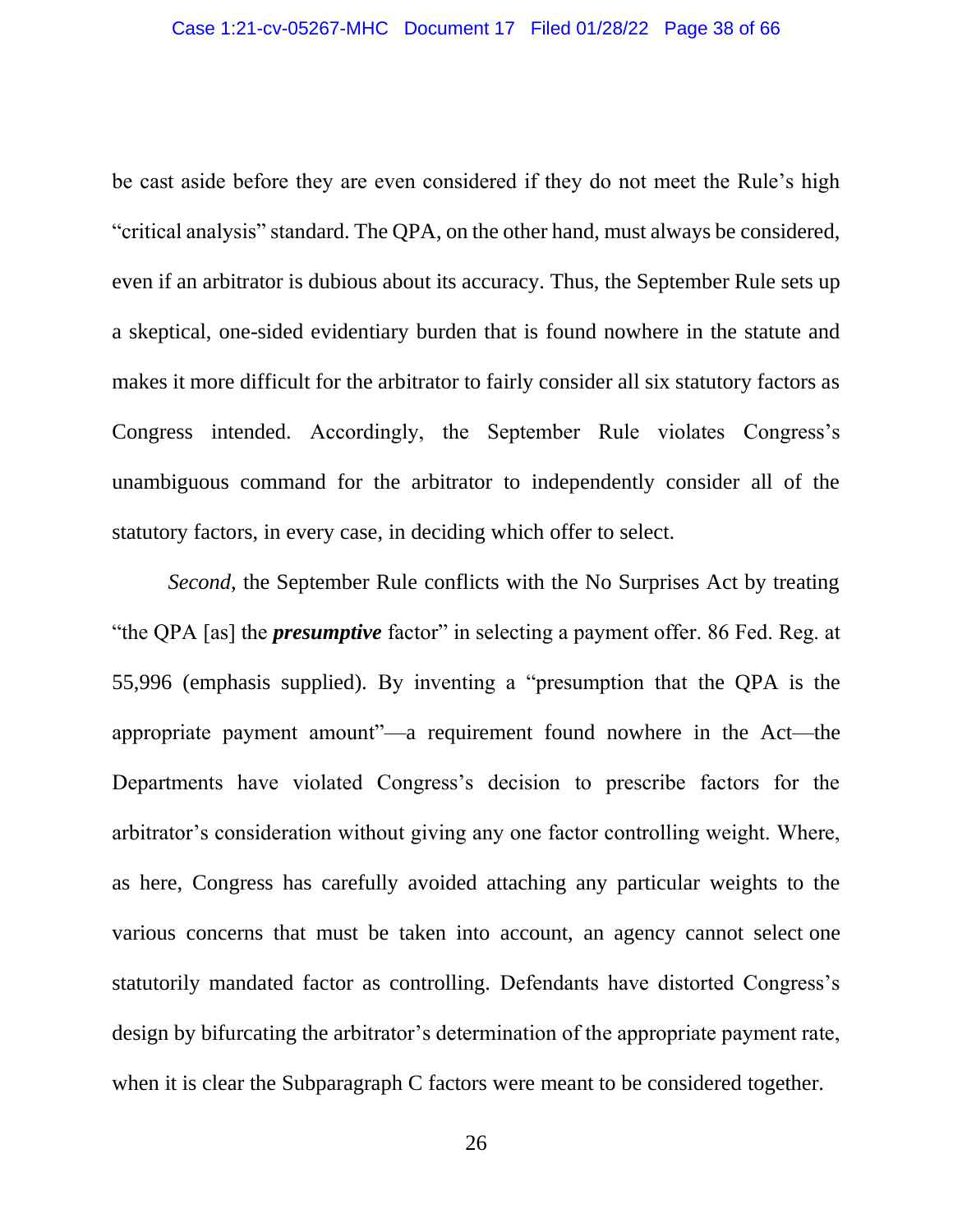be cast aside before they are even considered if they do not meet the Rule's high "critical analysis" standard. The QPA, on the other hand, must always be considered, even if an arbitrator is dubious about its accuracy. Thus, the September Rule sets up a skeptical, one-sided evidentiary burden that is found nowhere in the statute and makes it more difficult for the arbitrator to fairly consider all six statutory factors as Congress intended. Accordingly, the September Rule violates Congress's unambiguous command for the arbitrator to independently consider all of the statutory factors, in every case, in deciding which offer to select.

*Second*, the September Rule conflicts with the No Surprises Act by treating "the QPA [as] the ***presumptive*** factor" in selecting a payment offer. 86 Fed. Reg. at 55,996 (emphasis supplied). By inventing a "presumption that the QPA is the appropriate payment amount"—a requirement found nowhere in the Act—the Departments have violated Congress's decision to prescribe factors for the arbitrator's consideration without giving any one factor controlling weight. Where, as here, Congress has carefully avoided attaching any particular weights to the various concerns that must be taken into account, an agency cannot select one statutorily mandated factor as controlling. Defendants have distorted Congress's design by bifurcating the arbitrator's determination of the appropriate payment rate, when it is clear the Subparagraph C factors were meant to be considered together.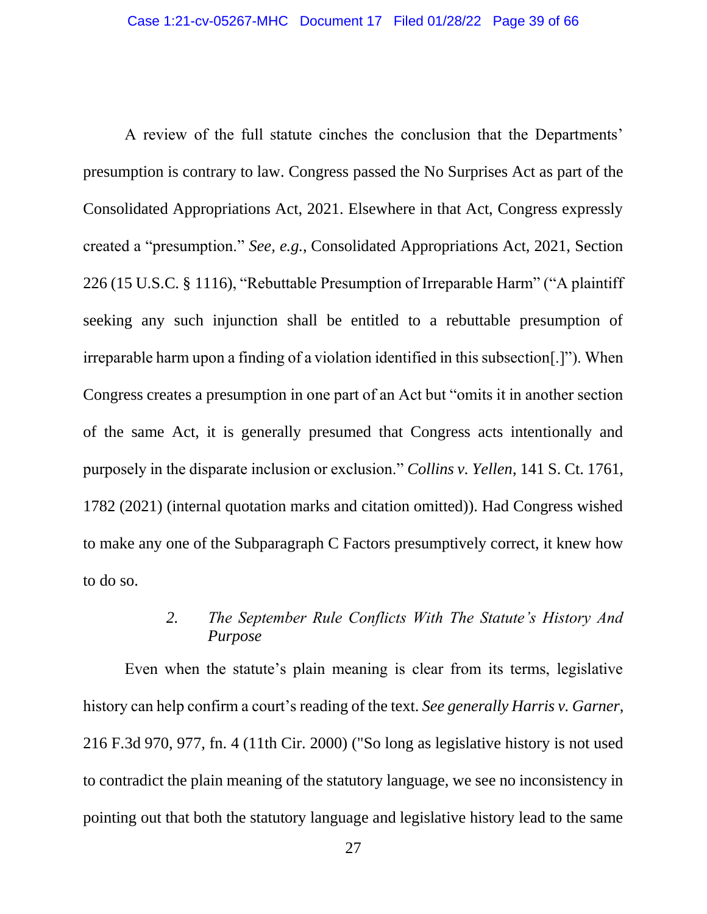A review of the full statute cinches the conclusion that the Departments' presumption is contrary to law. Congress passed the No Surprises Act as part of the Consolidated Appropriations Act, 2021. Elsewhere in that Act, Congress expressly created a "presumption." *See, e.g.*, Consolidated Appropriations Act, 2021, Section 226 (15 U.S.C. § 1116), "Rebuttable Presumption of Irreparable Harm" ("A plaintiff seeking any such injunction shall be entitled to a rebuttable presumption of irreparable harm upon a finding of a violation identified in this subsection[.]"). When Congress creates a presumption in one part of an Act but "omits it in another section of the same Act, it is generally presumed that Congress acts intentionally and purposely in the disparate inclusion or exclusion." *Collins v. Yellen*, 141 S. Ct. 1761, 1782 (2021) (internal quotation marks and citation omitted)). Had Congress wished to make any one of the Subparagraph C Factors presumptively correct, it knew how to do so.

### 2. *The September Rule Conflicts With The Statute's History And Purpose*

Even when the statute's plain meaning is clear from its terms, legislative history can help confirm a court's reading of the text. *See generally Harris v. Garner*, 216 F.3d 970, 977, fn. 4 (11th Cir. 2000) ("So long as legislative history is not used to contradict the plain meaning of the statutory language, we see no inconsistency in pointing out that both the statutory language and legislative history lead to the same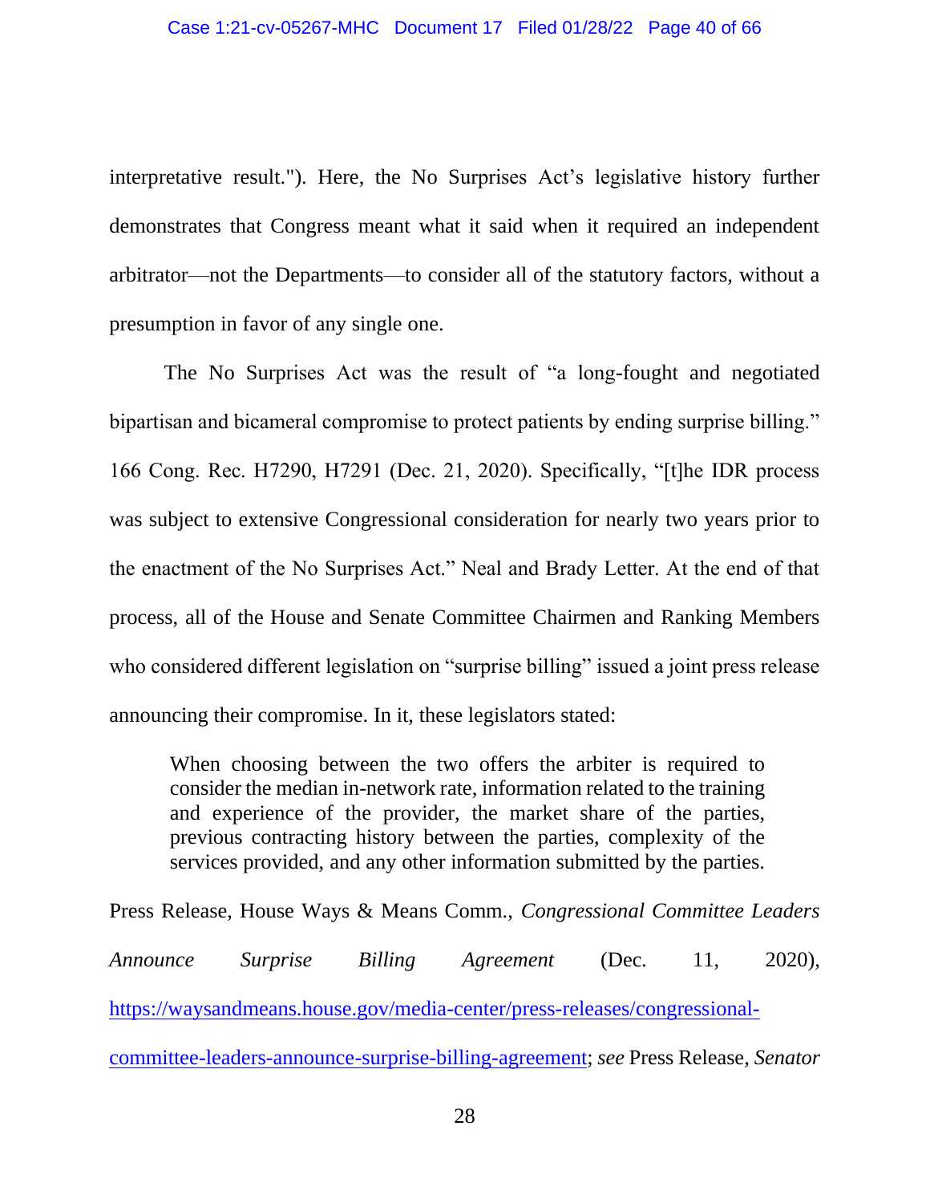interpretative result."). Here, the No Surprises Act's legislative history further demonstrates that Congress meant what it said when it required an independent arbitrator—not the Departments—to consider all of the statutory factors, without a presumption in favor of any single one.

The No Surprises Act was the result of "a long-fought and negotiated bipartisan and bicameral compromise to protect patients by ending surprise billing." 166 Cong. Rec. H7290, H7291 (Dec. 21, 2020). Specifically, "[t]he IDR process was subject to extensive Congressional consideration for nearly two years prior to the enactment of the No Surprises Act." Neal and Brady Letter. At the end of that process, all of the House and Senate Committee Chairmen and Ranking Members who considered different legislation on "surprise billing" issued a joint press release announcing their compromise. In it, these legislators stated:

> When choosing between the two offers the arbiter is required to consider the median in-network rate, information related to the training and experience of the provider, the market share of the parties, previous contracting history between the parties, complexity of the services provided, and any other information submitted by the parties.

Press Release, House Ways & Means Comm., *Congressional Committee Leaders Announce Surprise Billing Agreement* (Dec. 11, 2020), https://waysandmeans.house.gov/media-center/press-releases/congressional-committee-leaders-announce-surprise-billing-agreement; ***see*** Press Release, *Senator*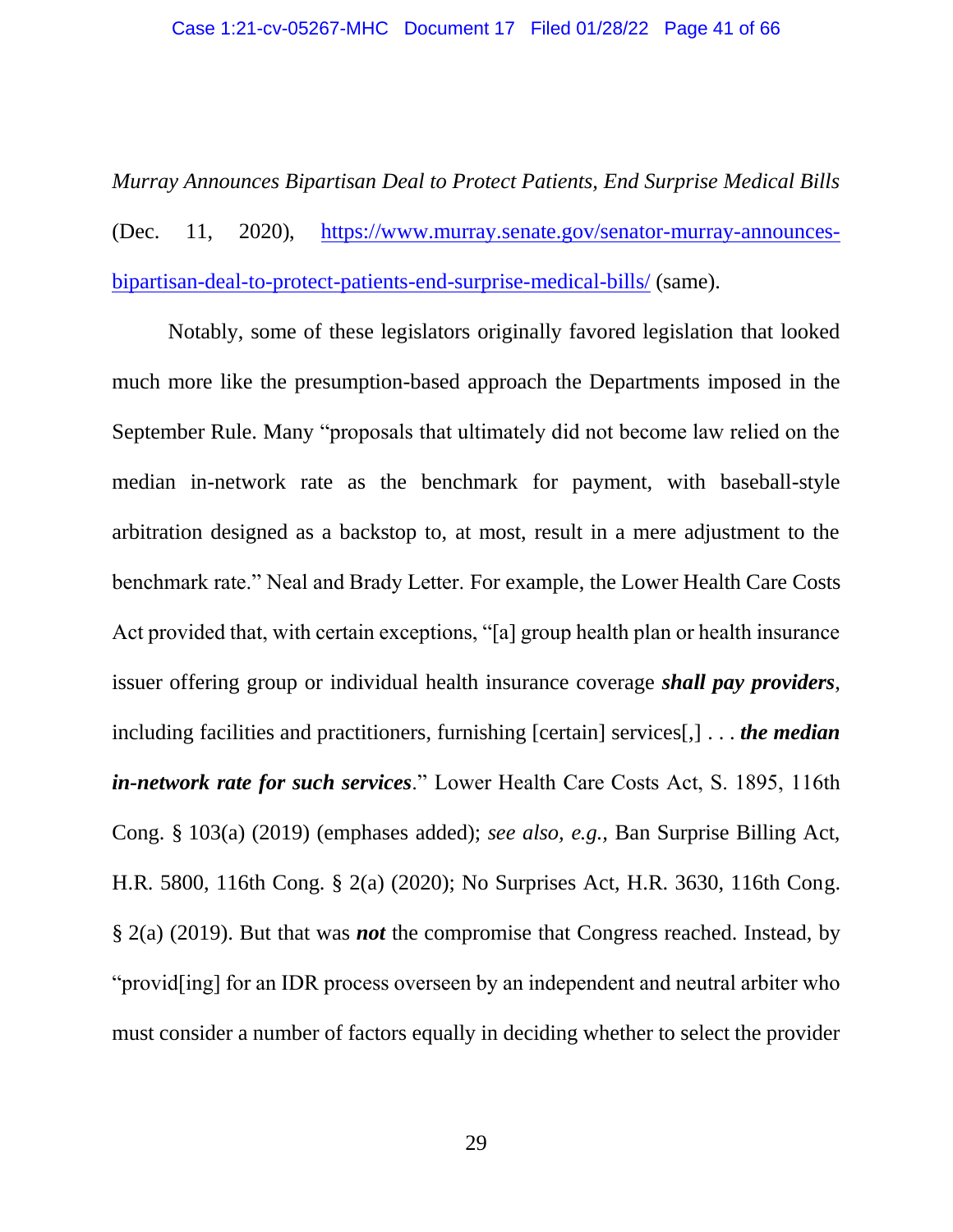*Murray Announces Bipartisan Deal to Protect Patients, End Surprise Medical Bills* (Dec. 11, 2020), [https://www.murray.senate.gov/senator-murray-announces-bipartisan-deal-to-protect-patients-end-surprise-medical-bills/](https://www.murray.senate.gov/senator-murray-announces-bipartisan-deal-to-protect-patients-end-surprise-medical-bills/) (same).

Notably, some of these legislators originally favored legislation that looked much more like the presumption-based approach the Departments imposed in the September Rule. Many "proposals that ultimately did not become law relied on the median in-network rate as the benchmark for payment, with baseball-style arbitration designed as a backstop to, at most, result in a mere adjustment to the benchmark rate." Neal and Brady Letter. For example, the Lower Health Care Costs Act provided that, with certain exceptions, "[a] group health plan or health insurance issuer offering group or individual health insurance coverage ***shall pay providers***, including facilities and practitioners, furnishing [certain] services[,] . . . ***the median in-network rate for such services***." Lower Health Care Costs Act, S. 1895, 116th Cong. § 103(a) (2019) (emphases added); *see also, e.g.,* Ban Surprise Billing Act, H.R. 5800, 116th Cong. § 2(a) (2020); No Surprises Act, H.R. 3630, 116th Cong. § 2(a) (2019). But that was ***not*** the compromise that Congress reached. Instead, by "provid[ing] for an IDR process overseen by an independent and neutral arbiter who must consider a number of factors equally in deciding whether to select the provider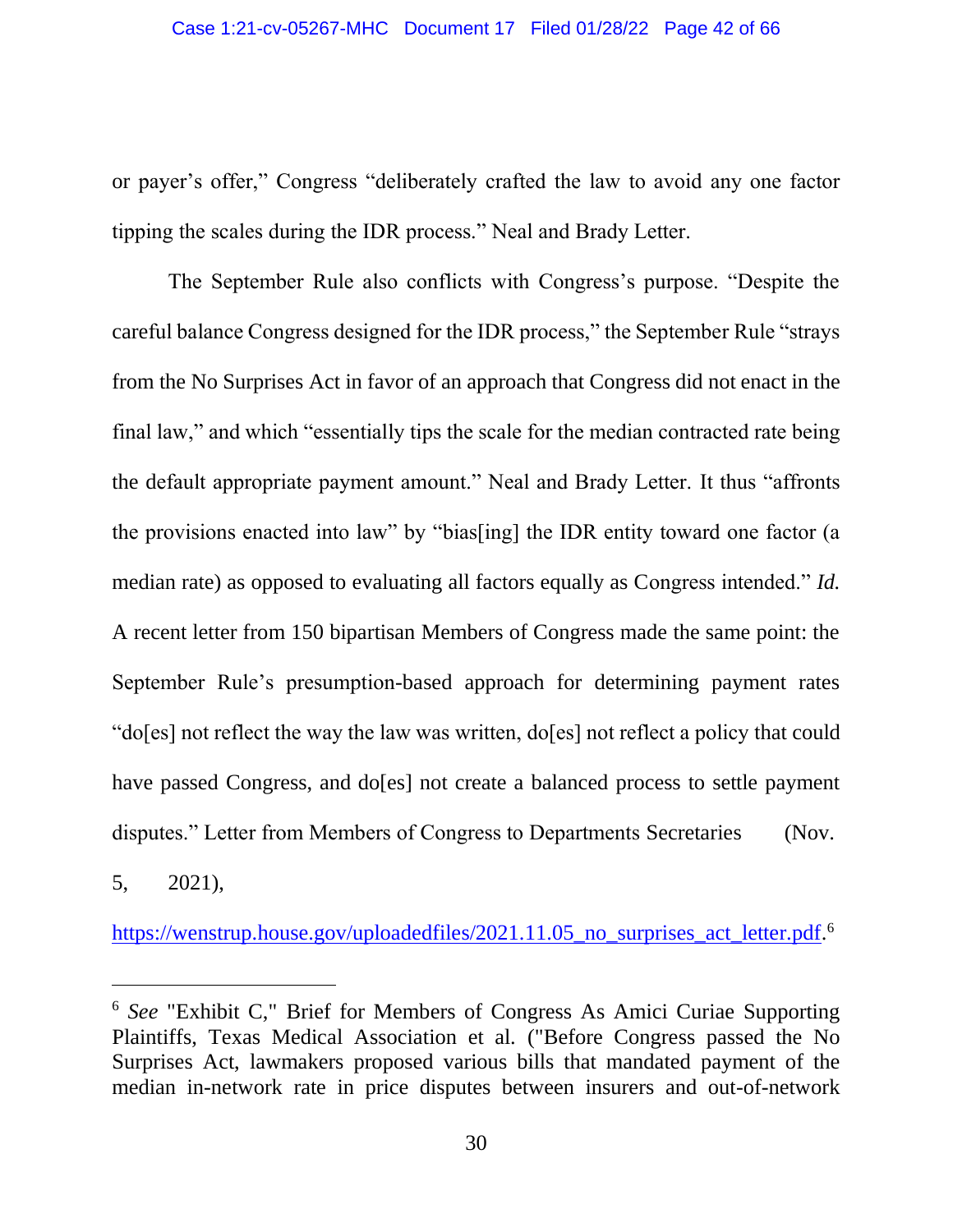or payer's offer," Congress "deliberately crafted the law to avoid any one factor tipping the scales during the IDR process." Neal and Brady Letter.

The September Rule also conflicts with Congress's purpose. "Despite the careful balance Congress designed for the IDR process," the September Rule "strays from the No Surprises Act in favor of an approach that Congress did not enact in the final law," and which "essentially tips the scale for the median contracted rate being the default appropriate payment amount." Neal and Brady Letter. It thus "affronts the provisions enacted into law" by "bias[ing] the IDR entity toward one factor (a median rate) as opposed to evaluating all factors equally as Congress intended." *Id.* A recent letter from 150 bipartisan Members of Congress made the same point: the September Rule's presumption-based approach for determining payment rates "do[es] not reflect the way the law was written, do[es] not reflect a policy that could have passed Congress, and do[es] not create a balanced process to settle payment disputes." Letter from Members of Congress to Departments Secretaries (Nov. 5, 2021), https://wenstrup.house.gov/uploadedfiles/2021.11.05_no_surprises_act_letter.pdf.[6]

---

[6] *See* "Exhibit C," Brief for Members of Congress As Amici Curiae Supporting Plaintiffs, Texas Medical Association et al. ("Before Congress passed the No Surprises Act, lawmakers proposed various bills that mandated payment of the median in-network rate in price disputes between insurers and out-of-network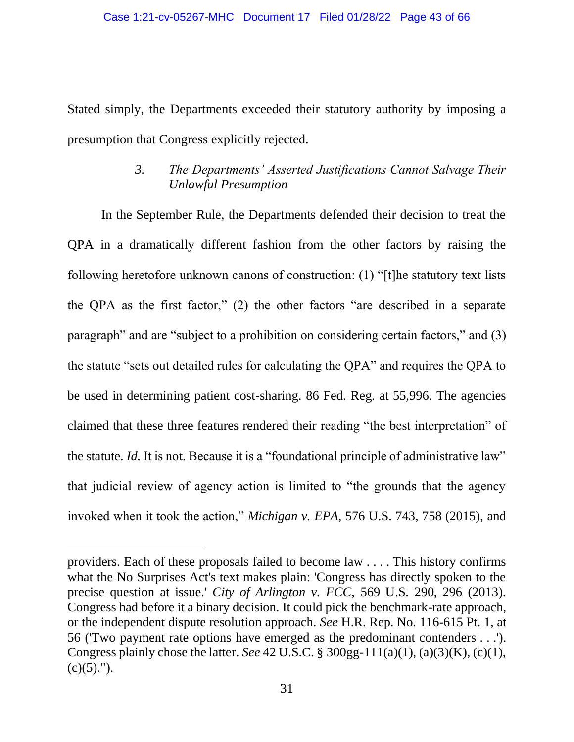Stated simply, the Departments exceeded their statutory authority by imposing a presumption that Congress explicitly rejected.

### 3. *The Departments' Asserted Justifications Cannot Salvage Their Unlawful Presumption*

In the September Rule, the Departments defended their decision to treat the QPA in a dramatically different fashion from the other factors by raising the following heretofore unknown canons of construction: (1) "[t]he statutory text lists the QPA as the first factor," (2) the other factors "are described in a separate paragraph" and are "subject to a prohibition on considering certain factors," and (3) the statute "sets out detailed rules for calculating the QPA" and requires the QPA to be used in determining patient cost-sharing. 86 Fed. Reg. at 55,996. The agencies claimed that these three features rendered their reading "the best interpretation" of the statute. *Id.* It is not. Because it is a "foundational principle of administrative law" that judicial review of agency action is limited to "the grounds that the agency invoked when it took the action," *Michigan v. EPA*, 576 U.S. 743, 758 (2015), and

---

providers. Each of these proposals failed to become law . . . . This history confirms what the No Surprises Act's text makes plain: 'Congress has directly spoken to the precise question at issue.' *City of Arlington v. FCC*, 569 U.S. 290, 296 (2013). Congress had before it a binary decision. It could pick the benchmark-rate approach, or the independent dispute resolution approach. *See* H.R. Rep. No. 116-615 Pt. 1, at 56 ('Two payment rate options have emerged as the predominant contenders . . .'). Congress plainly chose the latter. *See* 42 U.S.C. § 300gg-111(a)(1), (a)(3)(K), (c)(1), (c)(5).").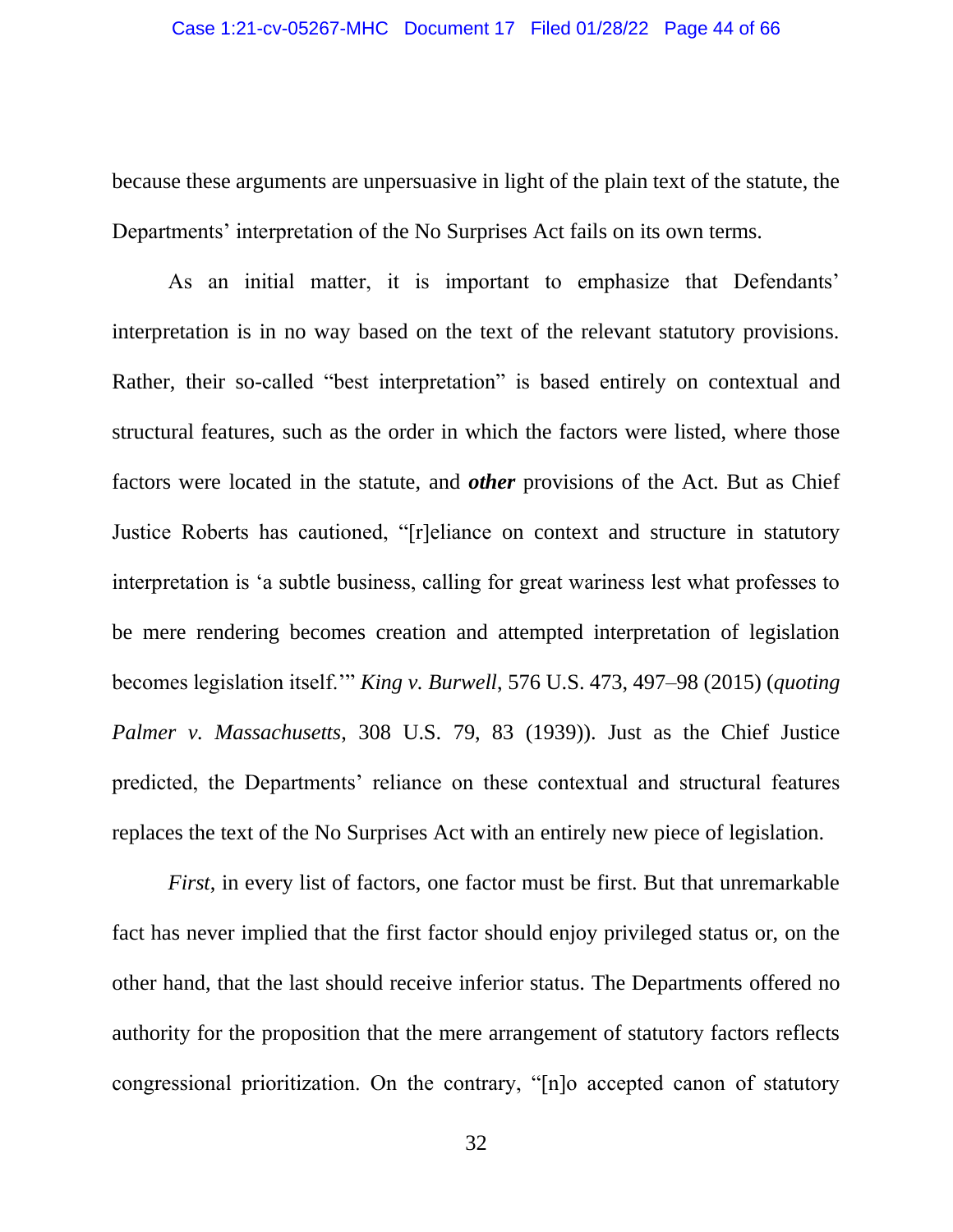because these arguments are unpersuasive in light of the plain text of the statute, the Departments' interpretation of the No Surprises Act fails on its own terms.

As an initial matter, it is important to emphasize that Defendants' interpretation is in no way based on the text of the relevant statutory provisions. Rather, their so-called "best interpretation" is based entirely on contextual and structural features, such as the order in which the factors were listed, where those factors were located in the statute, and ***other*** provisions of the Act. But as Chief Justice Roberts has cautioned, "[r]eliance on context and structure in statutory interpretation is 'a subtle business, calling for great wariness lest what professes to be mere rendering becomes creation and attempted interpretation of legislation becomes legislation itself.'" *King v. Burwell*, 576 U.S. 473, 497–98 (2015) (*quoting Palmer v. Massachusetts*, 308 U.S. 79, 83 (1939)). Just as the Chief Justice predicted, the Departments' reliance on these contextual and structural features replaces the text of the No Surprises Act with an entirely new piece of legislation.

*First*, in every list of factors, one factor must be first. But that unremarkable fact has never implied that the first factor should enjoy privileged status or, on the other hand, that the last should receive inferior status. The Departments offered no authority for the proposition that the mere arrangement of statutory factors reflects congressional prioritization. On the contrary, "[n]o accepted canon of statutory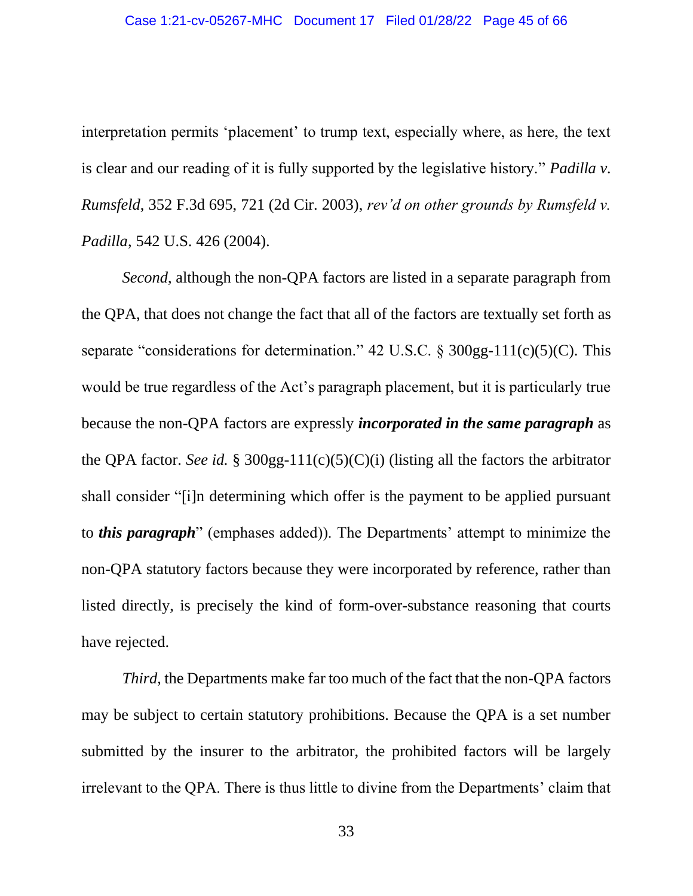interpretation permits 'placement' to trump text, especially where, as here, the text is clear and our reading of it is fully supported by the legislative history." *Padilla v. Rumsfeld*, 352 F.3d 695, 721 (2d Cir. 2003), *rev'd on other grounds by Rumsfeld v. Padilla*, 542 U.S. 426 (2004).

*Second*, although the non-QPA factors are listed in a separate paragraph from the QPA, that does not change the fact that all of the factors are textually set forth as separate "considerations for determination." 42 U.S.C. § 300gg-111(c)(5)(C). This would be true regardless of the Act's paragraph placement, but it is particularly true because the non-QPA factors are expressly ***incorporated in the same paragraph*** as the QPA factor. *See id.* § 300gg-111(c)(5)(C)(i) (listing all the factors the arbitrator shall consider "[i]n determining which offer is the payment to be applied pursuant to ***this paragraph***" (emphases added)). The Departments' attempt to minimize the non-QPA statutory factors because they were incorporated by reference, rather than listed directly, is precisely the kind of form-over-substance reasoning that courts have rejected.

*Third*, the Departments make far too much of the fact that the non-QPA factors may be subject to certain statutory prohibitions. Because the QPA is a set number submitted by the insurer to the arbitrator, the prohibited factors will be largely irrelevant to the QPA. There is thus little to divine from the Departments' claim that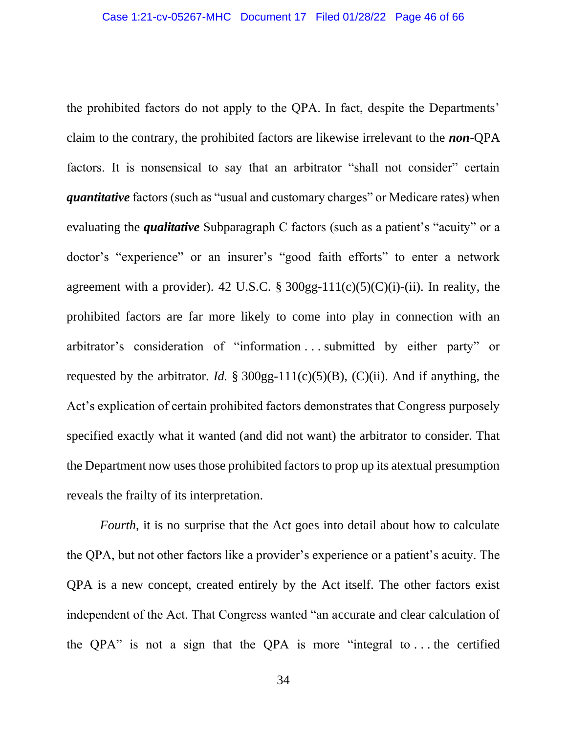the prohibited factors do not apply to the QPA. In fact, despite the Departments' claim to the contrary, the prohibited factors are likewise irrelevant to the ***non***-QPA factors. It is nonsensical to say that an arbitrator "shall not consider" certain ***quantitative*** factors (such as "usual and customary charges" or Medicare rates) when evaluating the ***qualitative*** Subparagraph C factors (such as a patient's "acuity" or a doctor's "experience" or an insurer's "good faith efforts" to enter a network agreement with a provider). 42 U.S.C. § 300gg-111(c)(5)(C)(i)-(ii). In reality, the prohibited factors are far more likely to come into play in connection with an arbitrator's consideration of "information . . . submitted by either party" or requested by the arbitrator. *Id.* § 300gg-111(c)(5)(B), (C)(ii). And if anything, the Act's explication of certain prohibited factors demonstrates that Congress purposely specified exactly what it wanted (and did not want) the arbitrator to consider. That the Department now uses those prohibited factors to prop up its atextual presumption reveals the frailty of its interpretation.

*Fourth*, it is no surprise that the Act goes into detail about how to calculate the QPA, but not other factors like a provider's experience or a patient's acuity. The QPA is a new concept, created entirely by the Act itself. The other factors exist independent of the Act. That Congress wanted "an accurate and clear calculation of the QPA" is not a sign that the QPA is more "integral to . . . the certified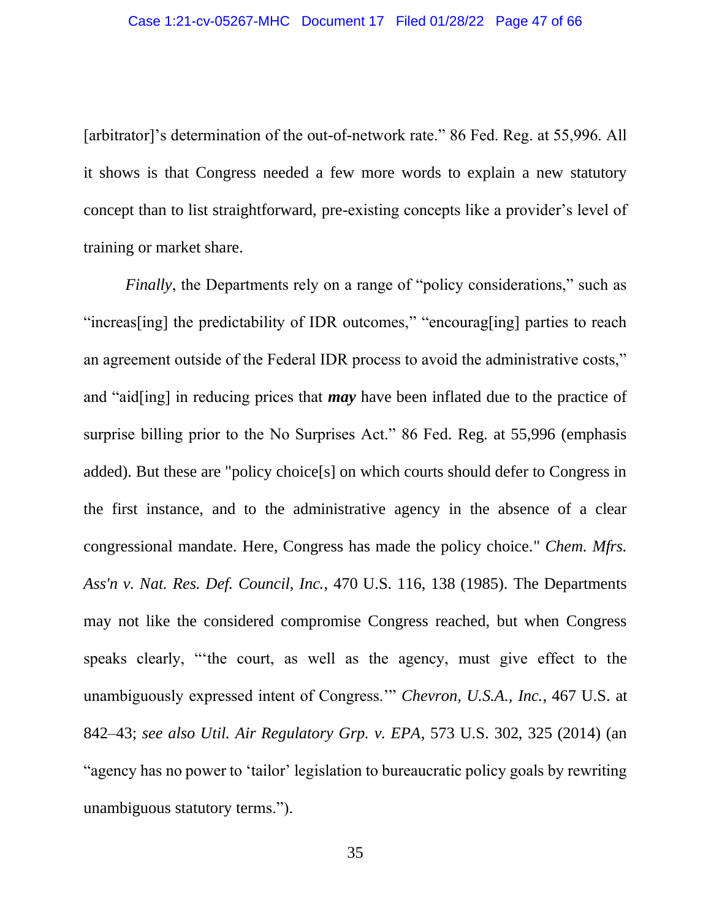[arbitrator]'s determination of the out-of-network rate." 86 Fed. Reg. at 55,996. All it shows is that Congress needed a few more words to explain a new statutory concept than to list straightforward, pre-existing concepts like a provider's level of training or market share.

*Finally*, the Departments rely on a range of "policy considerations," such as "increas[ing] the predictability of IDR outcomes," "encourag[ing] parties to reach an agreement outside of the Federal IDR process to avoid the administrative costs," and "aid[ing] in reducing prices that ***may*** have been inflated due to the practice of surprise billing prior to the No Surprises Act." 86 Fed. Reg. at 55,996 (emphasis added). But these are "policy choice[s] on which courts should defer to Congress in the first instance, and to the administrative agency in the absence of a clear congressional mandate. Here, Congress has made the policy choice." *Chem. Mfrs. Ass'n v. Nat. Res. Def. Council, Inc.*, 470 U.S. 116, 138 (1985). The Departments may not like the considered compromise Congress reached, but when Congress speaks clearly, "'the court, as well as the agency, must give effect to the unambiguously expressed intent of Congress.'" *Chevron, U.S.A., Inc.*, 467 U.S. at 842–43; *see also Util. Air Regulatory Grp. v. EPA*, 573 U.S. 302, 325 (2014) (an "agency has no power to 'tailor' legislation to bureaucratic policy goals by rewriting unambiguous statutory terms.").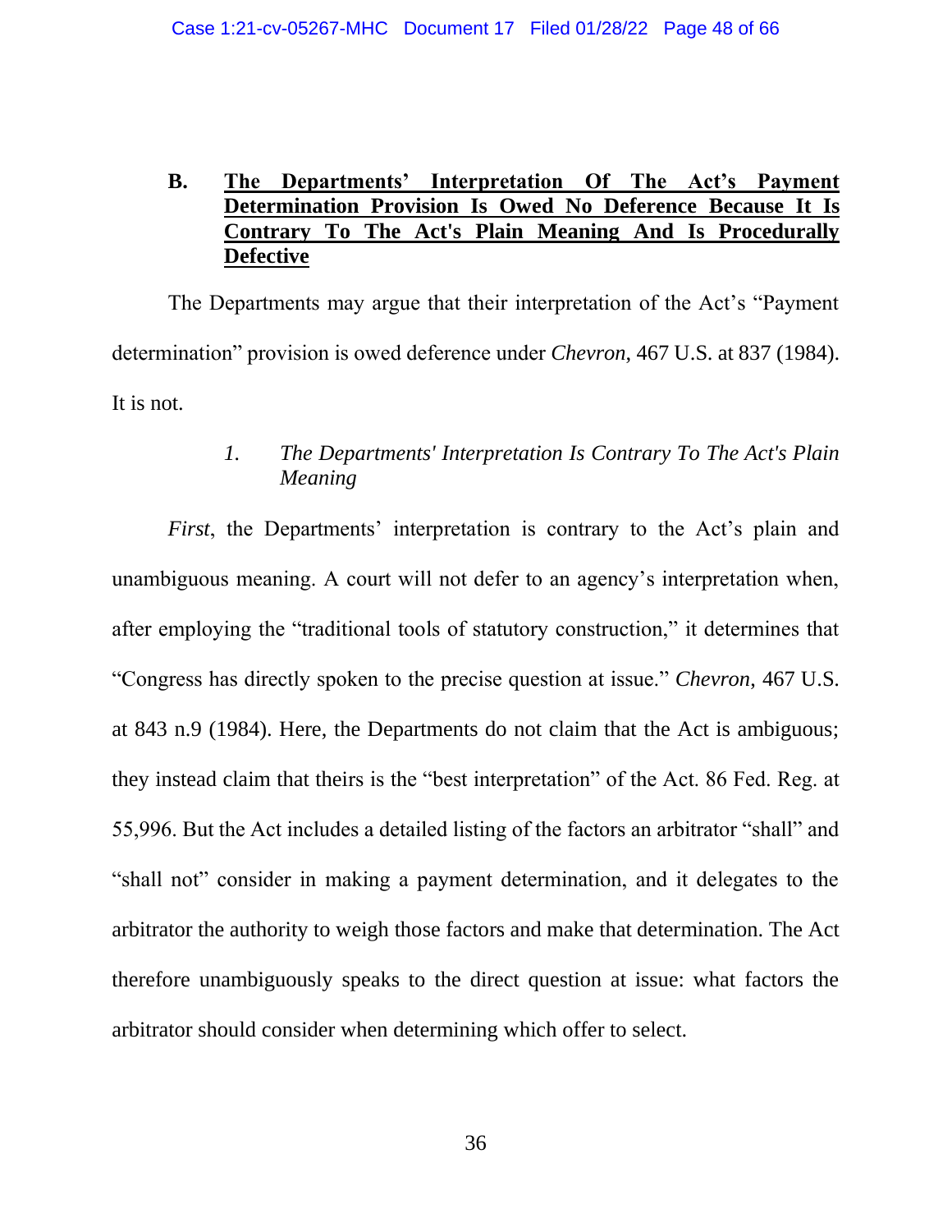### B. <u>The Departments' Interpretation Of The Act's Payment Determination Provision Is Owed No Deference Because It Is Contrary To The Act's Plain Meaning And Is Procedurally Defective</u>

The Departments may argue that their interpretation of the Act's "Payment determination" provision is owed deference under *Chevron,* 467 U.S. at 837 (1984). It is not.

#### *1. The Departments' Interpretation Is Contrary To The Act's Plain Meaning*

*First*, the Departments' interpretation is contrary to the Act's plain and unambiguous meaning. A court will not defer to an agency's interpretation when, after employing the "traditional tools of statutory construction," it determines that "Congress has directly spoken to the precise question at issue." *Chevron,* 467 U.S. at 843 n.9 (1984). Here, the Departments do not claim that the Act is ambiguous; they instead claim that theirs is the "best interpretation" of the Act. 86 Fed. Reg. at 55,996. But the Act includes a detailed listing of the factors an arbitrator "shall" and "shall not" consider in making a payment determination, and it delegates to the arbitrator the authority to weigh those factors and make that determination. The Act therefore unambiguously speaks to the direct question at issue: what factors the arbitrator should consider when determining which offer to select.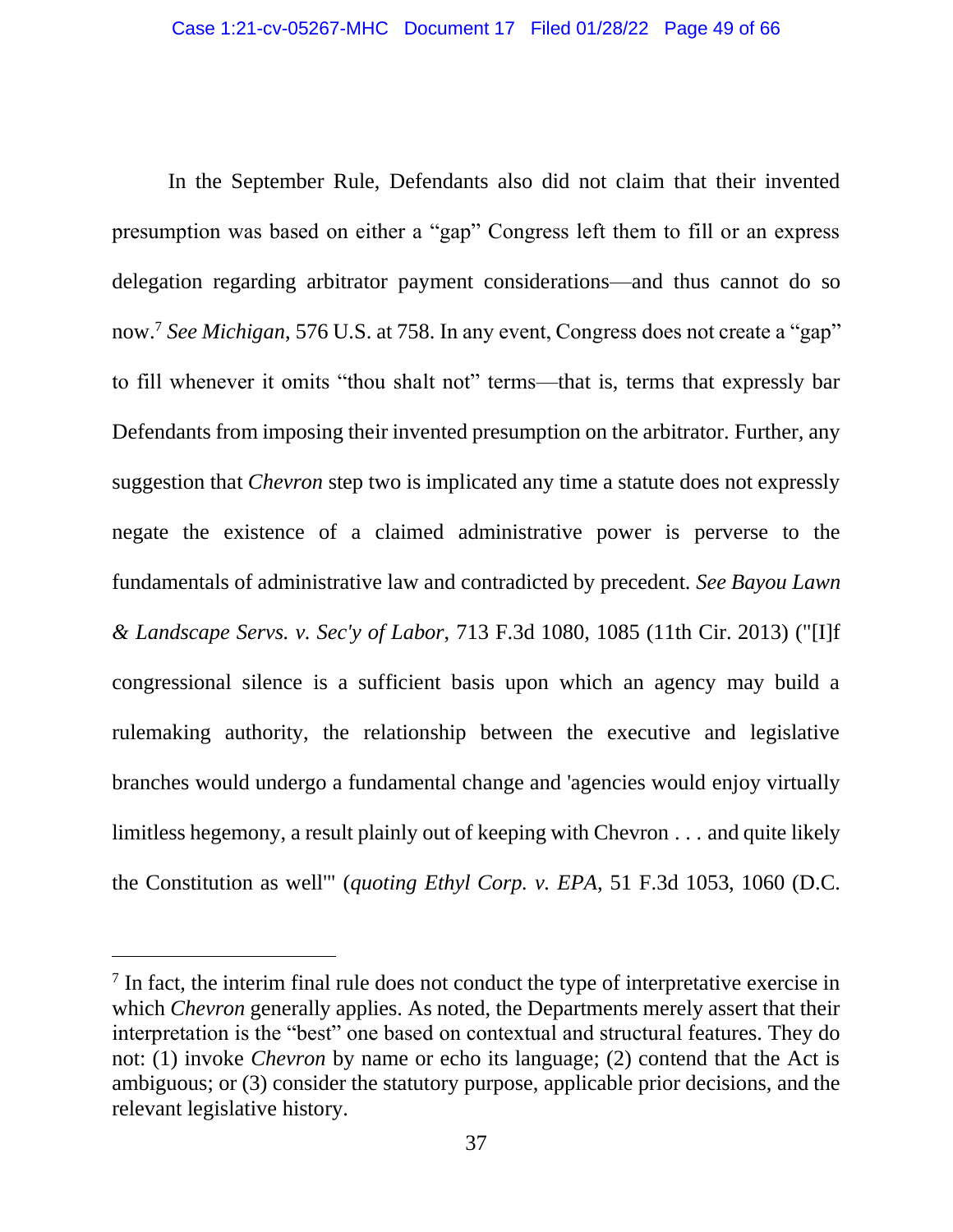In the September Rule, Defendants also did not claim that their invented presumption was based on either a "gap" Congress left them to fill or an express delegation regarding arbitrator payment considerations—and thus cannot do so now.[7] *See Michigan*, 576 U.S. at 758. In any event, Congress does not create a "gap" to fill whenever it omits "thou shalt not" terms—that is, terms that expressly bar Defendants from imposing their invented presumption on the arbitrator. Further, any suggestion that *Chevron* step two is implicated any time a statute does not expressly negate the existence of a claimed administrative power is perverse to the fundamentals of administrative law and contradicted by precedent. *See Bayou Lawn & Landscape Servs. v. Sec'y of Labor*, 713 F.3d 1080, 1085 (11th Cir. 2013) ("[I]f congressional silence is a sufficient basis upon which an agency may build a rulemaking authority, the relationship between the executive and legislative branches would undergo a fundamental change and 'agencies would enjoy virtually limitless hegemony, a result plainly out of keeping with Chevron . . . and quite likely the Constitution as well'" (*quoting Ethyl Corp. v. EPA*, 51 F.3d 1053, 1060 (D.C.

---

[7] In fact, the interim final rule does not conduct the type of interpretative exercise in which *Chevron* generally applies. As noted, the Departments merely assert that their interpretation is the "best" one based on contextual and structural features. They do not: (1) invoke *Chevron* by name or echo its language; (2) contend that the Act is ambiguous; or (3) consider the statutory purpose, applicable prior decisions, and the relevant legislative history.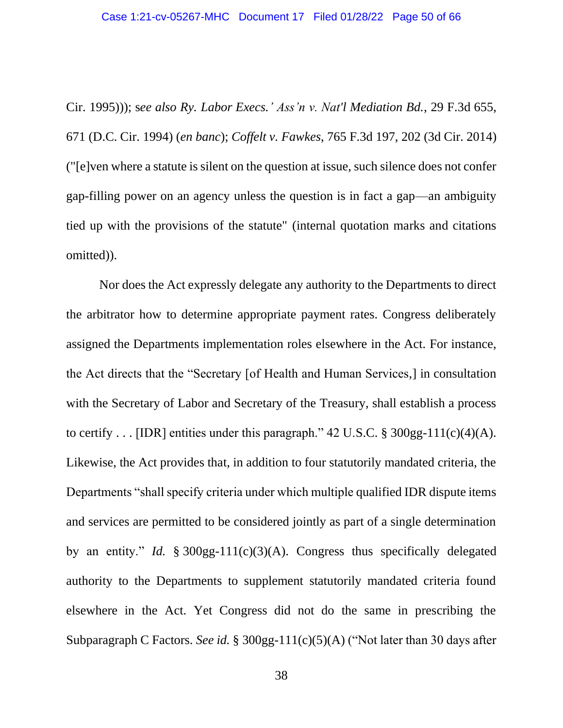Cir. 1995))); s*ee also Ry. Labor Execs.' Ass'n v. Nat'l Mediation Bd.*, 29 F.3d 655, 671 (D.C. Cir. 1994) (*en banc*); *Coffelt v. Fawkes*, 765 F.3d 197, 202 (3d Cir. 2014) ("[e]ven where a statute is silent on the question at issue, such silence does not confer gap-filling power on an agency unless the question is in fact a gap—an ambiguity tied up with the provisions of the statute" (internal quotation marks and citations omitted)).

Nor does the Act expressly delegate any authority to the Departments to direct the arbitrator how to determine appropriate payment rates. Congress deliberately assigned the Departments implementation roles elsewhere in the Act. For instance, the Act directs that the "Secretary [of Health and Human Services,] in consultation with the Secretary of Labor and Secretary of the Treasury, shall establish a process to certify . . . [IDR] entities under this paragraph." 42 U.S.C. § 300gg-111(c)(4)(A). Likewise, the Act provides that, in addition to four statutorily mandated criteria, the Departments "shall specify criteria under which multiple qualified IDR dispute items and services are permitted to be considered jointly as part of a single determination by an entity." *Id.* § 300gg-111(c)(3)(A). Congress thus specifically delegated authority to the Departments to supplement statutorily mandated criteria found elsewhere in the Act. Yet Congress did not do the same in prescribing the Subparagraph C Factors. *See id.* § 300gg-111(c)(5)(A) ("Not later than 30 days after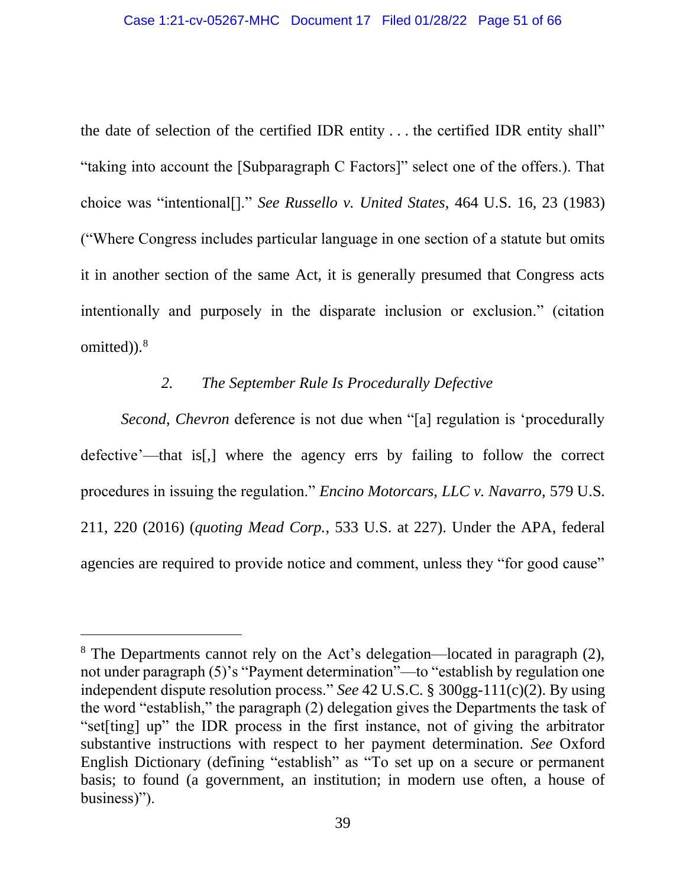the date of selection of the certified IDR entity . . . the certified IDR entity shall" "taking into account the [Subparagraph C Factors]" select one of the offers.). That choice was "intentional[]." *See Russello v. United States*, 464 U.S. 16, 23 (1983) ("Where Congress includes particular language in one section of a statute but omits it in another section of the same Act, it is generally presumed that Congress acts intentionally and purposely in the disparate inclusion or exclusion." (citation omitted)).[8]

### 2. *The September Rule Is Procedurally Defective*

*Second*, *Chevron* deference is not due when "[a] regulation is 'procedurally defective'—that is[,] where the agency errs by failing to follow the correct procedures in issuing the regulation." *Encino Motorcars, LLC v. Navarro*, 579 U.S. 211, 220 (2016) (*quoting Mead Corp.*, 533 U.S. at 227). Under the APA, federal agencies are required to provide notice and comment, unless they "for good cause"

---

[8] The Departments cannot rely on the Act's delegation—located in paragraph (2), not under paragraph (5)'s "Payment determination"—to "establish by regulation one independent dispute resolution process." *See* 42 U.S.C. § 300gg-111(c)(2). By using the word "establish," the paragraph (2) delegation gives the Departments the task of "set[ting] up" the IDR process in the first instance, not of giving the arbitrator substantive instructions with respect to her payment determination. *See* Oxford English Dictionary (defining "establish" as "To set up on a secure or permanent basis; to found (a government, an institution; in modern use often, a house of business)").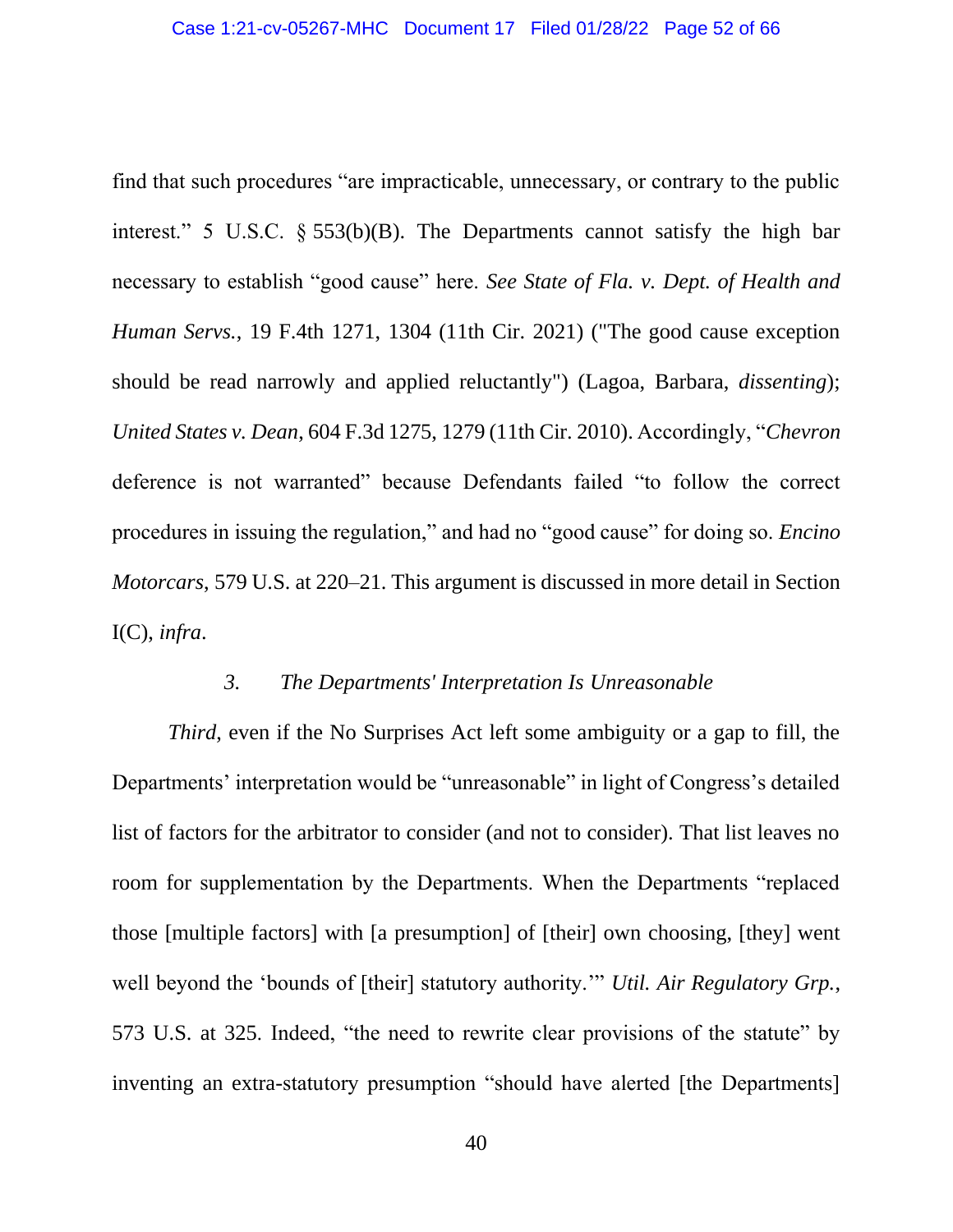find that such procedures "are impracticable, unnecessary, or contrary to the public interest." 5 U.S.C. § 553(b)(B). The Departments cannot satisfy the high bar necessary to establish "good cause" here. *See State of Fla. v. Dept. of Health and Human Servs.*, 19 F.4th 1271, 1304 (11th Cir. 2021) ("The good cause exception should be read narrowly and applied reluctantly") (Lagoa, Barbara, *dissenting*); *United States v. Dean*, 604 F.3d 1275, 1279 (11th Cir. 2010). Accordingly, "*Chevron* deference is not warranted" because Defendants failed "to follow the correct procedures in issuing the regulation," and had no "good cause" for doing so. *Encino Motorcars*, 579 U.S. at 220–21. This argument is discussed in more detail in Section I(C), *infra*.

### 3. *The Departments' Interpretation Is Unreasonable*

*Third*, even if the No Surprises Act left some ambiguity or a gap to fill, the Departments' interpretation would be "unreasonable" in light of Congress's detailed list of factors for the arbitrator to consider (and not to consider). That list leaves no room for supplementation by the Departments. When the Departments "replaced those [multiple factors] with [a presumption] of [their] own choosing, [they] went well beyond the 'bounds of [their] statutory authority.'" *Util. Air Regulatory Grp.*, 573 U.S. at 325. Indeed, "the need to rewrite clear provisions of the statute" by inventing an extra-statutory presumption "should have alerted [the Departments]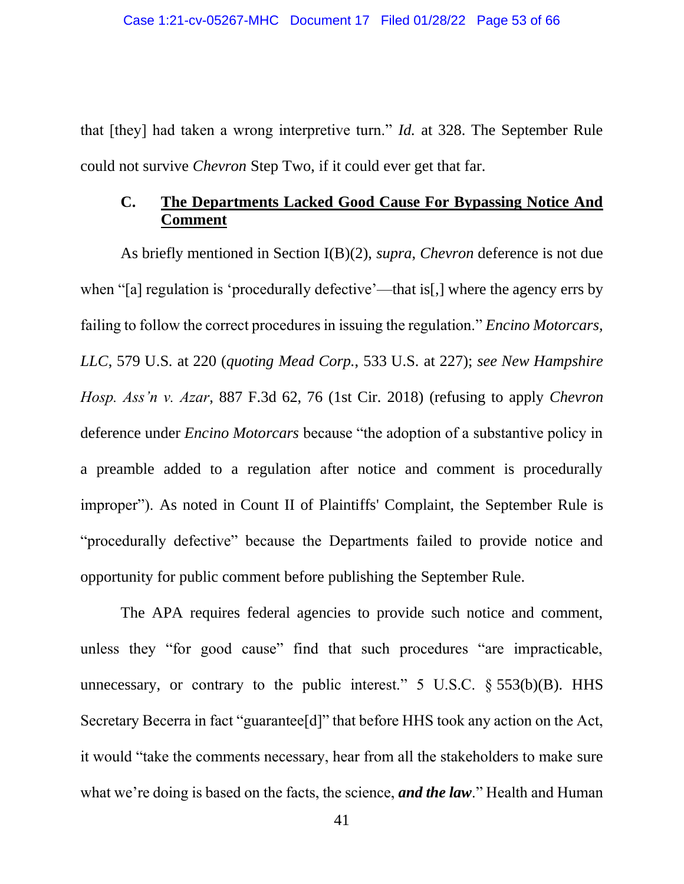that [they] had taken a wrong interpretive turn." *Id.* at 328. The September Rule could not survive *Chevron* Step Two, if it could ever get that far.

### C. <u>The Departments Lacked Good Cause For Bypassing Notice And Comment</u>

As briefly mentioned in Section I(B)(2), *supra*, *Chevron* deference is not due when "[a] regulation is 'procedurally defective'—that is[,] where the agency errs by failing to follow the correct procedures in issuing the regulation." *Encino Motorcars, LLC*, 579 U.S. at 220 (*quoting Mead Corp.*, 533 U.S. at 227); *see New Hampshire Hosp. Ass'n v. Azar*, 887 F.3d 62, 76 (1st Cir. 2018) (refusing to apply *Chevron* deference under *Encino Motorcars* because "the adoption of a substantive policy in a preamble added to a regulation after notice and comment is procedurally improper"). As noted in Count II of Plaintiffs' Complaint, the September Rule is "procedurally defective" because the Departments failed to provide notice and opportunity for public comment before publishing the September Rule.

The APA requires federal agencies to provide such notice and comment, unless they "for good cause" find that such procedures "are impracticable, unnecessary, or contrary to the public interest." 5 U.S.C. § 553(b)(B). HHS Secretary Becerra in fact "guarantee[d]" that before HHS took any action on the Act, it would "take the comments necessary, hear from all the stakeholders to make sure what we're doing is based on the facts, the science, ***and the law***." Health and Human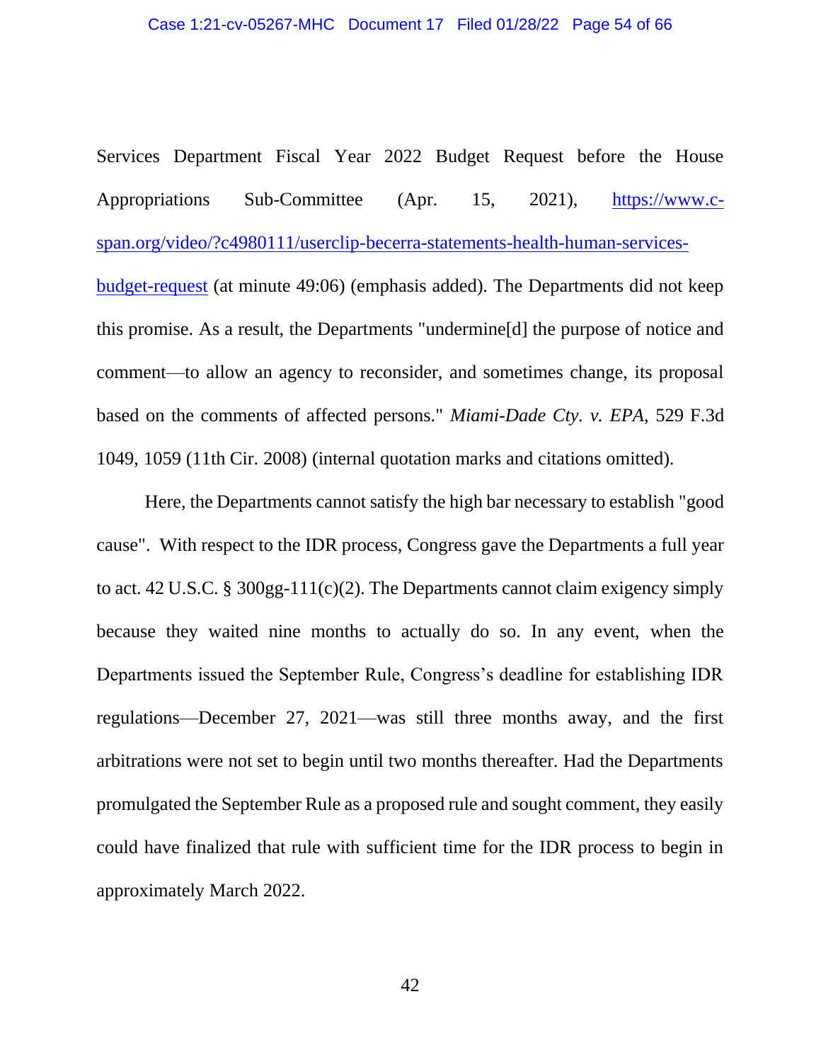Services Department Fiscal Year 2022 Budget Request before the House Appropriations Sub-Committee (Apr. 15, 2021), [https://www.c-span.org/video/?c4980111/userclip-becerra-statements-health-human-services-budget-request](https://www.c-span.org/video/?c4980111/userclip-becerra-statements-health-human-services-budget-request) (at minute 49:06) (emphasis added). The Departments did not keep this promise. As a result, the Departments "undermine[d] the purpose of notice and comment—to allow an agency to reconsider, and sometimes change, its proposal based on the comments of affected persons." *Miami-Dade Cty. v. EPA*, 529 F.3d 1049, 1059 (11th Cir. 2008) (internal quotation marks and citations omitted).

Here, the Departments cannot satisfy the high bar necessary to establish "good cause". With respect to the IDR process, Congress gave the Departments a full year to act. 42 U.S.C. § 300gg-111(c)(2). The Departments cannot claim exigency simply because they waited nine months to actually do so. In any event, when the Departments issued the September Rule, Congress's deadline for establishing IDR regulations—December 27, 2021—was still three months away, and the first arbitrations were not set to begin until two months thereafter. Had the Departments promulgated the September Rule as a proposed rule and sought comment, they easily could have finalized that rule with sufficient time for the IDR process to begin in approximately March 2022.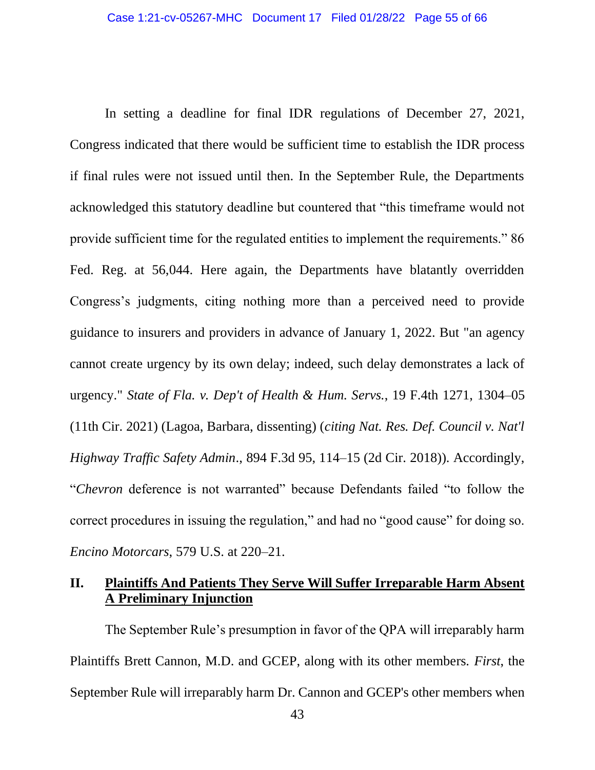In setting a deadline for final IDR regulations of December 27, 2021, Congress indicated that there would be sufficient time to establish the IDR process if final rules were not issued until then. In the September Rule, the Departments acknowledged this statutory deadline but countered that "this timeframe would not provide sufficient time for the regulated entities to implement the requirements." 86 Fed. Reg. at 56,044. Here again, the Departments have blatantly overridden Congress's judgments, citing nothing more than a perceived need to provide guidance to insurers and providers in advance of January 1, 2022. But "an agency cannot create urgency by its own delay; indeed, such delay demonstrates a lack of urgency." *State of Fla. v. Dep't of Health & Hum. Servs.*, 19 F.4th 1271, 1304–05 (11th Cir. 2021) (Lagoa, Barbara, dissenting) (*citing Nat. Res. Def. Council v. Nat'l Highway Traffic Safety Admin*., 894 F.3d 95, 114–15 (2d Cir. 2018)). Accordingly, "*Chevron* deference is not warranted" because Defendants failed "to follow the correct procedures in issuing the regulation," and had no "good cause" for doing so. *Encino Motorcars*, 579 U.S. at 220–21.

## II. Plaintiffs And Patients They Serve Will Suffer Irreparable Harm Absent A Preliminary Injunction

The September Rule's presumption in favor of the QPA will irreparably harm Plaintiffs Brett Cannon, M.D. and GCEP, along with its other members. *First*, the September Rule will irreparably harm Dr. Cannon and GCEP's other members when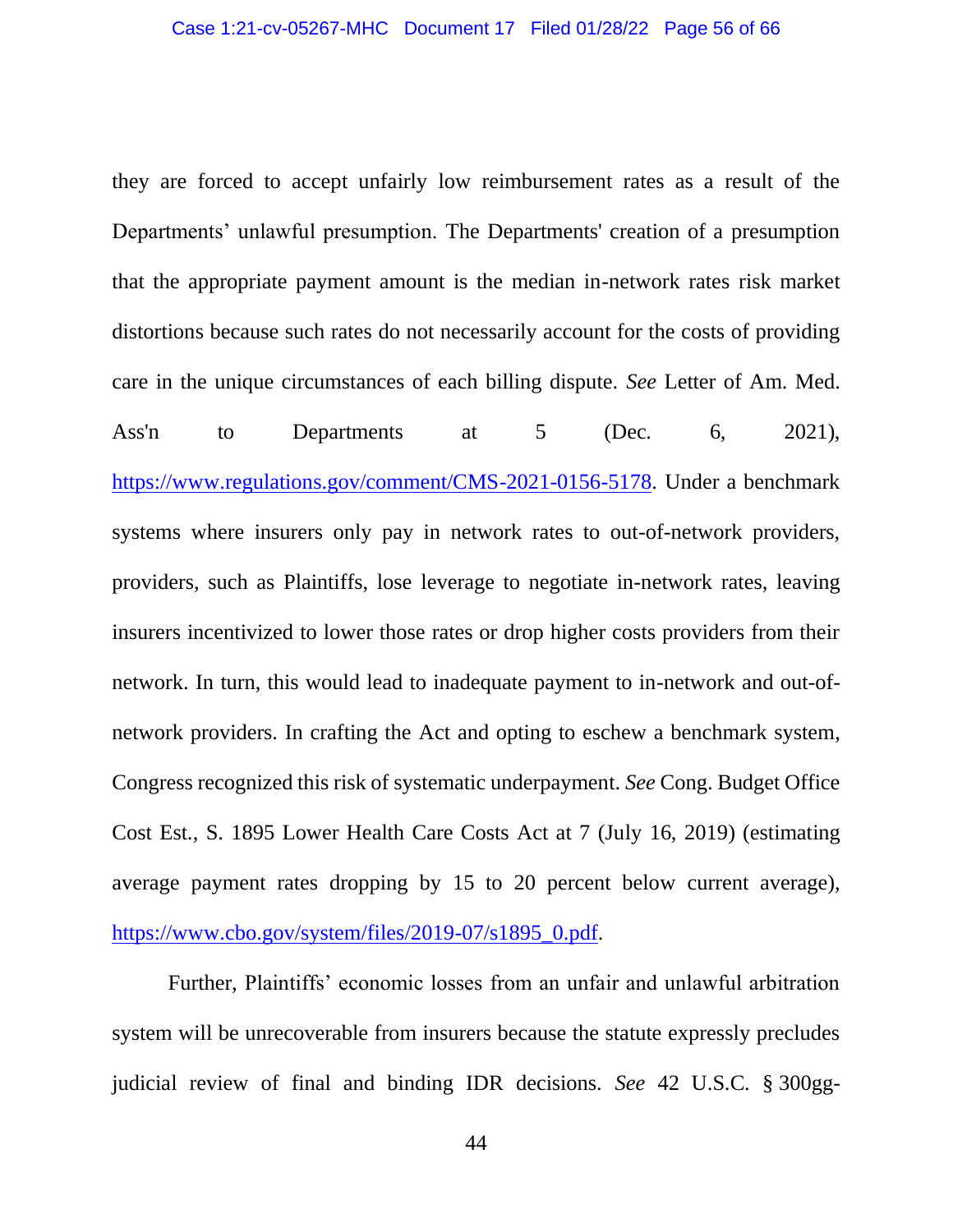they are forced to accept unfairly low reimbursement rates as a result of the Departments' unlawful presumption. The Departments' creation of a presumption that the appropriate payment amount is the median in-network rates risk market distortions because such rates do not necessarily account for the costs of providing care in the unique circumstances of each billing dispute. *See* Letter of Am. Med. Ass'n to Departments at 5 (Dec. 6, 2021), https://www.regulations.gov/comment/CMS-2021-0156-5178. Under a benchmark systems where insurers only pay in network rates to out-of-network providers, providers, such as Plaintiffs, lose leverage to negotiate in-network rates, leaving insurers incentivized to lower those rates or drop higher costs providers from their network. In turn, this would lead to inadequate payment to in-network and out-of-network providers. In crafting the Act and opting to eschew a benchmark system, Congress recognized this risk of systematic underpayment. *See* Cong. Budget Office Cost Est., S. 1895 Lower Health Care Costs Act at 7 (July 16, 2019) (estimating average payment rates dropping by 15 to 20 percent below current average), https://www.cbo.gov/system/files/2019-07/s1895_0.pdf.

Further, Plaintiffs' economic losses from an unfair and unlawful arbitration system will be unrecoverable from insurers because the statute expressly precludes judicial review of final and binding IDR decisions. *See* 42 U.S.C. § 300gg-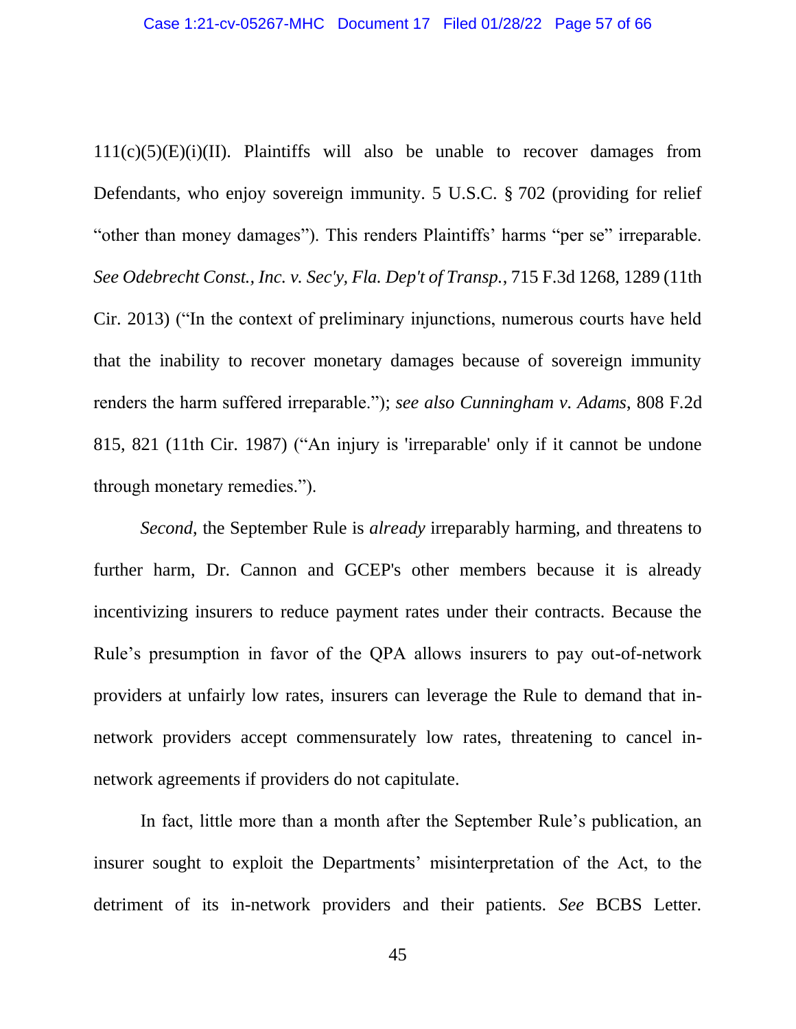111(c)(5)(E)(i)(II). Plaintiffs will also be unable to recover damages from Defendants, who enjoy sovereign immunity. 5 U.S.C. § 702 (providing for relief "other than money damages"). This renders Plaintiffs' harms "per se" irreparable. *See Odebrecht Const., Inc. v. Sec'y, Fla. Dep't of Transp.*, 715 F.3d 1268, 1289 (11th Cir. 2013) ("In the context of preliminary injunctions, numerous courts have held that the inability to recover monetary damages because of sovereign immunity renders the harm suffered irreparable."); *see also Cunningham v. Adams*, 808 F.2d 815, 821 (11th Cir. 1987) ("An injury is 'irreparable' only if it cannot be undone through monetary remedies.").

*Second*, the September Rule is *already* irreparably harming, and threatens to further harm, Dr. Cannon and GCEP's other members because it is already incentivizing insurers to reduce payment rates under their contracts. Because the Rule's presumption in favor of the QPA allows insurers to pay out-of-network providers at unfairly low rates, insurers can leverage the Rule to demand that in-network providers accept commensurately low rates, threatening to cancel in-network agreements if providers do not capitulate.

In fact, little more than a month after the September Rule's publication, an insurer sought to exploit the Departments' misinterpretation of the Act, to the detriment of its in-network providers and their patients. *See* BCBS Letter.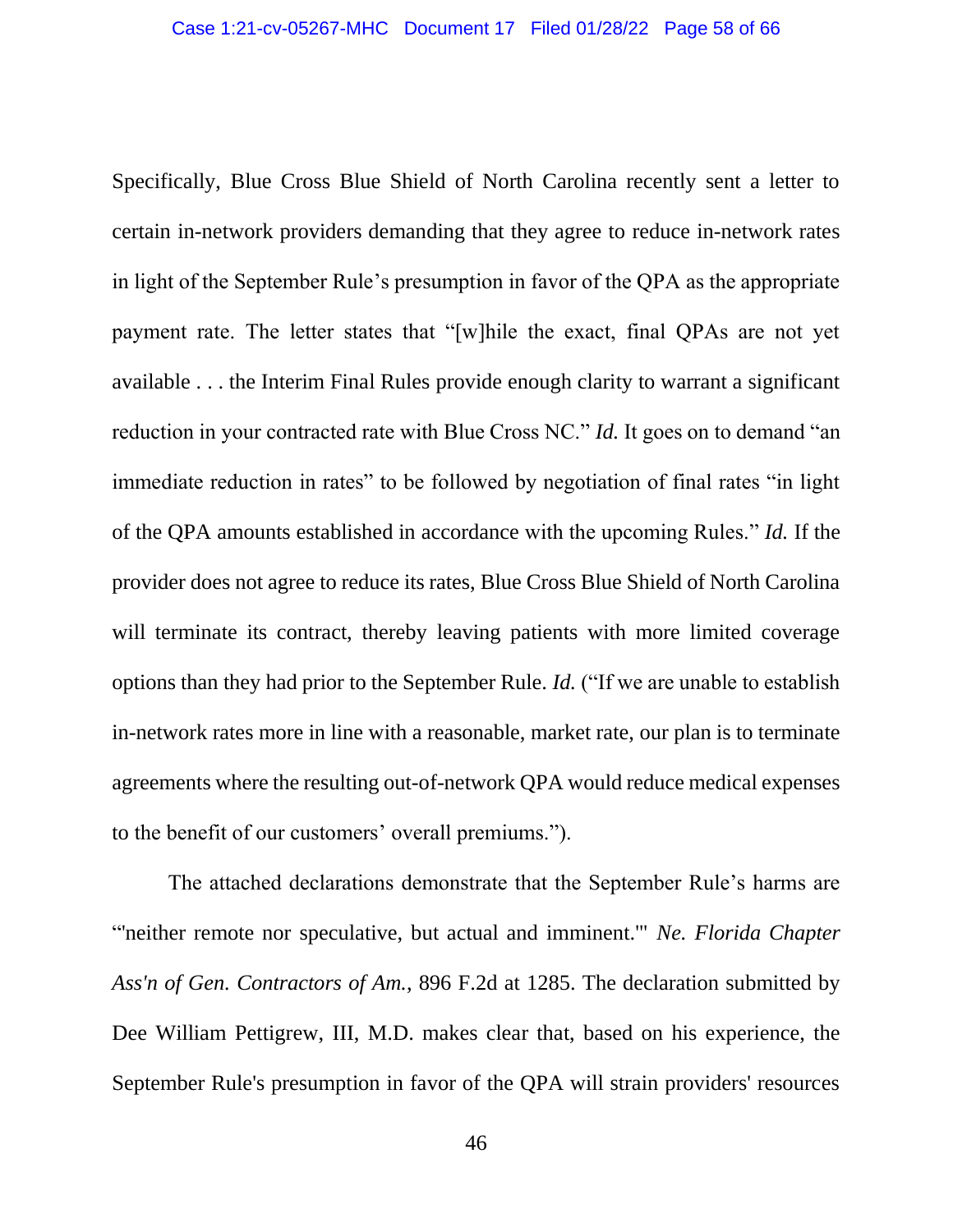Specifically, Blue Cross Blue Shield of North Carolina recently sent a letter to certain in-network providers demanding that they agree to reduce in-network rates in light of the September Rule's presumption in favor of the QPA as the appropriate payment rate. The letter states that "[w]hile the exact, final QPAs are not yet available . . . the Interim Final Rules provide enough clarity to warrant a significant reduction in your contracted rate with Blue Cross NC." *Id.* It goes on to demand "an immediate reduction in rates" to be followed by negotiation of final rates "in light of the QPA amounts established in accordance with the upcoming Rules." *Id.* If the provider does not agree to reduce its rates, Blue Cross Blue Shield of North Carolina will terminate its contract, thereby leaving patients with more limited coverage options than they had prior to the September Rule. *Id.* ("If we are unable to establish in-network rates more in line with a reasonable, market rate, our plan is to terminate agreements where the resulting out-of-network QPA would reduce medical expenses to the benefit of our customers' overall premiums.").

The attached declarations demonstrate that the September Rule's harms are "'neither remote nor speculative, but actual and imminent.'" *Ne. Florida Chapter Ass'n of Gen. Contractors of Am.*, 896 F.2d at 1285. The declaration submitted by Dee William Pettigrew, III, M.D. makes clear that, based on his experience, the September Rule's presumption in favor of the QPA will strain providers' resources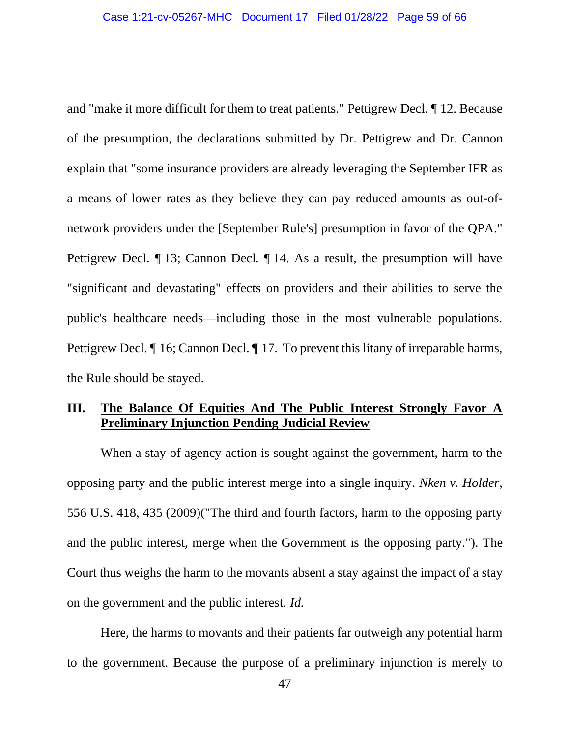and "make it more difficult for them to treat patients." Pettigrew Decl. ¶ 12. Because of the presumption, the declarations submitted by Dr. Pettigrew and Dr. Cannon explain that "some insurance providers are already leveraging the September IFR as a means of lower rates as they believe they can pay reduced amounts as out-of-network providers under the [September Rule's] presumption in favor of the QPA." Pettigrew Decl. ¶ 13; Cannon Decl. ¶ 14. As a result, the presumption will have "significant and devastating" effects on providers and their abilities to serve the public's healthcare needs—including those in the most vulnerable populations. Pettigrew Decl. ¶ 16; Cannon Decl. ¶ 17. To prevent this litany of irreparable harms, the Rule should be stayed.

## III. **The Balance Of Equities And The Public Interest Strongly Favor A Preliminary Injunction Pending Judicial Review**

When a stay of agency action is sought against the government, harm to the opposing party and the public interest merge into a single inquiry. *Nken v. Holder*, 556 U.S. 418, 435 (2009)("The third and fourth factors, harm to the opposing party and the public interest, merge when the Government is the opposing party."). The Court thus weighs the harm to the movants absent a stay against the impact of a stay on the government and the public interest. *Id.*

Here, the harms to movants and their patients far outweigh any potential harm to the government. Because the purpose of a preliminary injunction is merely to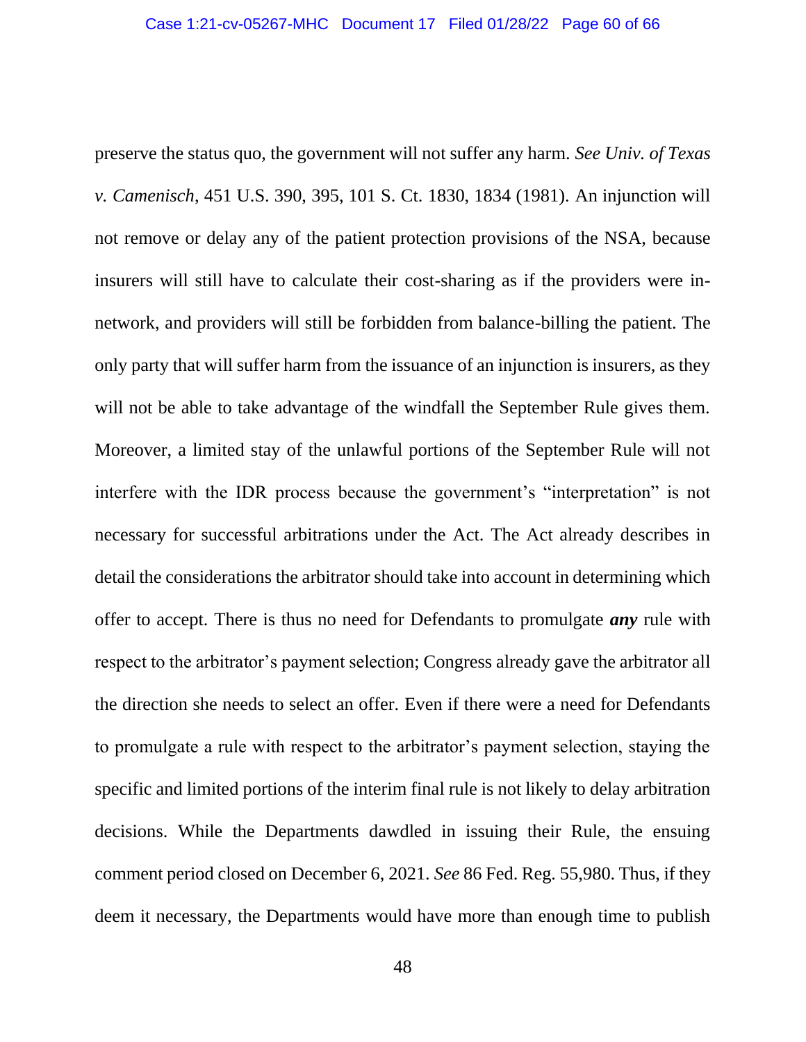preserve the status quo, the government will not suffer any harm. *See Univ. of Texas v. Camenisch*, 451 U.S. 390, 395, 101 S. Ct. 1830, 1834 (1981). An injunction will not remove or delay any of the patient protection provisions of the NSA, because insurers will still have to calculate their cost-sharing as if the providers were in-network, and providers will still be forbidden from balance-billing the patient. The only party that will suffer harm from the issuance of an injunction is insurers, as they will not be able to take advantage of the windfall the September Rule gives them. Moreover, a limited stay of the unlawful portions of the September Rule will not interfere with the IDR process because the government's "interpretation" is not necessary for successful arbitrations under the Act. The Act already describes in detail the considerations the arbitrator should take into account in determining which offer to accept. There is thus no need for Defendants to promulgate ***any*** rule with respect to the arbitrator's payment selection; Congress already gave the arbitrator all the direction she needs to select an offer. Even if there were a need for Defendants to promulgate a rule with respect to the arbitrator's payment selection, staying the specific and limited portions of the interim final rule is not likely to delay arbitration decisions. While the Departments dawdled in issuing their Rule, the ensuing comment period closed on December 6, 2021. *See* 86 Fed. Reg. 55,980. Thus, if they deem it necessary, the Departments would have more than enough time to publish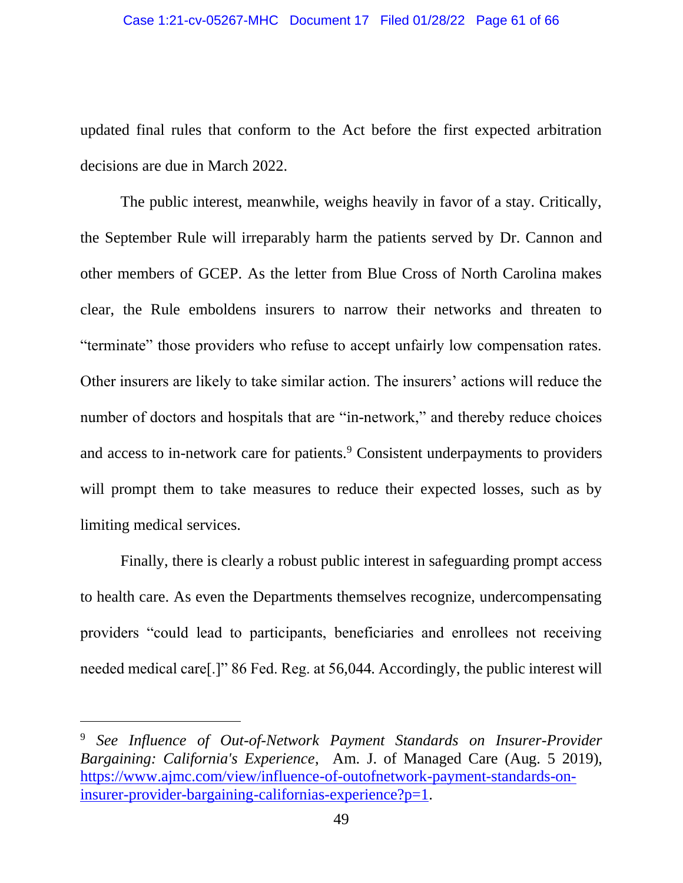updated final rules that conform to the Act before the first expected arbitration decisions are due in March 2022.

The public interest, meanwhile, weighs heavily in favor of a stay. Critically, the September Rule will irreparably harm the patients served by Dr. Cannon and other members of GCEP. As the letter from Blue Cross of North Carolina makes clear, the Rule emboldens insurers to narrow their networks and threaten to "terminate" those providers who refuse to accept unfairly low compensation rates. Other insurers are likely to take similar action. The insurers' actions will reduce the number of doctors and hospitals that are "in-network," and thereby reduce choices and access to in-network care for patients.[9] Consistent underpayments to providers will prompt them to take measures to reduce their expected losses, such as by limiting medical services.

Finally, there is clearly a robust public interest in safeguarding prompt access to health care. As even the Departments themselves recognize, undercompensating providers "could lead to participants, beneficiaries and enrollees not receiving needed medical care[.]" 86 Fed. Reg. at 56,044. Accordingly, the public interest will

---

[9] *See Influence of Out-of-Network Payment Standards on Insurer-Provider Bargaining: California's Experience*, Am. J. of Managed Care (Aug. 5 2019), https://www.ajmc.com/view/influence-of-outofnetwork-payment-standards-on-insurer-provider-bargaining-californias-experience?p=1.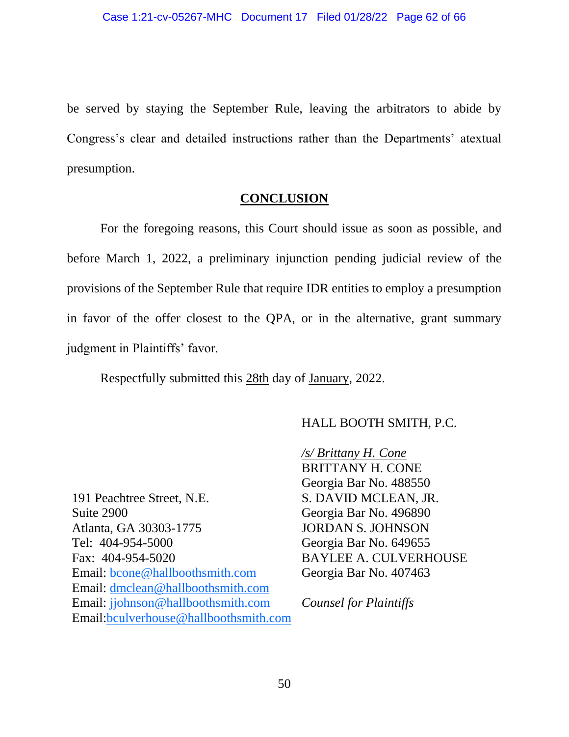be served by staying the September Rule, leaving the arbitrators to abide by Congress's clear and detailed instructions rather than the Departments' atextual presumption.

## CONCLUSION

For the foregoing reasons, this Court should issue as soon as possible, and before March 1, 2022, a preliminary injunction pending judicial review of the provisions of the September Rule that require IDR entities to employ a presumption in favor of the offer closest to the QPA, or in the alternative, grant summary judgment in Plaintiffs' favor.

Respectfully submitted this 28th day of January, 2022.

HALL BOOTH SMITH, P.C.

*/s/ Brittany H. Cone*
BRITTANY H. CONE
Georgia Bar No. 488550
S. DAVID MCLEAN, JR.
Georgia Bar No. 496890
JORDAN S. JOHNSON
Georgia Bar No. 649655
BAYLEE A. CULVERHOUSE
Georgia Bar No. 407463

*Counsel for Plaintiffs*

191 Peachtree Street, N.E.
Suite 2900
Atlanta, GA 30303-1775
Tel: 404-954-5000
Fax: 404-954-5020
Email: bcone@hallboothsmith.com
Email: dmclean@hallboothsmith.com
Email: jjohnson@hallboothsmith.com
Email:bculverhouse@hallboothsmith.com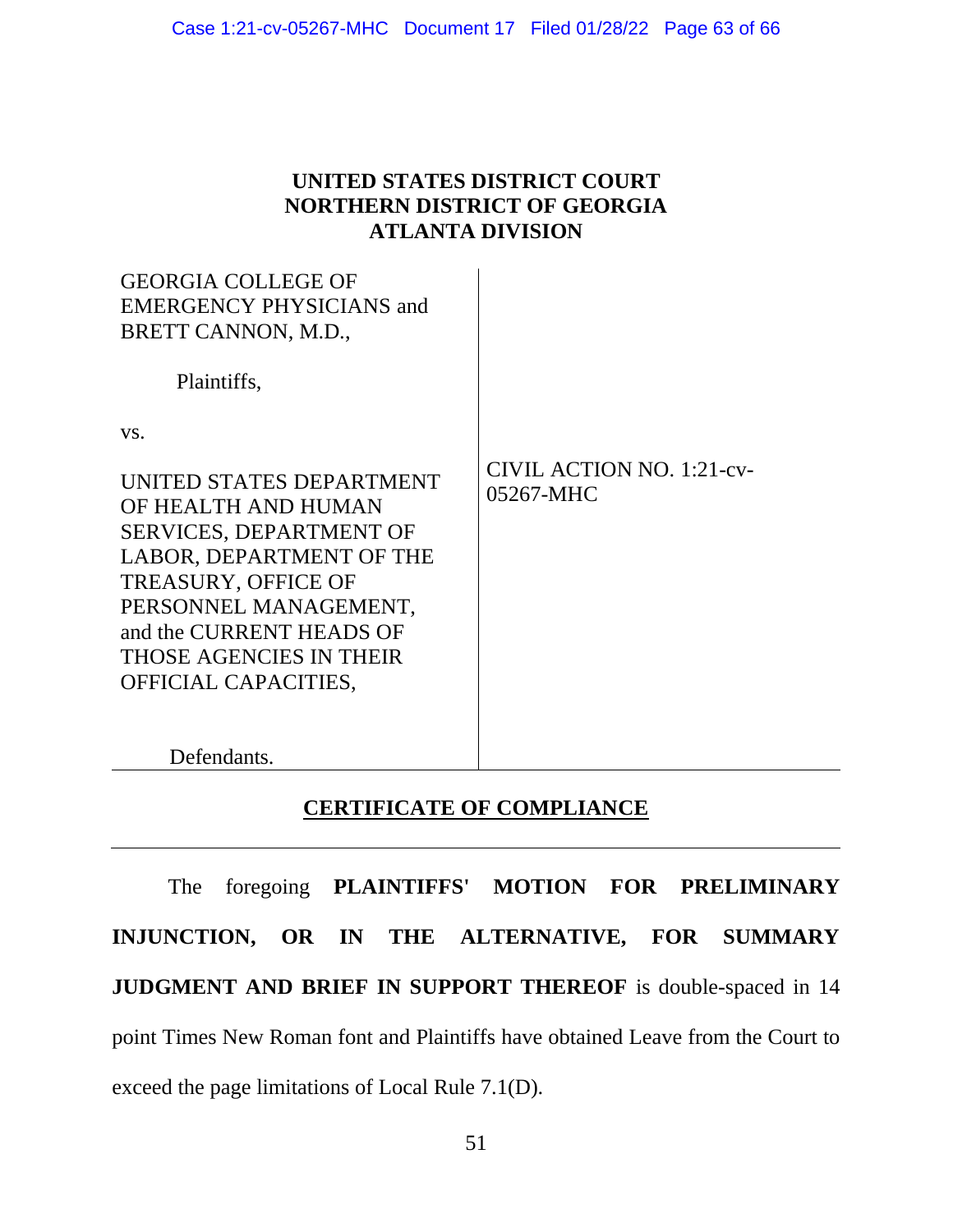**UNITED STATES DISTRICT COURT**
**NORTHERN DISTRICT OF GEORGIA**
**ATLANTA DIVISION**

| | |
|---|---|
| GEORGIA COLLEGE OF EMERGENCY PHYSICIANS and BRETT CANNON, M.D.,<br><br>Plaintiffs,<br><br>vs.<br><br>UNITED STATES DEPARTMENT OF HEALTH AND HUMAN SERVICES, DEPARTMENT OF LABOR, DEPARTMENT OF THE TREASURY, OFFICE OF PERSONNEL MANAGEMENT, and the CURRENT HEADS OF THOSE AGENCIES IN THEIR OFFICIAL CAPACITIES,<br><br>Defendants. | CIVIL ACTION NO. 1:21-cv-05267-MHC |

## CERTIFICATE OF COMPLIANCE

The foregoing **PLAINTIFFS' MOTION FOR PRELIMINARY INJUNCTION, OR IN THE ALTERNATIVE, FOR SUMMARY JUDGMENT AND BRIEF IN SUPPORT THEREOF** is double-spaced in 14 point Times New Roman font and Plaintiffs have obtained Leave from the Court to exceed the page limitations of Local Rule 7.1(D).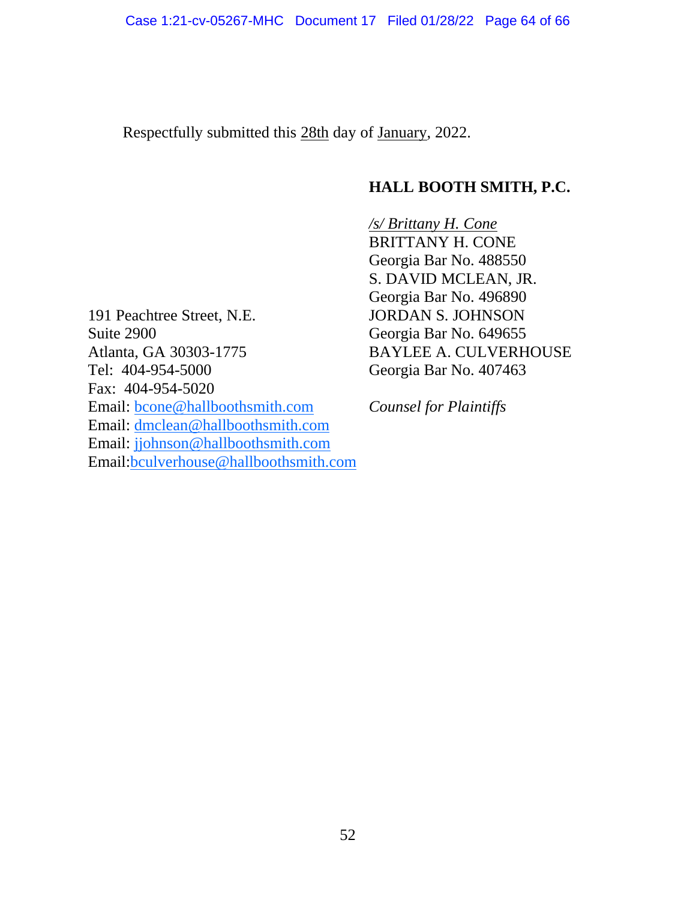Respectfully submitted this 28th day of January, 2022.

**HALL BOOTH SMITH, P.C.**

*/s/ Brittany H. Cone*
BRITTANY H. CONE
Georgia Bar No. 488550
S. DAVID MCLEAN, JR.
Georgia Bar No. 496890
JORDAN S. JOHNSON
Georgia Bar No. 649655
BAYLEE A. CULVERHOUSE
Georgia Bar No. 407463

*Counsel for Plaintiffs*

191 Peachtree Street, N.E.
Suite 2900
Atlanta, GA 30303-1775
Tel: 404-954-5000
Fax: 404-954-5020
Email: bcone@hallboothsmith.com
Email: dmclean@hallboothsmith.com
Email: jjohnson@hallboothsmith.com
Email: bculverhouse@hallboothsmith.com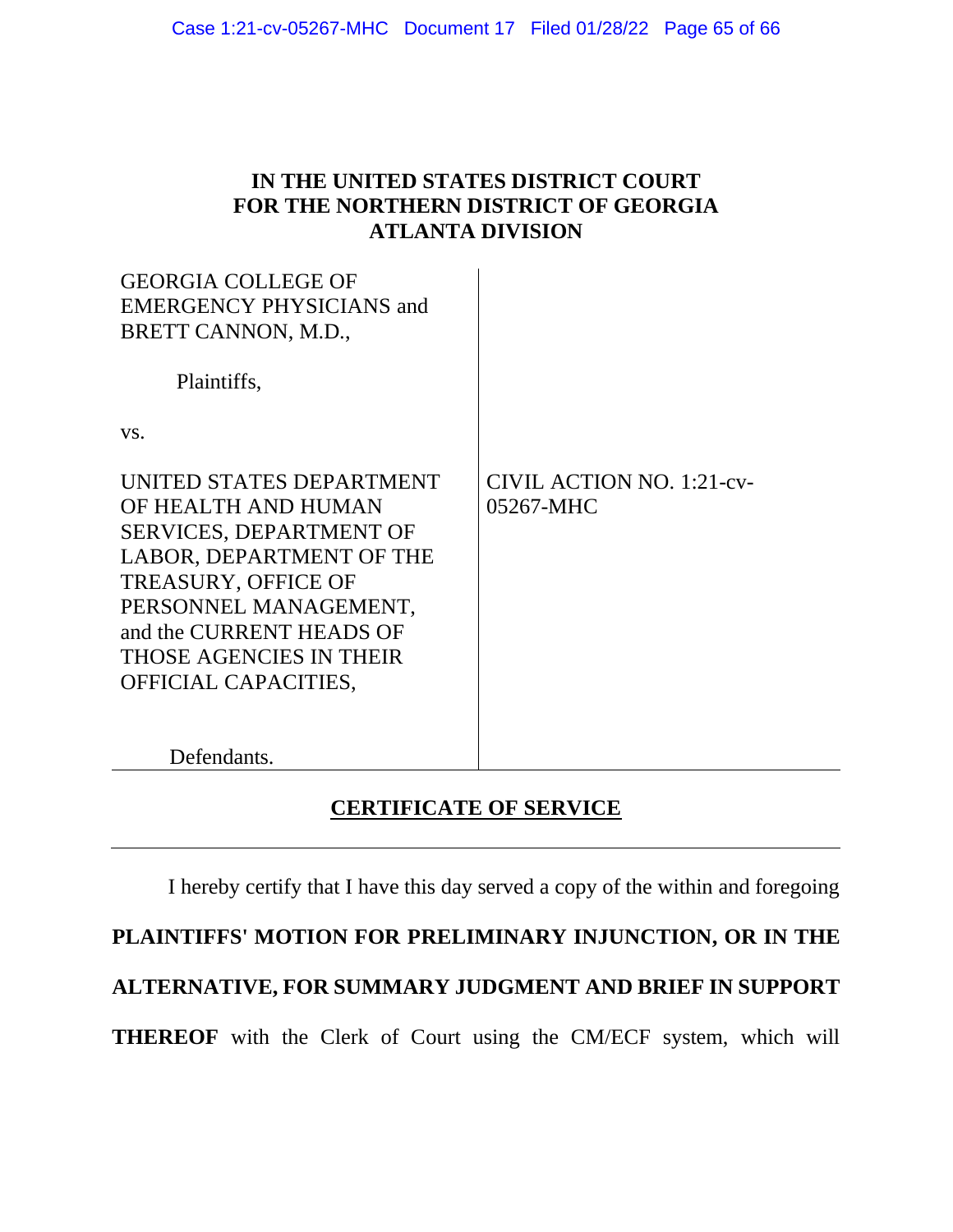**IN THE UNITED STATES DISTRICT COURT**
**FOR THE NORTHERN DISTRICT OF GEORGIA**
**ATLANTA DIVISION**

| | |
|---|---|
| GEORGIA COLLEGE OF EMERGENCY PHYSICIANS and BRETT CANNON, M.D.,<br><br>Plaintiffs,<br><br>vs.<br><br>UNITED STATES DEPARTMENT OF HEALTH AND HUMAN SERVICES, DEPARTMENT OF LABOR, DEPARTMENT OF THE TREASURY, OFFICE OF PERSONNEL MANAGEMENT, and the CURRENT HEADS OF THOSE AGENCIES IN THEIR OFFICIAL CAPACITIES,<br><br>Defendants. | CIVIL ACTION NO. 1:21-cv-05267-MHC |

## CERTIFICATE OF SERVICE

I hereby certify that I have this day served a copy of the within and foregoing **PLAINTIFFS' MOTION FOR PRELIMINARY INJUNCTION, OR IN THE ALTERNATIVE, FOR SUMMARY JUDGMENT AND BRIEF IN SUPPORT THEREOF** with the Clerk of Court using the CM/ECF system, which will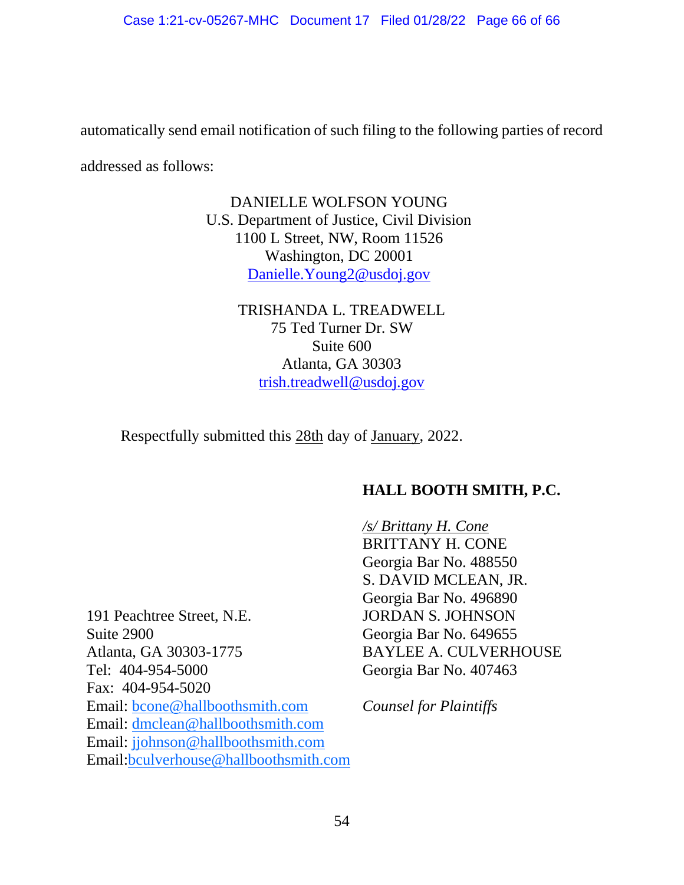automatically send email notification of such filing to the following parties of record addressed as follows:

DANIELLE WOLFSON YOUNG
U.S. Department of Justice, Civil Division
1100 L Street, NW, Room 11526
Washington, DC 20001
Danielle.Young2@usdoj.gov

TRISHANDA L. TREADWELL
75 Ted Turner Dr. SW
Suite 600
Atlanta, GA 30303
trish.treadwell@usdoj.gov

Respectfully submitted this 28th day of January, 2022.

**HALL BOOTH SMITH, P.C.**

*/s/ Brittany H. Cone*
BRITTANY H. CONE
Georgia Bar No. 488550
S. DAVID MCLEAN, JR.
Georgia Bar No. 496890
JORDAN S. JOHNSON
Georgia Bar No. 649655
BAYLEE A. CULVERHOUSE
Georgia Bar No. 407463

*Counsel for Plaintiffs*

191 Peachtree Street, N.E.
Suite 2900
Atlanta, GA 30303-1775
Tel: 404-954-5000
Fax: 404-954-5020
Email: bcone@hallboothsmith.com
Email: dmclean@hallboothsmith.com
Email: jjohnson@hallboothsmith.com
Email:bculverhouse@hallboothsmith.com